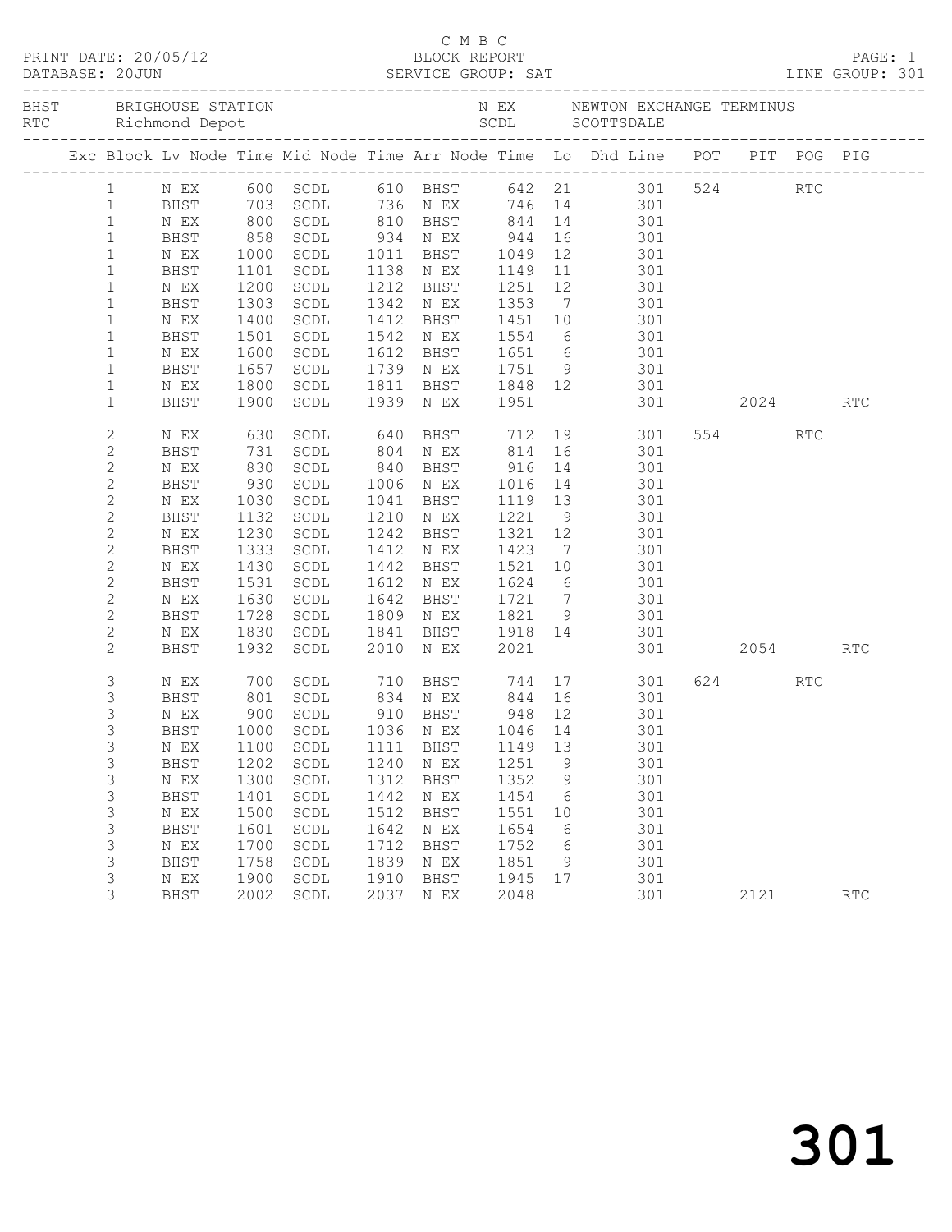C M B C

PRINT DATE: 20/05/12 BLOCK REPORT

DATABASE: 20JUN SERVICE GROUP: SAT LINE GROUP: 301

BHST BRIGHOUSE STATION N EX NEWTON EXCHANGE TERMINUS
RTC Richmond Depot SCDL SCOTTSDALE

| Exc | Block | Lv Node | Time | Mid Node | Time | Arr Node | Time | Lo | Dhd Line | POT | PIT | POG | PIG |
|---|---|---|---|---|---|---|---|---|---|---|---|---|---|
| | 1 | N EX | 600 | SCDL | 610 | BHST | 642 | 21 | 301 | 524 | | RTC | |
| | 1 | BHST | 703 | SCDL | 736 | N EX | 746 | 14 | 301 | | | | |
| | 1 | N EX | 800 | SCDL | 810 | BHST | 844 | 14 | 301 | | | | |
| | 1 | BHST | 858 | SCDL | 934 | N EX | 944 | 16 | 301 | | | | |
| | 1 | N EX | 1000 | SCDL | 1011 | BHST | 1049 | 12 | 301 | | | | |
| | 1 | BHST | 1101 | SCDL | 1138 | N EX | 1149 | 11 | 301 | | | | |
| | 1 | N EX | 1200 | SCDL | 1212 | BHST | 1251 | 12 | 301 | | | | |
| | 1 | BHST | 1303 | SCDL | 1342 | N EX | 1353 | 7 | 301 | | | | |
| | 1 | N EX | 1400 | SCDL | 1412 | BHST | 1451 | 10 | 301 | | | | |
| | 1 | BHST | 1501 | SCDL | 1542 | N EX | 1554 | 6 | 301 | | | | |
| | 1 | N EX | 1600 | SCDL | 1612 | BHST | 1651 | 6 | 301 | | | | |
| | 1 | BHST | 1657 | SCDL | 1739 | N EX | 1751 | 9 | 301 | | | | |
| | 1 | N EX | 1800 | SCDL | 1811 | BHST | 1848 | 12 | 301 | | | | |
| | 1 | BHST | 1900 | SCDL | 1939 | N EX | 1951 | | 301 | | 2024 | | RTC |
| | 2 | N EX | 630 | SCDL | 640 | BHST | 712 | 19 | 301 | 554 | | RTC | |
| | 2 | BHST | 731 | SCDL | 804 | N EX | 814 | 16 | 301 | | | | |
| | 2 | N EX | 830 | SCDL | 840 | BHST | 916 | 14 | 301 | | | | |
| | 2 | BHST | 930 | SCDL | 1006 | N EX | 1016 | 14 | 301 | | | | |
| | 2 | N EX | 1030 | SCDL | 1041 | BHST | 1119 | 13 | 301 | | | | |
| | 2 | BHST | 1132 | SCDL | 1210 | N EX | 1221 | 9 | 301 | | | | |
| | 2 | N EX | 1230 | SCDL | 1242 | BHST | 1321 | 12 | 301 | | | | |
| | 2 | BHST | 1333 | SCDL | 1412 | N EX | 1423 | 7 | 301 | | | | |
| | 2 | N EX | 1430 | SCDL | 1442 | BHST | 1521 | 10 | 301 | | | | |
| | 2 | BHST | 1531 | SCDL | 1612 | N EX | 1624 | 6 | 301 | | | | |
| | 2 | N EX | 1630 | SCDL | 1642 | BHST | 1721 | 7 | 301 | | | | |
| | 2 | BHST | 1728 | SCDL | 1809 | N EX | 1821 | 9 | 301 | | | | |
| | 2 | N EX | 1830 | SCDL | 1841 | BHST | 1918 | 14 | 301 | | | | |
| | 2 | BHST | 1932 | SCDL | 2010 | N EX | 2021 | | 301 | | 2054 | | RTC |
| | 3 | N EX | 700 | SCDL | 710 | BHST | 744 | 17 | 301 | 624 | | RTC | |
| | 3 | BHST | 801 | SCDL | 834 | N EX | 844 | 16 | 301 | | | | |
| | 3 | N EX | 900 | SCDL | 910 | BHST | 948 | 12 | 301 | | | | |
| | 3 | BHST | 1000 | SCDL | 1036 | N EX | 1046 | 14 | 301 | | | | |
| | 3 | N EX | 1100 | SCDL | 1111 | BHST | 1149 | 13 | 301 | | | | |
| | 3 | BHST | 1202 | SCDL | 1240 | N EX | 1251 | 9 | 301 | | | | |
| | 3 | N EX | 1300 | SCDL | 1312 | BHST | 1352 | 9 | 301 | | | | |
| | 3 | BHST | 1401 | SCDL | 1442 | N EX | 1454 | 6 | 301 | | | | |
| | 3 | N EX | 1500 | SCDL | 1512 | BHST | 1551 | 10 | 301 | | | | |
| | 3 | BHST | 1601 | SCDL | 1642 | N EX | 1654 | 6 | 301 | | | | |
| | 3 | N EX | 1700 | SCDL | 1712 | BHST | 1752 | 6 | 301 | | | | |
| | 3 | BHST | 1758 | SCDL | 1839 | N EX | 1851 | 9 | 301 | | | | |
| | 3 | N EX | 1900 | SCDL | 1910 | BHST | 1945 | 17 | 301 | | | | |
| | 3 | BHST | 2002 | SCDL | 2037 | N EX | 2048 | | 301 | | 2121 | | RTC |

301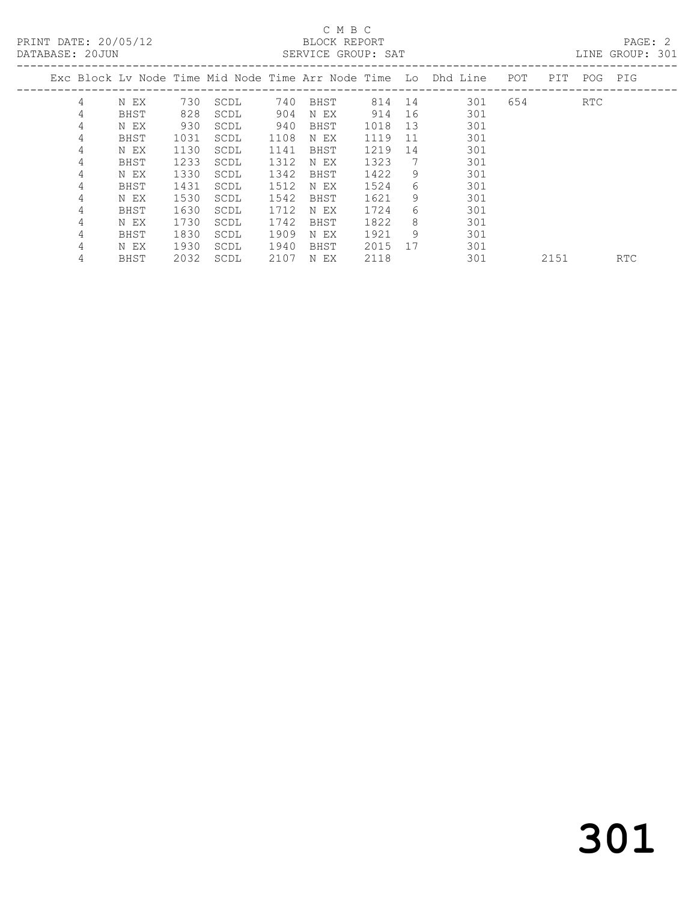C M B C

BLOCK REPORT

SERVICE GROUP: SAT

PRINT DATE: 20/05/12

DATABASE: 20JUN

LINE GROUP: 301

| Exc | Block | Lv Node | Time | Mid Node | Time | Arr Node | Time | Lo | Dhd Line | POT | PIT | POG | PIG |
|---|---|---|---|---|---|---|---|---|---|---|---|---|---|
| | 4 | N EX | 730 | SCDL | 740 | BHST | 814 | 14 | 301 | 654 | | RTC | |
| | 4 | BHST | 828 | SCDL | 904 | N EX | 914 | 16 | 301 | | | | |
| | 4 | N EX | 930 | SCDL | 940 | BHST | 1018 | 13 | 301 | | | | |
| | 4 | BHST | 1031 | SCDL | 1108 | N EX | 1119 | 11 | 301 | | | | |
| | 4 | N EX | 1130 | SCDL | 1141 | BHST | 1219 | 14 | 301 | | | | |
| | 4 | BHST | 1233 | SCDL | 1312 | N EX | 1323 | 7 | 301 | | | | |
| | 4 | N EX | 1330 | SCDL | 1342 | BHST | 1422 | 9 | 301 | | | | |
| | 4 | BHST | 1431 | SCDL | 1512 | N EX | 1524 | 6 | 301 | | | | |
| | 4 | N EX | 1530 | SCDL | 1542 | BHST | 1621 | 9 | 301 | | | | |
| | 4 | BHST | 1630 | SCDL | 1712 | N EX | 1724 | 6 | 301 | | | | |
| | 4 | N EX | 1730 | SCDL | 1742 | BHST | 1822 | 8 | 301 | | | | |
| | 4 | BHST | 1830 | SCDL | 1909 | N EX | 1921 | 9 | 301 | | | | |
| | 4 | N EX | 1930 | SCDL | 1940 | BHST | 2015 | 17 | 301 | | | | |
| | 4 | BHST | 2032 | SCDL | 2107 | N EX | 2118 | | 301 | | 2151 | | RTC |

# 301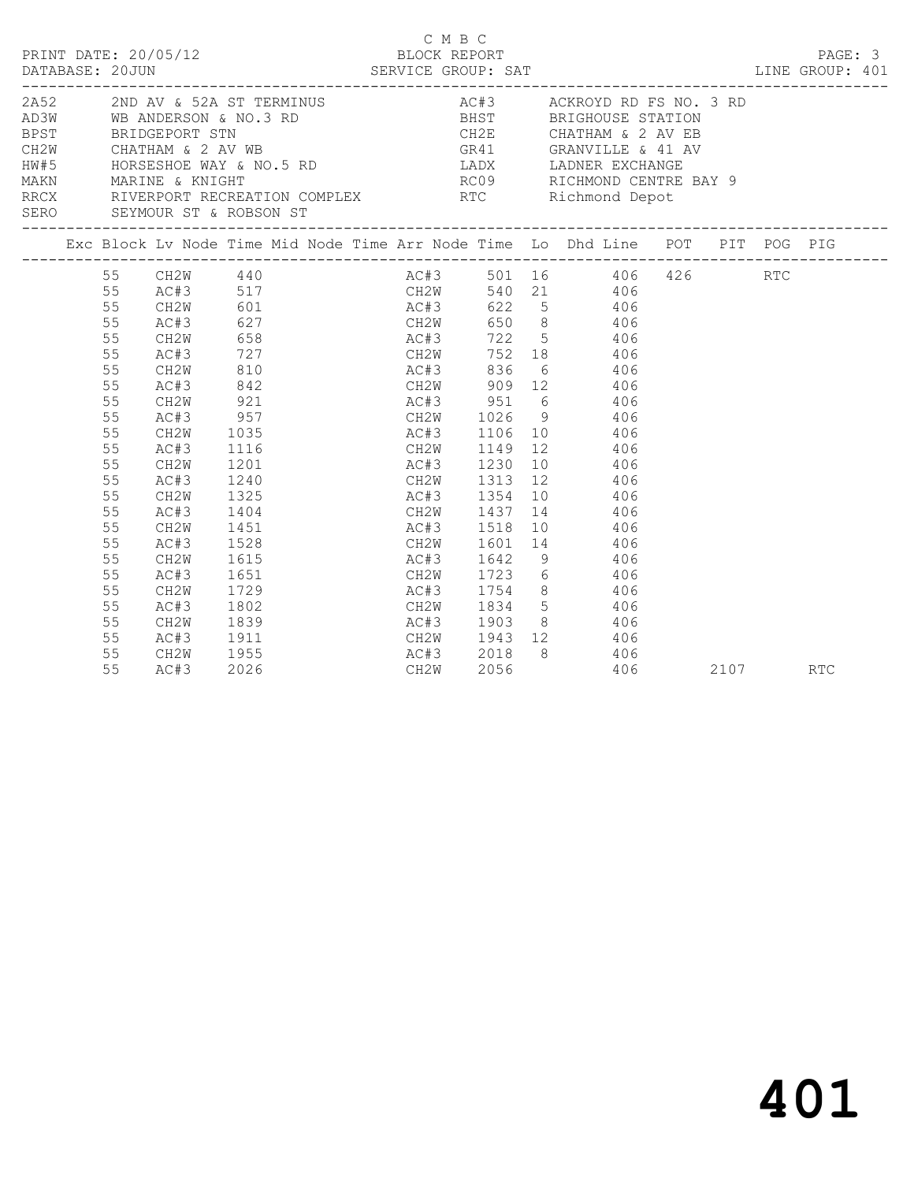C M B C

PRINT DATE: 20/05/12 BLOCK REPORT
DATABASE: 20JUN SERVICE GROUP: SAT LINE GROUP: 401

| Code | Description | Code | Description |
|---|---|---|---|
| 2A52 | 2ND AV & 52A ST TERMINUS | AC#3 | ACKROYD RD FS NO. 3 RD |
| AD3W | WB ANDERSON & NO.3 RD | BHST | BRIGHOUSE STATION |
| BPST | BRIDGEPORT STN | CH2E | CHATHAM & 2 AV EB |
| CH2W | CHATHAM & 2 AV WB | GR41 | GRANVILLE & 41 AV |
| HW#5 | HORSESHOE WAY & NO.5 RD | LADX | LADNER EXCHANGE |
| MAKN | MARINE & KNIGHT | RC09 | RICHMOND CENTRE BAY 9 |
| RRCX | RIVERPORT RECREATION COMPLEX | RTC | Richmond Depot |
| SERO | SEYMOUR ST & ROBSON ST | | |

| Exc | Block | Lv Node | Time | Mid Node | Time | Arr Node | Time | Lo | Dhd | Line | POT | PIT | POG | PIG |
|---|---|---|---|---|---|---|---|---|---|---|---|---|---|---|
| | 55 | CH2W | 440 | | | AC#3 | 501 | 16 | | 406 | 426 | | RTC | |
| | 55 | AC#3 | 517 | | | CH2W | 540 | 21 | | 406 | | | | |
| | 55 | CH2W | 601 | | | AC#3 | 622 | 5 | | 406 | | | | |
| | 55 | AC#3 | 627 | | | CH2W | 650 | 8 | | 406 | | | | |
| | 55 | CH2W | 658 | | | AC#3 | 722 | 5 | | 406 | | | | |
| | 55 | AC#3 | 727 | | | CH2W | 752 | 18 | | 406 | | | | |
| | 55 | CH2W | 810 | | | AC#3 | 836 | 6 | | 406 | | | | |
| | 55 | AC#3 | 842 | | | CH2W | 909 | 12 | | 406 | | | | |
| | 55 | CH2W | 921 | | | AC#3 | 951 | 6 | | 406 | | | | |
| | 55 | AC#3 | 957 | | | CH2W | 1026 | 9 | | 406 | | | | |
| | 55 | CH2W | 1035 | | | AC#3 | 1106 | 10 | | 406 | | | | |
| | 55 | AC#3 | 1116 | | | CH2W | 1149 | 12 | | 406 | | | | |
| | 55 | CH2W | 1201 | | | AC#3 | 1230 | 10 | | 406 | | | | |
| | 55 | AC#3 | 1240 | | | CH2W | 1313 | 12 | | 406 | | | | |
| | 55 | CH2W | 1325 | | | AC#3 | 1354 | 10 | | 406 | | | | |
| | 55 | AC#3 | 1404 | | | CH2W | 1437 | 14 | | 406 | | | | |
| | 55 | CH2W | 1451 | | | AC#3 | 1518 | 10 | | 406 | | | | |
| | 55 | AC#3 | 1528 | | | CH2W | 1601 | 14 | | 406 | | | | |
| | 55 | CH2W | 1615 | | | AC#3 | 1642 | 9 | | 406 | | | | |
| | 55 | AC#3 | 1651 | | | CH2W | 1723 | 6 | | 406 | | | | |
| | 55 | CH2W | 1729 | | | AC#3 | 1754 | 8 | | 406 | | | | |
| | 55 | AC#3 | 1802 | | | CH2W | 1834 | 5 | | 406 | | | | |
| | 55 | CH2W | 1839 | | | AC#3 | 1903 | 8 | | 406 | | | | |
| | 55 | AC#3 | 1911 | | | CH2W | 1943 | 12 | | 406 | | | | |
| | 55 | CH2W | 1955 | | | AC#3 | 2018 | 8 | | 406 | | | | |
| | 55 | AC#3 | 2026 | | | CH2W | 2056 | | | 406 | | 2107 | | RTC |

# 401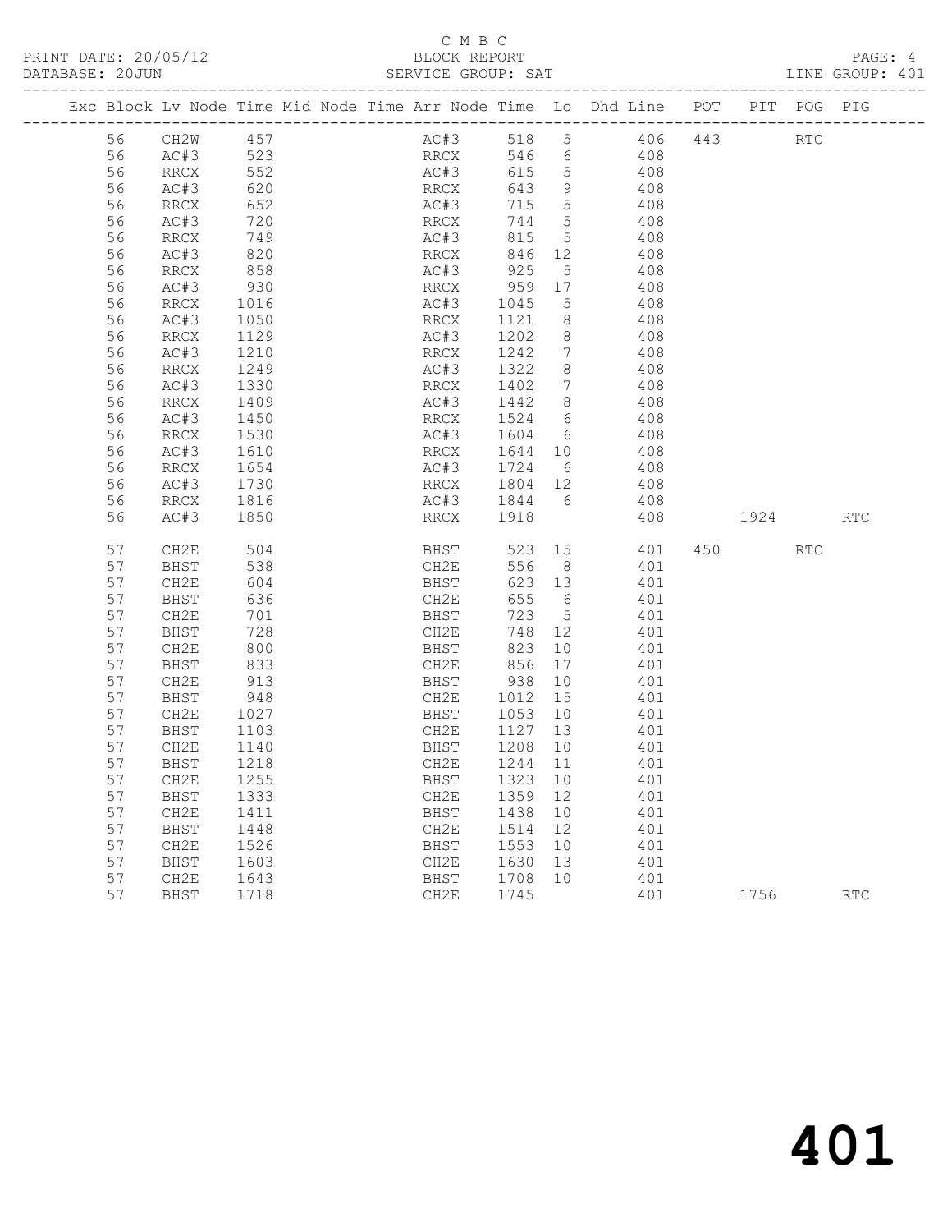C M B C

BLOCK REPORT

SERVICE GROUP: SAT

LINE GROUP: 401

| Exc | Block | Lv | Node | Time | Mid | Node | Time | Arr | Node | Time | Lo | Dhd | Line | POT | PIT | POG | PIG |
|---|---|---|---|---|---|---|---|---|---|---|---|---|---|---|---|---|---|
| | 56 | | CH2W | 457 | | | | | AC#3 | 518 | 5 | | 406 | 443 | | RTC | |
| | 56 | | AC#3 | 523 | | | | | RRCX | 546 | 6 | | 408 | | | | |
| | 56 | | RRCX | 552 | | | | | AC#3 | 615 | 5 | | 408 | | | | |
| | 56 | | AC#3 | 620 | | | | | RRCX | 643 | 9 | | 408 | | | | |
| | 56 | | RRCX | 652 | | | | | AC#3 | 715 | 5 | | 408 | | | | |
| | 56 | | AC#3 | 720 | | | | | RRCX | 744 | 5 | | 408 | | | | |
| | 56 | | RRCX | 749 | | | | | AC#3 | 815 | 5 | | 408 | | | | |
| | 56 | | AC#3 | 820 | | | | | RRCX | 846 | 12 | | 408 | | | | |
| | 56 | | RRCX | 858 | | | | | AC#3 | 925 | 5 | | 408 | | | | |
| | 56 | | AC#3 | 930 | | | | | RRCX | 959 | 17 | | 408 | | | | |
| | 56 | | RRCX | 1016 | | | | | AC#3 | 1045 | 5 | | 408 | | | | |
| | 56 | | AC#3 | 1050 | | | | | RRCX | 1121 | 8 | | 408 | | | | |
| | 56 | | RRCX | 1129 | | | | | AC#3 | 1202 | 8 | | 408 | | | | |
| | 56 | | AC#3 | 1210 | | | | | RRCX | 1242 | 7 | | 408 | | | | |
| | 56 | | RRCX | 1249 | | | | | AC#3 | 1322 | 8 | | 408 | | | | |
| | 56 | | AC#3 | 1330 | | | | | RRCX | 1402 | 7 | | 408 | | | | |
| | 56 | | RRCX | 1409 | | | | | AC#3 | 1442 | 8 | | 408 | | | | |
| | 56 | | AC#3 | 1450 | | | | | RRCX | 1524 | 6 | | 408 | | | | |
| | 56 | | RRCX | 1530 | | | | | AC#3 | 1604 | 6 | | 408 | | | | |
| | 56 | | AC#3 | 1610 | | | | | RRCX | 1644 | 10 | | 408 | | | | |
| | 56 | | RRCX | 1654 | | | | | AC#3 | 1724 | 6 | | 408 | | | | |
| | 56 | | AC#3 | 1730 | | | | | RRCX | 1804 | 12 | | 408 | | | | |
| | 56 | | RRCX | 1816 | | | | | AC#3 | 1844 | 6 | | 408 | | | | |
| | 56 | | AC#3 | 1850 | | | | | RRCX | 1918 | | | 408 | | 1924 | | RTC |
| | 57 | | CH2E | 504 | | | | | BHST | 523 | 15 | | 401 | 450 | | RTC | |
| | 57 | | BHST | 538 | | | | | CH2E | 556 | 8 | | 401 | | | | |
| | 57 | | CH2E | 604 | | | | | BHST | 623 | 13 | | 401 | | | | |
| | 57 | | BHST | 636 | | | | | CH2E | 655 | 6 | | 401 | | | | |
| | 57 | | CH2E | 701 | | | | | BHST | 723 | 5 | | 401 | | | | |
| | 57 | | BHST | 728 | | | | | CH2E | 748 | 12 | | 401 | | | | |
| | 57 | | CH2E | 800 | | | | | BHST | 823 | 10 | | 401 | | | | |
| | 57 | | BHST | 833 | | | | | CH2E | 856 | 17 | | 401 | | | | |
| | 57 | | CH2E | 913 | | | | | BHST | 938 | 10 | | 401 | | | | |
| | 57 | | BHST | 948 | | | | | CH2E | 1012 | 15 | | 401 | | | | |
| | 57 | | CH2E | 1027 | | | | | BHST | 1053 | 10 | | 401 | | | | |
| | 57 | | BHST | 1103 | | | | | CH2E | 1127 | 13 | | 401 | | | | |
| | 57 | | CH2E | 1140 | | | | | BHST | 1208 | 10 | | 401 | | | | |
| | 57 | | BHST | 1218 | | | | | CH2E | 1244 | 11 | | 401 | | | | |
| | 57 | | CH2E | 1255 | | | | | BHST | 1323 | 10 | | 401 | | | | |
| | 57 | | BHST | 1333 | | | | | CH2E | 1359 | 12 | | 401 | | | | |
| | 57 | | CH2E | 1411 | | | | | BHST | 1438 | 10 | | 401 | | | | |
| | 57 | | BHST | 1448 | | | | | CH2E | 1514 | 12 | | 401 | | | | |
| | 57 | | CH2E | 1526 | | | | | BHST | 1553 | 10 | | 401 | | | | |
| | 57 | | BHST | 1603 | | | | | CH2E | 1630 | 13 | | 401 | | | | |
| | 57 | | CH2E | 1643 | | | | | BHST | 1708 | 10 | | 401 | | | | |
| | 57 | | BHST | 1718 | | | | | CH2E | 1745 | | | 401 | | 1756 | | RTC |

401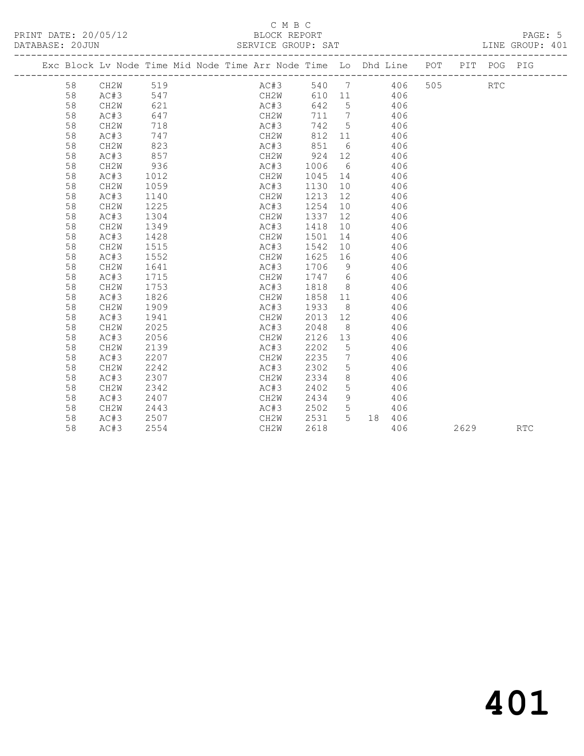C M B C
PRINT DATE: 20/05/12 BLOCK REPORT
DATABASE: 20JUN SERVICE GROUP: SAT LINE GROUP: 401

| Exc | Block | Lv | Node | Time | Mid Node | Time | Arr Node | Time | Lo | Dhd | Line | POT | PIT | POG | PIG |
|---|---|---|---|---|---|---|---|---|---|---|---|---|---|---|---|
| | 58 | | CH2W | 519 | | | AC#3 | 540 | 7 | | 406 | 505 | | RTC | |
| | 58 | | AC#3 | 547 | | | CH2W | 610 | 11 | | 406 | | | | |
| | 58 | | CH2W | 621 | | | AC#3 | 642 | 5 | | 406 | | | | |
| | 58 | | AC#3 | 647 | | | CH2W | 711 | 7 | | 406 | | | | |
| | 58 | | CH2W | 718 | | | AC#3 | 742 | 5 | | 406 | | | | |
| | 58 | | AC#3 | 747 | | | CH2W | 812 | 11 | | 406 | | | | |
| | 58 | | CH2W | 823 | | | AC#3 | 851 | 6 | | 406 | | | | |
| | 58 | | AC#3 | 857 | | | CH2W | 924 | 12 | | 406 | | | | |
| | 58 | | CH2W | 936 | | | AC#3 | 1006 | 6 | | 406 | | | | |
| | 58 | | AC#3 | 1012 | | | CH2W | 1045 | 14 | | 406 | | | | |
| | 58 | | CH2W | 1059 | | | AC#3 | 1130 | 10 | | 406 | | | | |
| | 58 | | AC#3 | 1140 | | | CH2W | 1213 | 12 | | 406 | | | | |
| | 58 | | CH2W | 1225 | | | AC#3 | 1254 | 10 | | 406 | | | | |
| | 58 | | AC#3 | 1304 | | | CH2W | 1337 | 12 | | 406 | | | | |
| | 58 | | CH2W | 1349 | | | AC#3 | 1418 | 10 | | 406 | | | | |
| | 58 | | AC#3 | 1428 | | | CH2W | 1501 | 14 | | 406 | | | | |
| | 58 | | CH2W | 1515 | | | AC#3 | 1542 | 10 | | 406 | | | | |
| | 58 | | AC#3 | 1552 | | | CH2W | 1625 | 16 | | 406 | | | | |
| | 58 | | CH2W | 1641 | | | AC#3 | 1706 | 9 | | 406 | | | | |
| | 58 | | AC#3 | 1715 | | | CH2W | 1747 | 6 | | 406 | | | | |
| | 58 | | CH2W | 1753 | | | AC#3 | 1818 | 8 | | 406 | | | | |
| | 58 | | AC#3 | 1826 | | | CH2W | 1858 | 11 | | 406 | | | | |
| | 58 | | CH2W | 1909 | | | AC#3 | 1933 | 8 | | 406 | | | | |
| | 58 | | AC#3 | 1941 | | | CH2W | 2013 | 12 | | 406 | | | | |
| | 58 | | CH2W | 2025 | | | AC#3 | 2048 | 8 | | 406 | | | | |
| | 58 | | AC#3 | 2056 | | | CH2W | 2126 | 13 | | 406 | | | | |
| | 58 | | CH2W | 2139 | | | AC#3 | 2202 | 5 | | 406 | | | | |
| | 58 | | AC#3 | 2207 | | | CH2W | 2235 | 7 | | 406 | | | | |
| | 58 | | CH2W | 2242 | | | AC#3 | 2302 | 5 | | 406 | | | | |
| | 58 | | AC#3 | 2307 | | | CH2W | 2334 | 8 | | 406 | | | | |
| | 58 | | CH2W | 2342 | | | AC#3 | 2402 | 5 | | 406 | | | | |
| | 58 | | AC#3 | 2407 | | | CH2W | 2434 | 9 | | 406 | | | | |
| | 58 | | CH2W | 2443 | | | AC#3 | 2502 | 5 | | 406 | | | | |
| | 58 | | AC#3 | 2507 | | | CH2W | 2531 | 5 | 18 | 406 | | | | |
| | 58 | | AC#3 | 2554 | | | CH2W | 2618 | | | 406 | | 2629 | | RTC |

# 401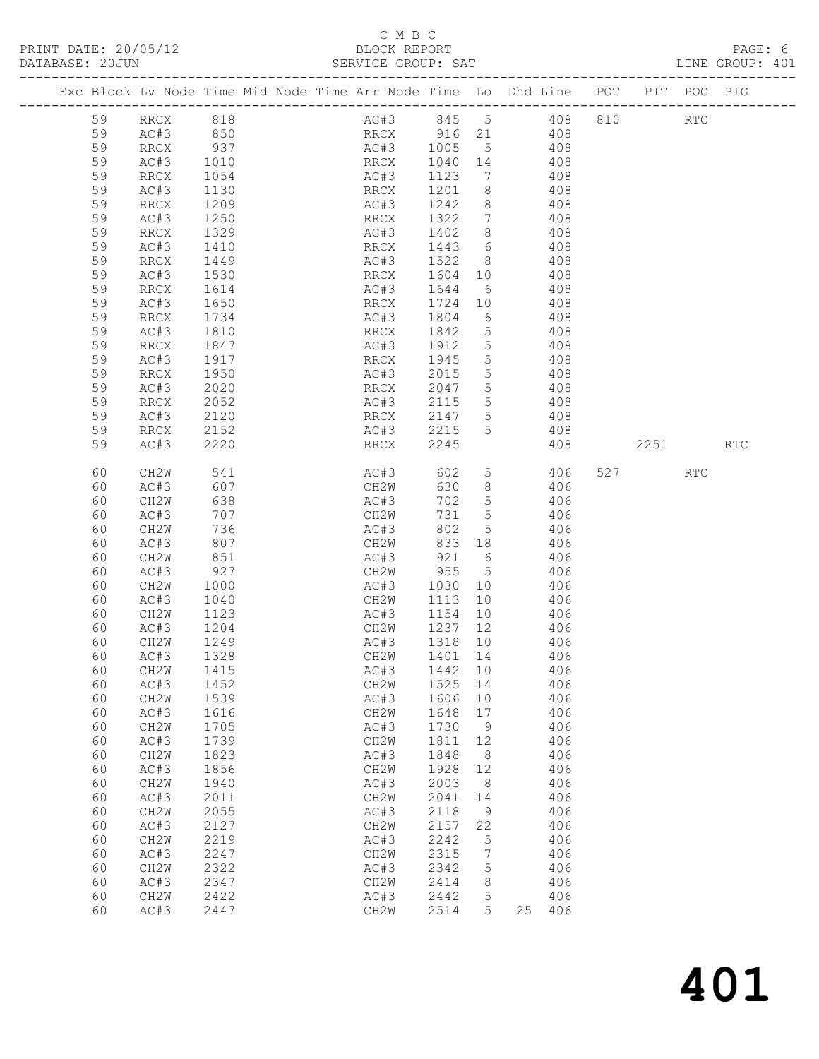C M B C

PRINT DATE: 20/05/12 BLOCK REPORT

DATABASE: 20JUN SERVICE GROUP: SAT LINE GROUP: 401

| Exc | Block | Lv | Node | Time | Mid Node | Time | Arr Node | Time | Lo | Dhd Line | POT | PIT | POG | PIG |
|---|---|---|---|---|---|---|---|---|---|---|---|---|---|---|
| | 59 | | RRCX | 818 | | | AC#3 | 845 | 5 | 408 | 810 | | RTC | |
| | 59 | | AC#3 | 850 | | | RRCX | 916 | 21 | 408 | | | | |
| | 59 | | RRCX | 937 | | | AC#3 | 1005 | 5 | 408 | | | | |
| | 59 | | AC#3 | 1010 | | | RRCX | 1040 | 14 | 408 | | | | |
| | 59 | | RRCX | 1054 | | | AC#3 | 1123 | 7 | 408 | | | | |
| | 59 | | AC#3 | 1130 | | | RRCX | 1201 | 8 | 408 | | | | |
| | 59 | | RRCX | 1209 | | | AC#3 | 1242 | 8 | 408 | | | | |
| | 59 | | AC#3 | 1250 | | | RRCX | 1322 | 7 | 408 | | | | |
| | 59 | | RRCX | 1329 | | | AC#3 | 1402 | 8 | 408 | | | | |
| | 59 | | AC#3 | 1410 | | | RRCX | 1443 | 6 | 408 | | | | |
| | 59 | | RRCX | 1449 | | | AC#3 | 1522 | 8 | 408 | | | | |
| | 59 | | AC#3 | 1530 | | | RRCX | 1604 | 10 | 408 | | | | |
| | 59 | | RRCX | 1614 | | | AC#3 | 1644 | 6 | 408 | | | | |
| | 59 | | AC#3 | 1650 | | | RRCX | 1724 | 10 | 408 | | | | |
| | 59 | | RRCX | 1734 | | | AC#3 | 1804 | 6 | 408 | | | | |
| | 59 | | AC#3 | 1810 | | | RRCX | 1842 | 5 | 408 | | | | |
| | 59 | | RRCX | 1847 | | | AC#3 | 1912 | 5 | 408 | | | | |
| | 59 | | AC#3 | 1917 | | | RRCX | 1945 | 5 | 408 | | | | |
| | 59 | | RRCX | 1950 | | | AC#3 | 2015 | 5 | 408 | | | | |
| | 59 | | AC#3 | 2020 | | | RRCX | 2047 | 5 | 408 | | | | |
| | 59 | | RRCX | 2052 | | | AC#3 | 2115 | 5 | 408 | | | | |
| | 59 | | AC#3 | 2120 | | | RRCX | 2147 | 5 | 408 | | | | |
| | 59 | | RRCX | 2152 | | | AC#3 | 2215 | 5 | 408 | | | | |
| | 59 | | AC#3 | 2220 | | | RRCX | 2245 | | 408 | | 2251 | | RTC |
| | 60 | | CH2W | 541 | | | AC#3 | 602 | 5 | 406 | 527 | | RTC | |
| | 60 | | AC#3 | 607 | | | CH2W | 630 | 8 | 406 | | | | |
| | 60 | | CH2W | 638 | | | AC#3 | 702 | 5 | 406 | | | | |
| | 60 | | AC#3 | 707 | | | CH2W | 731 | 5 | 406 | | | | |
| | 60 | | CH2W | 736 | | | AC#3 | 802 | 5 | 406 | | | | |
| | 60 | | AC#3 | 807 | | | CH2W | 833 | 18 | 406 | | | | |
| | 60 | | CH2W | 851 | | | AC#3 | 921 | 6 | 406 | | | | |
| | 60 | | AC#3 | 927 | | | CH2W | 955 | 5 | 406 | | | | |
| | 60 | | CH2W | 1000 | | | AC#3 | 1030 | 10 | 406 | | | | |
| | 60 | | AC#3 | 1040 | | | CH2W | 1113 | 10 | 406 | | | | |
| | 60 | | CH2W | 1123 | | | AC#3 | 1154 | 10 | 406 | | | | |
| | 60 | | AC#3 | 1204 | | | CH2W | 1237 | 12 | 406 | | | | |
| | 60 | | CH2W | 1249 | | | AC#3 | 1318 | 10 | 406 | | | | |
| | 60 | | AC#3 | 1328 | | | CH2W | 1401 | 14 | 406 | | | | |
| | 60 | | CH2W | 1415 | | | AC#3 | 1442 | 10 | 406 | | | | |
| | 60 | | AC#3 | 1452 | | | CH2W | 1525 | 14 | 406 | | | | |
| | 60 | | CH2W | 1539 | | | AC#3 | 1606 | 10 | 406 | | | | |
| | 60 | | AC#3 | 1616 | | | CH2W | 1648 | 17 | 406 | | | | |
| | 60 | | CH2W | 1705 | | | AC#3 | 1730 | 9 | 406 | | | | |
| | 60 | | AC#3 | 1739 | | | CH2W | 1811 | 12 | 406 | | | | |
| | 60 | | CH2W | 1823 | | | AC#3 | 1848 | 8 | 406 | | | | |
| | 60 | | AC#3 | 1856 | | | CH2W | 1928 | 12 | 406 | | | | |
| | 60 | | CH2W | 1940 | | | AC#3 | 2003 | 8 | 406 | | | | |
| | 60 | | AC#3 | 2011 | | | CH2W | 2041 | 14 | 406 | | | | |
| | 60 | | CH2W | 2055 | | | AC#3 | 2118 | 9 | 406 | | | | |
| | 60 | | AC#3 | 2127 | | | CH2W | 2157 | 22 | 406 | | | | |
| | 60 | | CH2W | 2219 | | | AC#3 | 2242 | 5 | 406 | | | | |
| | 60 | | AC#3 | 2247 | | | CH2W | 2315 | 7 | 406 | | | | |
| | 60 | | CH2W | 2322 | | | AC#3 | 2342 | 5 | 406 | | | | |
| | 60 | | AC#3 | 2347 | | | CH2W | 2414 | 8 | 406 | | | | |
| | 60 | | CH2W | 2422 | | | AC#3 | 2442 | 5 | 406 | | | | |
| | 60 | | AC#3 | 2447 | | | CH2W | 2514 | 5 | 25 406 | | | | |

401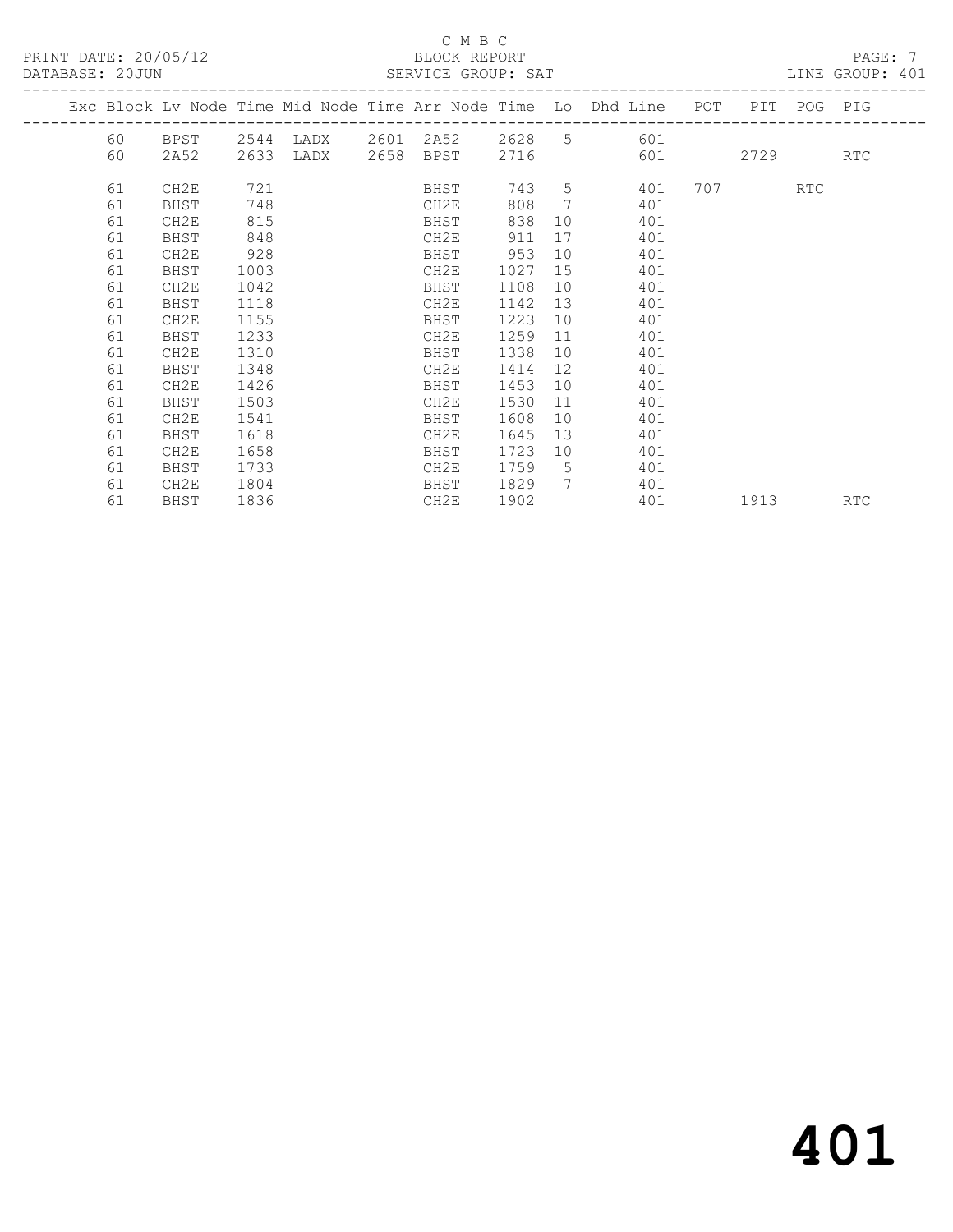C M B C

BLOCK REPORT

SERVICE GROUP: SAT

PRINT DATE: 20/05/12
DATABASE: 20JUN

LINE GROUP: 401

| Exc | Block | Lv | Node | Time | Mid Node | Time | Arr Node | Time | Lo | Dhd Line | POT | PIT | POG | PIG |
|---|---|---|---|---|---|---|---|---|---|---|---|---|---|---|
| | 60 | | BPST | 2544 | LADX | 2601 | 2A52 | 2628 | 5 | 601 | | | | |
| | 60 | | 2A52 | 2633 | LADX | 2658 | BPST | 2716 | | 601 | | 2729 | | RTC |
| | 61 | | CH2E | 721 | | | BHST | 743 | 5 | 401 | 707 | | RTC | |
| | 61 | | BHST | 748 | | | CH2E | 808 | 7 | 401 | | | | |
| | 61 | | CH2E | 815 | | | BHST | 838 | 10 | 401 | | | | |
| | 61 | | BHST | 848 | | | CH2E | 911 | 17 | 401 | | | | |
| | 61 | | CH2E | 928 | | | BHST | 953 | 10 | 401 | | | | |
| | 61 | | BHST | 1003 | | | CH2E | 1027 | 15 | 401 | | | | |
| | 61 | | CH2E | 1042 | | | BHST | 1108 | 10 | 401 | | | | |
| | 61 | | BHST | 1118 | | | CH2E | 1142 | 13 | 401 | | | | |
| | 61 | | CH2E | 1155 | | | BHST | 1223 | 10 | 401 | | | | |
| | 61 | | BHST | 1233 | | | CH2E | 1259 | 11 | 401 | | | | |
| | 61 | | CH2E | 1310 | | | BHST | 1338 | 10 | 401 | | | | |
| | 61 | | BHST | 1348 | | | CH2E | 1414 | 12 | 401 | | | | |
| | 61 | | CH2E | 1426 | | | BHST | 1453 | 10 | 401 | | | | |
| | 61 | | BHST | 1503 | | | CH2E | 1530 | 11 | 401 | | | | |
| | 61 | | CH2E | 1541 | | | BHST | 1608 | 10 | 401 | | | | |
| | 61 | | BHST | 1618 | | | CH2E | 1645 | 13 | 401 | | | | |
| | 61 | | CH2E | 1658 | | | BHST | 1723 | 10 | 401 | | | | |
| | 61 | | BHST | 1733 | | | CH2E | 1759 | 5 | 401 | | | | |
| | 61 | | CH2E | 1804 | | | BHST | 1829 | 7 | 401 | | | | |
| | 61 | | BHST | 1836 | | | CH2E | 1902 | | 401 | | 1913 | | RTC |

# 401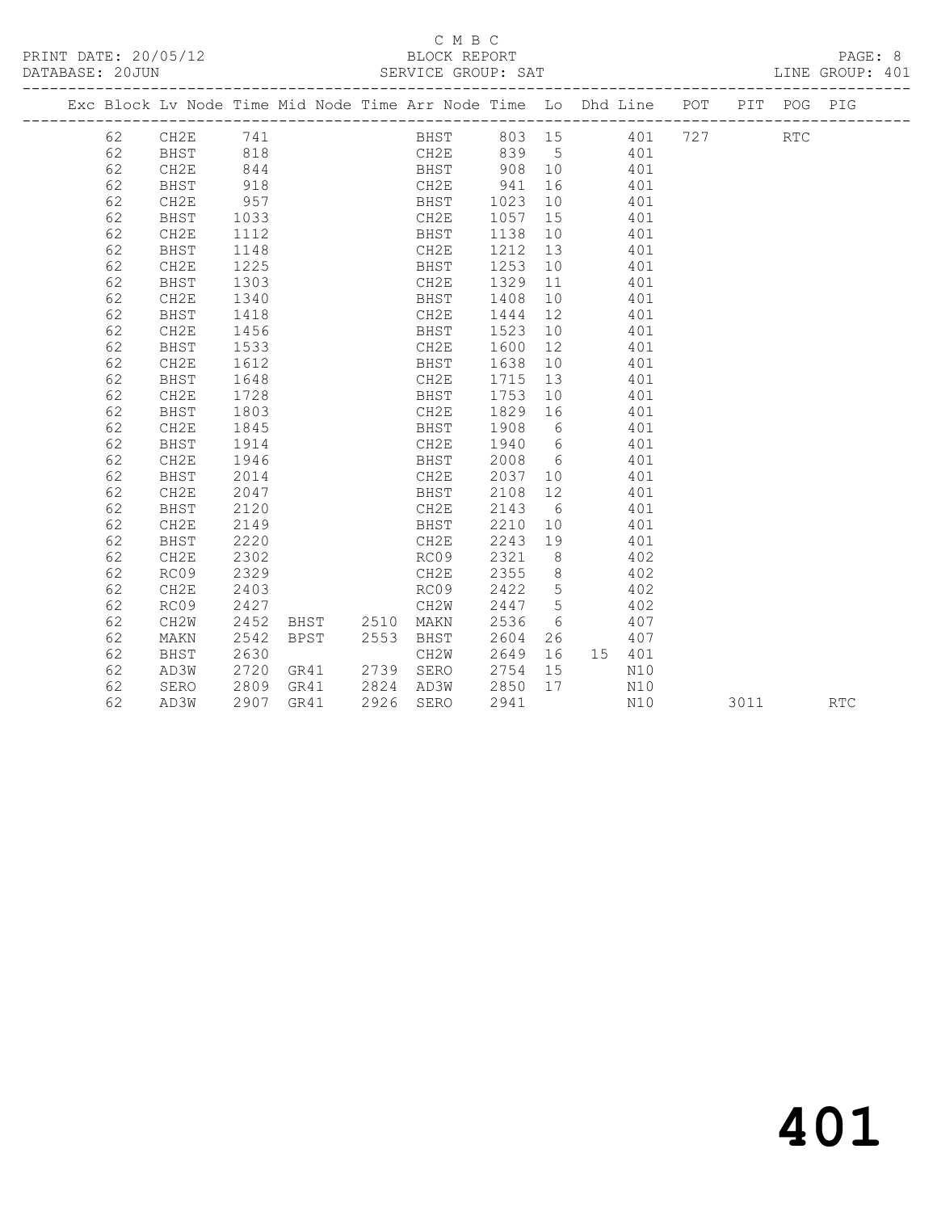C M B C

PRINT DATE: 20/05/12 BLOCK REPORT
DATABASE: 20JUN SERVICE GROUP: SAT LINE GROUP: 401

| Exc | Block | Lv | Node | Time | Mid Node | Time | Arr Node | Time | Lo | Dhd Line | POT | PIT | POG | PIG |
|---|---|---|---|---|---|---|---|---|---|---|---|---|---|---|
| | 62 | | CH2E | 741 | | | BHST | 803 | 15 | 401 | 727 | | RTC | |
| | 62 | | BHST | 818 | | | CH2E | 839 | 5 | 401 | | | | |
| | 62 | | CH2E | 844 | | | BHST | 908 | 10 | 401 | | | | |
| | 62 | | BHST | 918 | | | CH2E | 941 | 16 | 401 | | | | |
| | 62 | | CH2E | 957 | | | BHST | 1023 | 10 | 401 | | | | |
| | 62 | | BHST | 1033 | | | CH2E | 1057 | 15 | 401 | | | | |
| | 62 | | CH2E | 1112 | | | BHST | 1138 | 10 | 401 | | | | |
| | 62 | | BHST | 1148 | | | CH2E | 1212 | 13 | 401 | | | | |
| | 62 | | CH2E | 1225 | | | BHST | 1253 | 10 | 401 | | | | |
| | 62 | | BHST | 1303 | | | CH2E | 1329 | 11 | 401 | | | | |
| | 62 | | CH2E | 1340 | | | BHST | 1408 | 10 | 401 | | | | |
| | 62 | | BHST | 1418 | | | CH2E | 1444 | 12 | 401 | | | | |
| | 62 | | CH2E | 1456 | | | BHST | 1523 | 10 | 401 | | | | |
| | 62 | | BHST | 1533 | | | CH2E | 1600 | 12 | 401 | | | | |
| | 62 | | CH2E | 1612 | | | BHST | 1638 | 10 | 401 | | | | |
| | 62 | | BHST | 1648 | | | CH2E | 1715 | 13 | 401 | | | | |
| | 62 | | CH2E | 1728 | | | BHST | 1753 | 10 | 401 | | | | |
| | 62 | | BHST | 1803 | | | CH2E | 1829 | 16 | 401 | | | | |
| | 62 | | CH2E | 1845 | | | BHST | 1908 | 6 | 401 | | | | |
| | 62 | | BHST | 1914 | | | CH2E | 1940 | 6 | 401 | | | | |
| | 62 | | CH2E | 1946 | | | BHST | 2008 | 6 | 401 | | | | |
| | 62 | | BHST | 2014 | | | CH2E | 2037 | 10 | 401 | | | | |
| | 62 | | CH2E | 2047 | | | BHST | 2108 | 12 | 401 | | | | |
| | 62 | | BHST | 2120 | | | CH2E | 2143 | 6 | 401 | | | | |
| | 62 | | CH2E | 2149 | | | BHST | 2210 | 10 | 401 | | | | |
| | 62 | | BHST | 2220 | | | CH2E | 2243 | 19 | 401 | | | | |
| | 62 | | CH2E | 2302 | | | RC09 | 2321 | 8 | 402 | | | | |
| | 62 | | RC09 | 2329 | | | CH2E | 2355 | 8 | 402 | | | | |
| | 62 | | CH2E | 2403 | | | RC09 | 2422 | 5 | 402 | | | | |
| | 62 | | RC09 | 2427 | | | CH2W | 2447 | 5 | 402 | | | | |
| | 62 | | CH2W | 2452 | BHST | 2510 | MAKN | 2536 | 6 | 407 | | | | |
| | 62 | | MAKN | 2542 | BPST | 2553 | BHST | 2604 | 26 | 407 | | | | |
| | 62 | | BHST | 2630 | | | CH2W | 2649 | 16 | 15 401 | | | | |
| | 62 | | AD3W | 2720 | GR41 | 2739 | SERO | 2754 | 15 | N10 | | | | |
| | 62 | | SERO | 2809 | GR41 | 2824 | AD3W | 2850 | 17 | N10 | | | | |
| | 62 | | AD3W | 2907 | GR41 | 2926 | SERO | 2941 | | N10 | | 3011 | | RTC |

# 401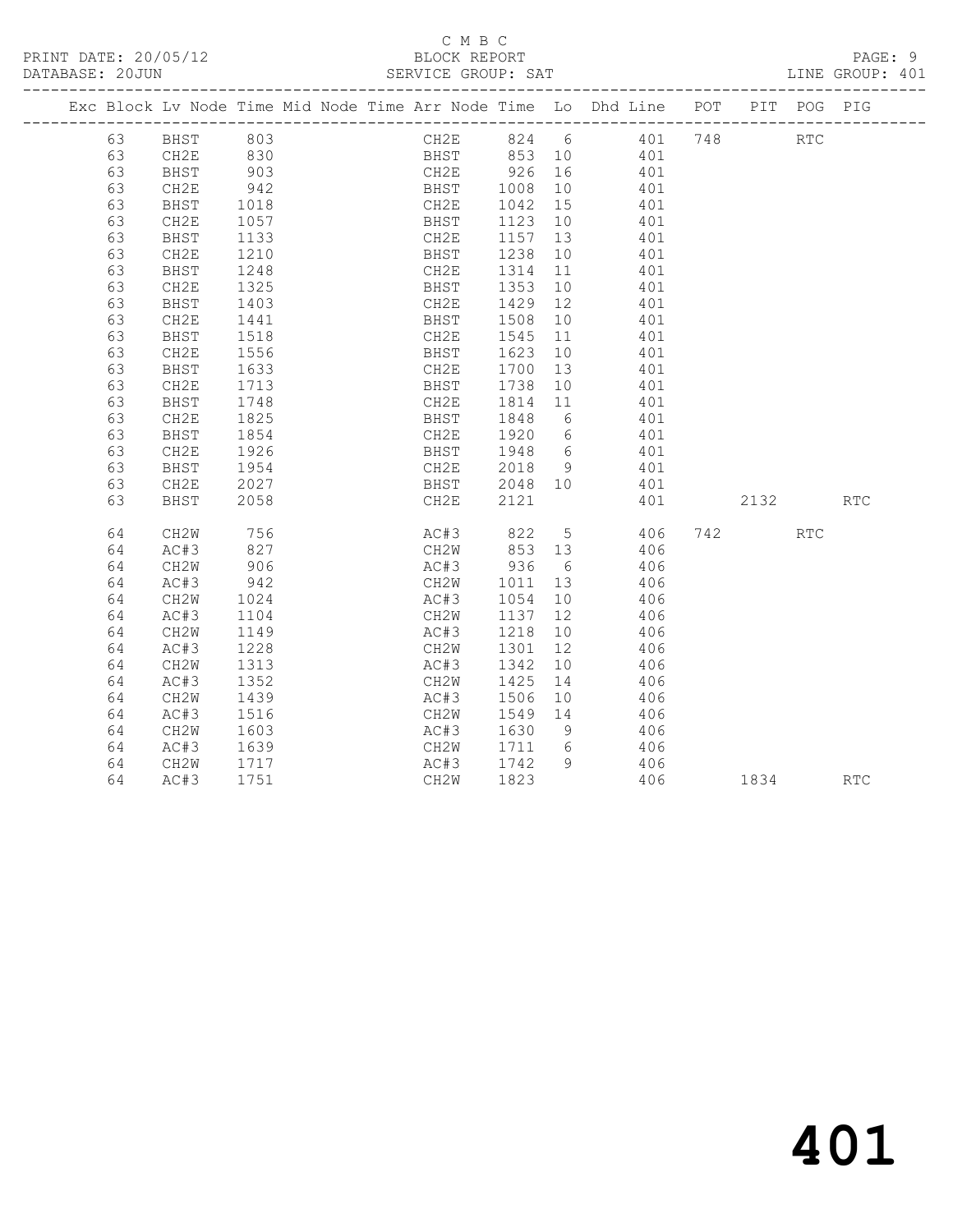C M B C
BLOCK REPORT
SERVICE GROUP: SAT

PRINT DATE: 20/05/12
DATABASE: 20JUN
LINE GROUP: 401

| Exc | Block | Lv | Node | Time | Mid Node | Time | Arr Node | Time | Lo | Dhd Line | POT | PIT | POG | PIG |
|---|---|---|---|---|---|---|---|---|---|---|---|---|---|---|
| | 63 | | BHST | 803 | | | CH2E | 824 | 6 | 401 | 748 | | RTC | |
| | 63 | | CH2E | 830 | | | BHST | 853 | 10 | 401 | | | | |
| | 63 | | BHST | 903 | | | CH2E | 926 | 16 | 401 | | | | |
| | 63 | | CH2E | 942 | | | BHST | 1008 | 10 | 401 | | | | |
| | 63 | | BHST | 1018 | | | CH2E | 1042 | 15 | 401 | | | | |
| | 63 | | CH2E | 1057 | | | BHST | 1123 | 10 | 401 | | | | |
| | 63 | | BHST | 1133 | | | CH2E | 1157 | 13 | 401 | | | | |
| | 63 | | CH2E | 1210 | | | BHST | 1238 | 10 | 401 | | | | |
| | 63 | | BHST | 1248 | | | CH2E | 1314 | 11 | 401 | | | | |
| | 63 | | CH2E | 1325 | | | BHST | 1353 | 10 | 401 | | | | |
| | 63 | | BHST | 1403 | | | CH2E | 1429 | 12 | 401 | | | | |
| | 63 | | CH2E | 1441 | | | BHST | 1508 | 10 | 401 | | | | |
| | 63 | | BHST | 1518 | | | CH2E | 1545 | 11 | 401 | | | | |
| | 63 | | CH2E | 1556 | | | BHST | 1623 | 10 | 401 | | | | |
| | 63 | | BHST | 1633 | | | CH2E | 1700 | 13 | 401 | | | | |
| | 63 | | CH2E | 1713 | | | BHST | 1738 | 10 | 401 | | | | |
| | 63 | | BHST | 1748 | | | CH2E | 1814 | 11 | 401 | | | | |
| | 63 | | CH2E | 1825 | | | BHST | 1848 | 6 | 401 | | | | |
| | 63 | | BHST | 1854 | | | CH2E | 1920 | 6 | 401 | | | | |
| | 63 | | CH2E | 1926 | | | BHST | 1948 | 6 | 401 | | | | |
| | 63 | | BHST | 1954 | | | CH2E | 2018 | 9 | 401 | | | | |
| | 63 | | CH2E | 2027 | | | BHST | 2048 | 10 | 401 | | | | |
| | 63 | | BHST | 2058 | | | CH2E | 2121 | | 401 | | 2132 | | RTC |
| | 64 | | CH2W | 756 | | | AC#3 | 822 | 5 | 406 | 742 | | RTC | |
| | 64 | | AC#3 | 827 | | | CH2W | 853 | 13 | 406 | | | | |
| | 64 | | CH2W | 906 | | | AC#3 | 936 | 6 | 406 | | | | |
| | 64 | | AC#3 | 942 | | | CH2W | 1011 | 13 | 406 | | | | |
| | 64 | | CH2W | 1024 | | | AC#3 | 1054 | 10 | 406 | | | | |
| | 64 | | AC#3 | 1104 | | | CH2W | 1137 | 12 | 406 | | | | |
| | 64 | | CH2W | 1149 | | | AC#3 | 1218 | 10 | 406 | | | | |
| | 64 | | AC#3 | 1228 | | | CH2W | 1301 | 12 | 406 | | | | |
| | 64 | | CH2W | 1313 | | | AC#3 | 1342 | 10 | 406 | | | | |
| | 64 | | AC#3 | 1352 | | | CH2W | 1425 | 14 | 406 | | | | |
| | 64 | | CH2W | 1439 | | | AC#3 | 1506 | 10 | 406 | | | | |
| | 64 | | AC#3 | 1516 | | | CH2W | 1549 | 14 | 406 | | | | |
| | 64 | | CH2W | 1603 | | | AC#3 | 1630 | 9 | 406 | | | | |
| | 64 | | AC#3 | 1639 | | | CH2W | 1711 | 6 | 406 | | | | |
| | 64 | | CH2W | 1717 | | | AC#3 | 1742 | 9 | 406 | | | | |
| | 64 | | AC#3 | 1751 | | | CH2W | 1823 | | 406 | | 1834 | | RTC |

# 401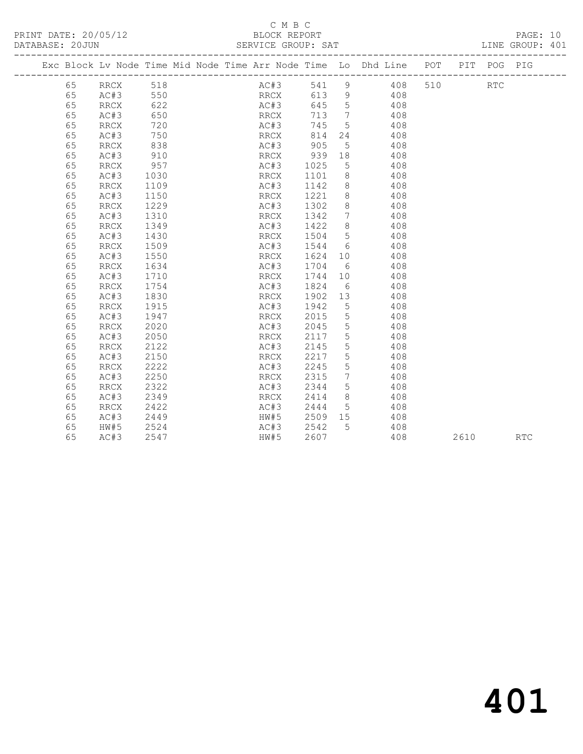C M B C

BLOCK REPORT

SERVICE GROUP: SAT

LINE GROUP: 401

PRINT DATE: 20/05/12

DATABASE: 20JUN

| Exc | Block | Lv | Node | Time | Mid Node | Time | Arr Node | Time | Lo | Dhd Line | POT | PIT | POG | PIG |
|---|---|---|---|---|---|---|---|---|---|---|---|---|---|---|
| | 65 | | RRCX | 518 | | | AC#3 | 541 | 9 | 408 | 510 | | RTC | |
| | 65 | | AC#3 | 550 | | | RRCX | 613 | 9 | 408 | | | | |
| | 65 | | RRCX | 622 | | | AC#3 | 645 | 5 | 408 | | | | |
| | 65 | | AC#3 | 650 | | | RRCX | 713 | 7 | 408 | | | | |
| | 65 | | RRCX | 720 | | | AC#3 | 745 | 5 | 408 | | | | |
| | 65 | | AC#3 | 750 | | | RRCX | 814 | 24 | 408 | | | | |
| | 65 | | RRCX | 838 | | | AC#3 | 905 | 5 | 408 | | | | |
| | 65 | | AC#3 | 910 | | | RRCX | 939 | 18 | 408 | | | | |
| | 65 | | RRCX | 957 | | | AC#3 | 1025 | 5 | 408 | | | | |
| | 65 | | AC#3 | 1030 | | | RRCX | 1101 | 8 | 408 | | | | |
| | 65 | | RRCX | 1109 | | | AC#3 | 1142 | 8 | 408 | | | | |
| | 65 | | AC#3 | 1150 | | | RRCX | 1221 | 8 | 408 | | | | |
| | 65 | | RRCX | 1229 | | | AC#3 | 1302 | 8 | 408 | | | | |
| | 65 | | AC#3 | 1310 | | | RRCX | 1342 | 7 | 408 | | | | |
| | 65 | | RRCX | 1349 | | | AC#3 | 1422 | 8 | 408 | | | | |
| | 65 | | AC#3 | 1430 | | | RRCX | 1504 | 5 | 408 | | | | |
| | 65 | | RRCX | 1509 | | | AC#3 | 1544 | 6 | 408 | | | | |
| | 65 | | AC#3 | 1550 | | | RRCX | 1624 | 10 | 408 | | | | |
| | 65 | | RRCX | 1634 | | | AC#3 | 1704 | 6 | 408 | | | | |
| | 65 | | AC#3 | 1710 | | | RRCX | 1744 | 10 | 408 | | | | |
| | 65 | | RRCX | 1754 | | | AC#3 | 1824 | 6 | 408 | | | | |
| | 65 | | AC#3 | 1830 | | | RRCX | 1902 | 13 | 408 | | | | |
| | 65 | | RRCX | 1915 | | | AC#3 | 1942 | 5 | 408 | | | | |
| | 65 | | AC#3 | 1947 | | | RRCX | 2015 | 5 | 408 | | | | |
| | 65 | | RRCX | 2020 | | | AC#3 | 2045 | 5 | 408 | | | | |
| | 65 | | AC#3 | 2050 | | | RRCX | 2117 | 5 | 408 | | | | |
| | 65 | | RRCX | 2122 | | | AC#3 | 2145 | 5 | 408 | | | | |
| | 65 | | AC#3 | 2150 | | | RRCX | 2217 | 5 | 408 | | | | |
| | 65 | | RRCX | 2222 | | | AC#3 | 2245 | 5 | 408 | | | | |
| | 65 | | AC#3 | 2250 | | | RRCX | 2315 | 7 | 408 | | | | |
| | 65 | | RRCX | 2322 | | | AC#3 | 2344 | 5 | 408 | | | | |
| | 65 | | AC#3 | 2349 | | | RRCX | 2414 | 8 | 408 | | | | |
| | 65 | | RRCX | 2422 | | | AC#3 | 2444 | 5 | 408 | | | | |
| | 65 | | AC#3 | 2449 | | | HW#5 | 2509 | 15 | 408 | | | | |
| | 65 | | HW#5 | 2524 | | | AC#3 | 2542 | 5 | 408 | | | | |
| | 65 | | AC#3 | 2547 | | | HW#5 | 2607 | | 408 | | 2610 | | RTC |

401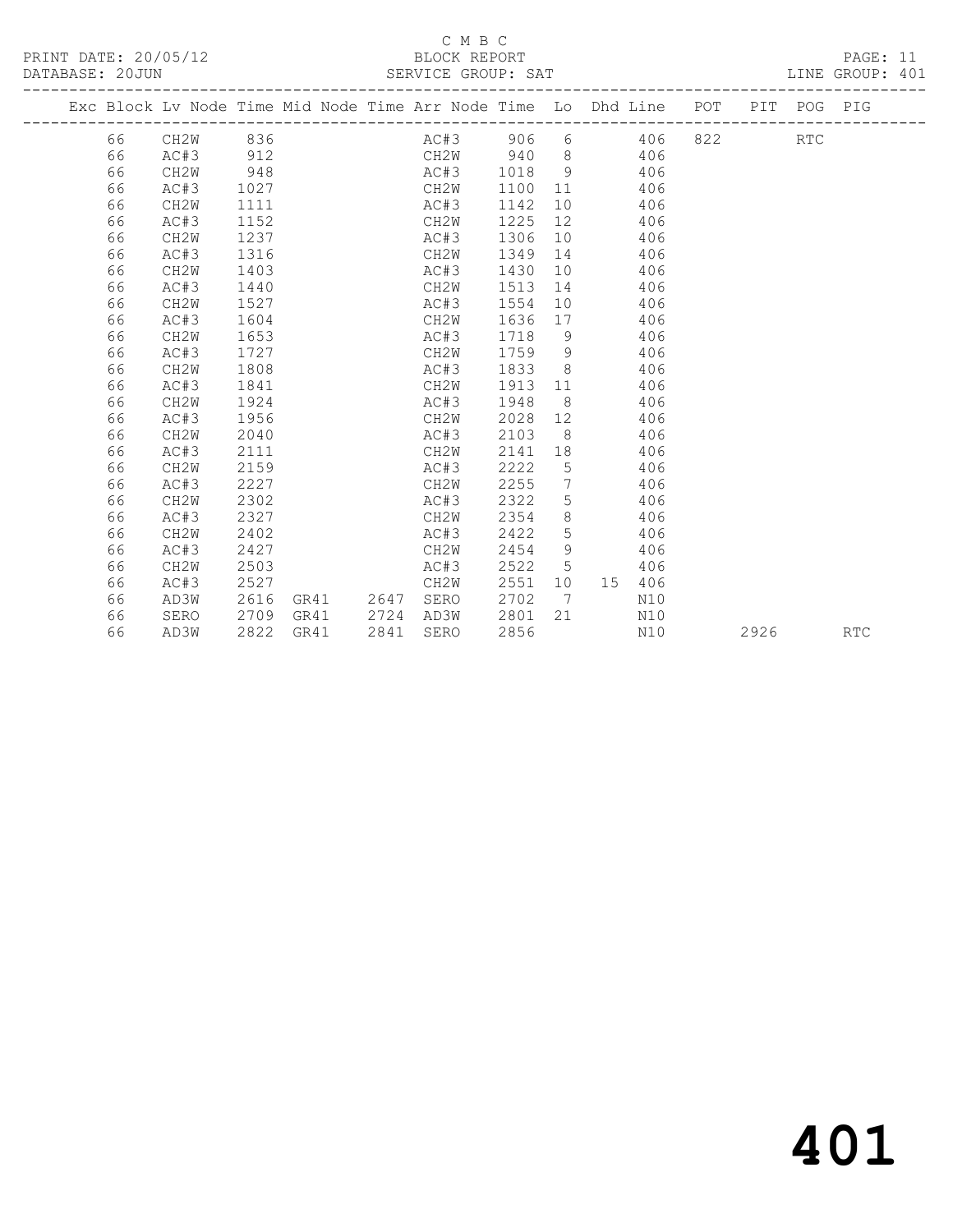C M B C

PRINT DATE: 20/05/12 BLOCK REPORT

DATABASE: 20JUN SERVICE GROUP: SAT LINE GROUP: 401

| Exc | Block | Lv Node | Time | Mid Node | Time | Arr Node | Time | Lo | Dhd | Line | POT | PIT | POG | PIG |
|---|---|---|---|---|---|---|---|---|---|---|---|---|---|---|
| | 66 | CH2W | 836 | | | AC#3 | 906 | 6 | | 406 | 822 | | RTC | |
| | 66 | AC#3 | 912 | | | CH2W | 940 | 8 | | 406 | | | | |
| | 66 | CH2W | 948 | | | AC#3 | 1018 | 9 | | 406 | | | | |
| | 66 | AC#3 | 1027 | | | CH2W | 1100 | 11 | | 406 | | | | |
| | 66 | CH2W | 1111 | | | AC#3 | 1142 | 10 | | 406 | | | | |
| | 66 | AC#3 | 1152 | | | CH2W | 1225 | 12 | | 406 | | | | |
| | 66 | CH2W | 1237 | | | AC#3 | 1306 | 10 | | 406 | | | | |
| | 66 | AC#3 | 1316 | | | CH2W | 1349 | 14 | | 406 | | | | |
| | 66 | CH2W | 1403 | | | AC#3 | 1430 | 10 | | 406 | | | | |
| | 66 | AC#3 | 1440 | | | CH2W | 1513 | 14 | | 406 | | | | |
| | 66 | CH2W | 1527 | | | AC#3 | 1554 | 10 | | 406 | | | | |
| | 66 | AC#3 | 1604 | | | CH2W | 1636 | 17 | | 406 | | | | |
| | 66 | CH2W | 1653 | | | AC#3 | 1718 | 9 | | 406 | | | | |
| | 66 | AC#3 | 1727 | | | CH2W | 1759 | 9 | | 406 | | | | |
| | 66 | CH2W | 1808 | | | AC#3 | 1833 | 8 | | 406 | | | | |
| | 66 | AC#3 | 1841 | | | CH2W | 1913 | 11 | | 406 | | | | |
| | 66 | CH2W | 1924 | | | AC#3 | 1948 | 8 | | 406 | | | | |
| | 66 | AC#3 | 1956 | | | CH2W | 2028 | 12 | | 406 | | | | |
| | 66 | CH2W | 2040 | | | AC#3 | 2103 | 8 | | 406 | | | | |
| | 66 | AC#3 | 2111 | | | CH2W | 2141 | 18 | | 406 | | | | |
| | 66 | CH2W | 2159 | | | AC#3 | 2222 | 5 | | 406 | | | | |
| | 66 | AC#3 | 2227 | | | CH2W | 2255 | 7 | | 406 | | | | |
| | 66 | CH2W | 2302 | | | AC#3 | 2322 | 5 | | 406 | | | | |
| | 66 | AC#3 | 2327 | | | CH2W | 2354 | 8 | | 406 | | | | |
| | 66 | CH2W | 2402 | | | AC#3 | 2422 | 5 | | 406 | | | | |
| | 66 | AC#3 | 2427 | | | CH2W | 2454 | 9 | | 406 | | | | |
| | 66 | CH2W | 2503 | | | AC#3 | 2522 | 5 | | 406 | | | | |
| | 66 | AC#3 | 2527 | | | CH2W | 2551 | 10 | 15 | 406 | | | | |
| | 66 | AD3W | 2616 | GR41 | 2647 | SERO | 2702 | 7 | | N10 | | | | |
| | 66 | SERO | 2709 | GR41 | 2724 | AD3W | 2801 | 21 | | N10 | | | | |
| | 66 | AD3W | 2822 | GR41 | 2841 | SERO | 2856 | | | N10 | | 2926 | | RTC |

401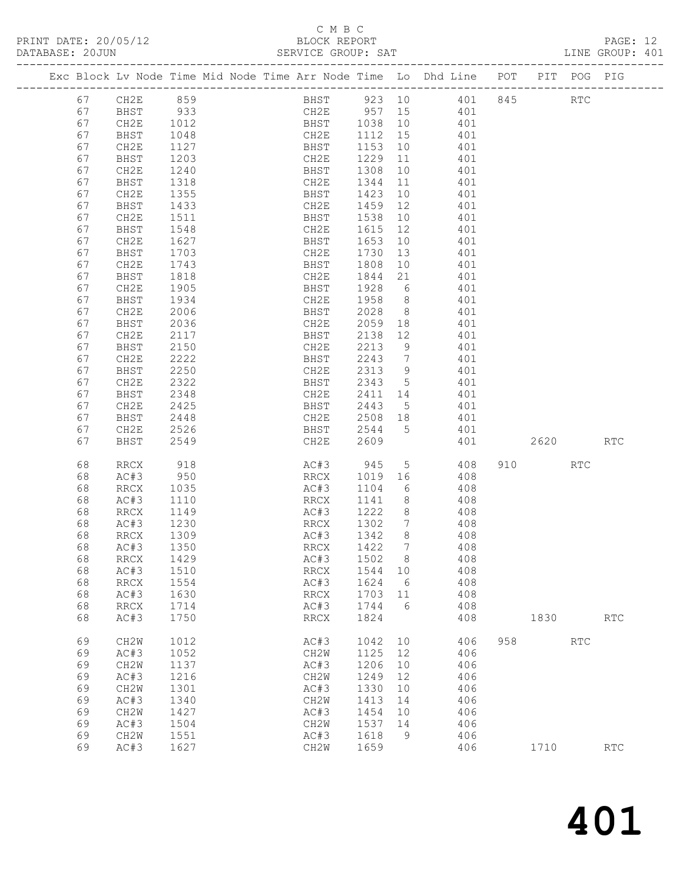C M B C

PRINT DATE: 20/05/12 BLOCK REPORT

DATABASE: 20JUN SERVICE GROUP: SAT LINE GROUP: 401

| Exc | Block | Lv | Node | Time | Mid Node | Time | Arr Node | Time | Lo | Dhd Line | POT | PIT | POG | PIG |
|---|---|---|---|---|---|---|---|---|---|---|---|---|---|---|
| | 67 | | CH2E | 859 | | | BHST | 923 | 10 | 401 | 845 | | RTC | |
| | 67 | | BHST | 933 | | | CH2E | 957 | 15 | 401 | | | | |
| | 67 | | CH2E | 1012 | | | BHST | 1038 | 10 | 401 | | | | |
| | 67 | | BHST | 1048 | | | CH2E | 1112 | 15 | 401 | | | | |
| | 67 | | CH2E | 1127 | | | BHST | 1153 | 10 | 401 | | | | |
| | 67 | | BHST | 1203 | | | CH2E | 1229 | 11 | 401 | | | | |
| | 67 | | CH2E | 1240 | | | BHST | 1308 | 10 | 401 | | | | |
| | 67 | | BHST | 1318 | | | CH2E | 1344 | 11 | 401 | | | | |
| | 67 | | CH2E | 1355 | | | BHST | 1423 | 10 | 401 | | | | |
| | 67 | | BHST | 1433 | | | CH2E | 1459 | 12 | 401 | | | | |
| | 67 | | CH2E | 1511 | | | BHST | 1538 | 10 | 401 | | | | |
| | 67 | | BHST | 1548 | | | CH2E | 1615 | 12 | 401 | | | | |
| | 67 | | CH2E | 1627 | | | BHST | 1653 | 10 | 401 | | | | |
| | 67 | | BHST | 1703 | | | CH2E | 1730 | 13 | 401 | | | | |
| | 67 | | CH2E | 1743 | | | BHST | 1808 | 10 | 401 | | | | |
| | 67 | | BHST | 1818 | | | CH2E | 1844 | 21 | 401 | | | | |
| | 67 | | CH2E | 1905 | | | BHST | 1928 | 6 | 401 | | | | |
| | 67 | | BHST | 1934 | | | CH2E | 1958 | 8 | 401 | | | | |
| | 67 | | CH2E | 2006 | | | BHST | 2028 | 8 | 401 | | | | |
| | 67 | | BHST | 2036 | | | CH2E | 2059 | 18 | 401 | | | | |
| | 67 | | CH2E | 2117 | | | BHST | 2138 | 12 | 401 | | | | |
| | 67 | | BHST | 2150 | | | CH2E | 2213 | 9 | 401 | | | | |
| | 67 | | CH2E | 2222 | | | BHST | 2243 | 7 | 401 | | | | |
| | 67 | | BHST | 2250 | | | CH2E | 2313 | 9 | 401 | | | | |
| | 67 | | CH2E | 2322 | | | BHST | 2343 | 5 | 401 | | | | |
| | 67 | | BHST | 2348 | | | CH2E | 2411 | 14 | 401 | | | | |
| | 67 | | CH2E | 2425 | | | BHST | 2443 | 5 | 401 | | | | |
| | 67 | | BHST | 2448 | | | CH2E | 2508 | 18 | 401 | | | | |
| | 67 | | CH2E | 2526 | | | BHST | 2544 | 5 | 401 | | | | |
| | 67 | | BHST | 2549 | | | CH2E | 2609 | | 401 | | 2620 | | RTC |
| | 68 | | RRCX | 918 | | | AC#3 | 945 | 5 | 408 | 910 | | RTC | |
| | 68 | | AC#3 | 950 | | | RRCX | 1019 | 16 | 408 | | | | |
| | 68 | | RRCX | 1035 | | | AC#3 | 1104 | 6 | 408 | | | | |
| | 68 | | AC#3 | 1110 | | | RRCX | 1141 | 8 | 408 | | | | |
| | 68 | | RRCX | 1149 | | | AC#3 | 1222 | 8 | 408 | | | | |
| | 68 | | AC#3 | 1230 | | | RRCX | 1302 | 7 | 408 | | | | |
| | 68 | | RRCX | 1309 | | | AC#3 | 1342 | 8 | 408 | | | | |
| | 68 | | AC#3 | 1350 | | | RRCX | 1422 | 7 | 408 | | | | |
| | 68 | | RRCX | 1429 | | | AC#3 | 1502 | 8 | 408 | | | | |
| | 68 | | AC#3 | 1510 | | | RRCX | 1544 | 10 | 408 | | | | |
| | 68 | | RRCX | 1554 | | | AC#3 | 1624 | 6 | 408 | | | | |
| | 68 | | AC#3 | 1630 | | | RRCX | 1703 | 11 | 408 | | | | |
| | 68 | | RRCX | 1714 | | | AC#3 | 1744 | 6 | 408 | | | | |
| | 68 | | AC#3 | 1750 | | | RRCX | 1824 | | 408 | | 1830 | | RTC |
| | 69 | | CH2W | 1012 | | | AC#3 | 1042 | 10 | 406 | 958 | | RTC | |
| | 69 | | AC#3 | 1052 | | | CH2W | 1125 | 12 | 406 | | | | |
| | 69 | | CH2W | 1137 | | | AC#3 | 1206 | 10 | 406 | | | | |
| | 69 | | AC#3 | 1216 | | | CH2W | 1249 | 12 | 406 | | | | |
| | 69 | | CH2W | 1301 | | | AC#3 | 1330 | 10 | 406 | | | | |
| | 69 | | AC#3 | 1340 | | | CH2W | 1413 | 14 | 406 | | | | |
| | 69 | | CH2W | 1427 | | | AC#3 | 1454 | 10 | 406 | | | | |
| | 69 | | AC#3 | 1504 | | | CH2W | 1537 | 14 | 406 | | | | |
| | 69 | | CH2W | 1551 | | | AC#3 | 1618 | 9 | 406 | | | | |
| | 69 | | AC#3 | 1627 | | | CH2W | 1659 | | 406 | | 1710 | | RTC |

401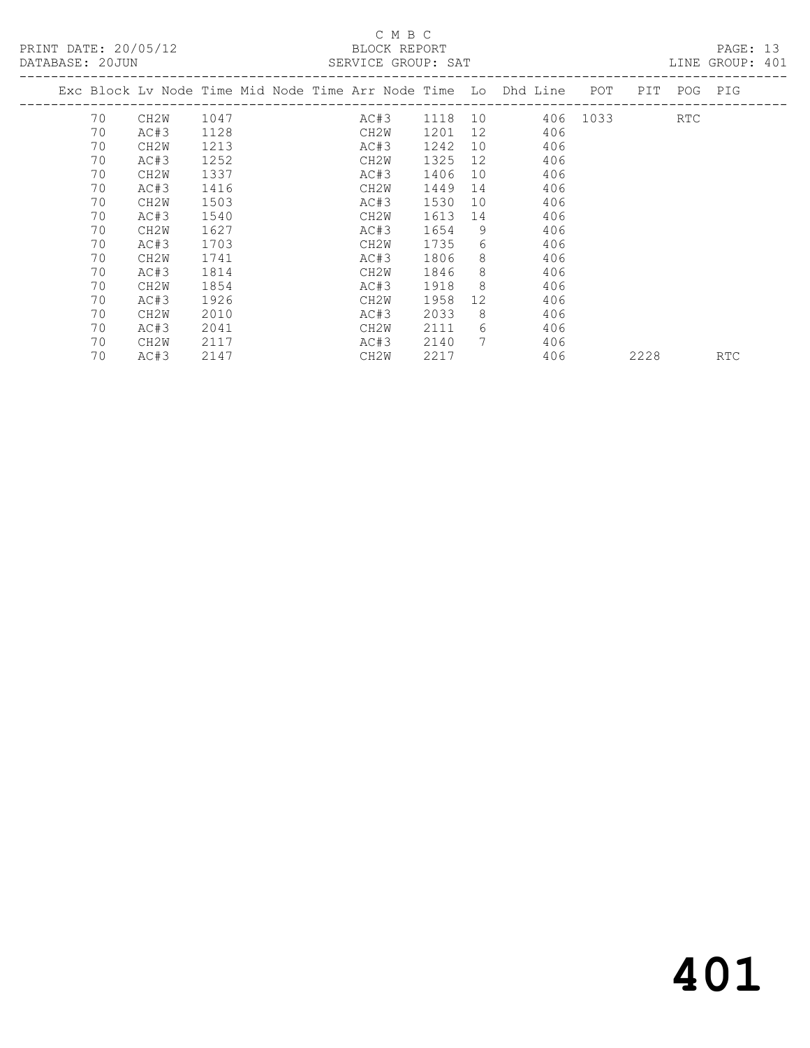C M B C

BLOCK REPORT

SERVICE GROUP: SAT

PRINT DATE: 20/05/12

DATABASE: 20JUN

LINE GROUP: 401

| Exc | Block | Lv | Node | Time | Mid Node | Time | Arr Node | Time | Lo | Dhd Line | POT | PIT | POG | PIG |
|---|---|---|---|---|---|---|---|---|---|---|---|---|---|---|
| | 70 | | CH2W | 1047 | | | AC#3 | 1118 | 10 | 406 | 1033 | | RTC | |
| | 70 | | AC#3 | 1128 | | | CH2W | 1201 | 12 | 406 | | | | |
| | 70 | | CH2W | 1213 | | | AC#3 | 1242 | 10 | 406 | | | | |
| | 70 | | AC#3 | 1252 | | | CH2W | 1325 | 12 | 406 | | | | |
| | 70 | | CH2W | 1337 | | | AC#3 | 1406 | 10 | 406 | | | | |
| | 70 | | AC#3 | 1416 | | | CH2W | 1449 | 14 | 406 | | | | |
| | 70 | | CH2W | 1503 | | | AC#3 | 1530 | 10 | 406 | | | | |
| | 70 | | AC#3 | 1540 | | | CH2W | 1613 | 14 | 406 | | | | |
| | 70 | | CH2W | 1627 | | | AC#3 | 1654 | 9 | 406 | | | | |
| | 70 | | AC#3 | 1703 | | | CH2W | 1735 | 6 | 406 | | | | |
| | 70 | | CH2W | 1741 | | | AC#3 | 1806 | 8 | 406 | | | | |
| | 70 | | AC#3 | 1814 | | | CH2W | 1846 | 8 | 406 | | | | |
| | 70 | | CH2W | 1854 | | | AC#3 | 1918 | 8 | 406 | | | | |
| | 70 | | AC#3 | 1926 | | | CH2W | 1958 | 12 | 406 | | | | |
| | 70 | | CH2W | 2010 | | | AC#3 | 2033 | 8 | 406 | | | | |
| | 70 | | AC#3 | 2041 | | | CH2W | 2111 | 6 | 406 | | | | |
| | 70 | | CH2W | 2117 | | | AC#3 | 2140 | 7 | 406 | | | | |
| | 70 | | AC#3 | 2147 | | | CH2W | 2217 | | 406 | | 2228 | | RTC |

# 401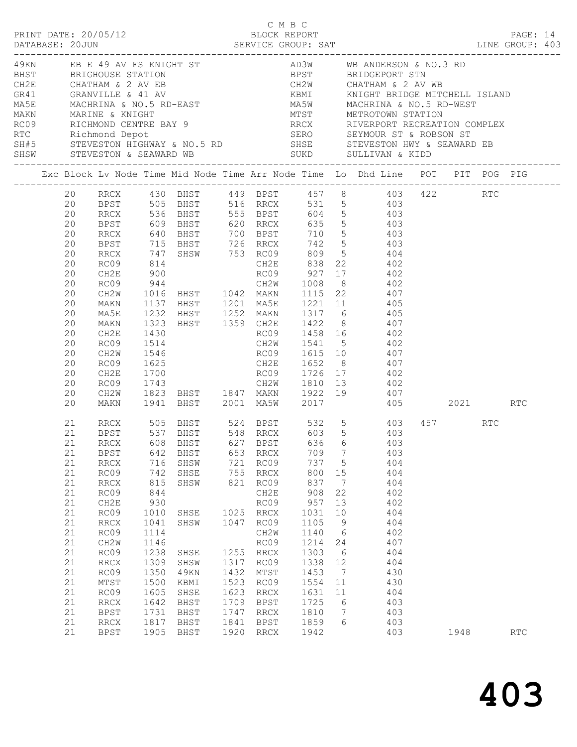C M B C

PRINT DATE: 20/05/12 BLOCK REPORT PAGE: 14
DATABASE: 20JUN SERVICE GROUP: SAT LINE GROUP: 403

| Code | Description | Code | Description |
|---|---|---|---|
| 49KN | EB E 49 AV FS KNIGHT ST | AD3W | WB ANDERSON & NO.3 RD |
| BHST | BRIGHOUSE STATION | BPST | BRIDGEPORT STN |
| CH2E | CHATHAM & 2 AV EB | CH2W | CHATHAM & 2 AV WB |
| GR41 | GRANVILLE & 41 AV | KBMI | KNIGHT BRIDGE MITCHELL ISLAND |
| MA5E | MACHRINA & NO.5 RD-EAST | MA5W | MACHRINA & NO.5 RD-WEST |
| MAKN | MARINE & KNIGHT | MTST | METROTOWN STATION |
| RC09 | RICHMOND CENTRE BAY 9 | RRCX | RIVERPORT RECREATION COMPLEX |
| RTC | Richmond Depot | SERO | SEYMOUR ST & ROBSON ST |
| SH#5 | STEVESTON HIGHWAY & NO.5 RD | SHSE | STEVESTON HWY & SEAWARD EB |
| SHSW | STEVESTON & SEAWARD WB | SUKD | SULLIVAN & KIDD |

| Exc | Block | Lv Node | Time | Mid Node | Time | Arr Node | Time | Lo | Dhd Line | POT | PIT | POG | PIG |
|---|---|---|---|---|---|---|---|---|---|---|---|---|---|
| | 20 | RRCX | 430 | BHST | 449 | BPST | 457 | 8 | 403 | 422 | | RTC | |
| | 20 | BPST | 505 | BHST | 516 | RRCX | 531 | 5 | 403 | | | | |
| | 20 | RRCX | 536 | BHST | 555 | BPST | 604 | 5 | 403 | | | | |
| | 20 | BPST | 609 | BHST | 620 | RRCX | 635 | 5 | 403 | | | | |
| | 20 | RRCX | 640 | BHST | 700 | BPST | 710 | 5 | 403 | | | | |
| | 20 | BPST | 715 | BHST | 726 | RRCX | 742 | 5 | 403 | | | | |
| | 20 | RRCX | 747 | SHSW | 753 | RC09 | 809 | 5 | 404 | | | | |
| | 20 | RC09 | 814 | | | CH2E | 838 | 22 | 402 | | | | |
| | 20 | CH2E | 900 | | | RC09 | 927 | 17 | 402 | | | | |
| | 20 | RC09 | 944 | | | CH2W | 1008 | 8 | 402 | | | | |
| | 20 | CH2W | 1016 | BHST | 1042 | MAKN | 1115 | 22 | 407 | | | | |
| | 20 | MAKN | 1137 | BHST | 1201 | MA5E | 1221 | 11 | 405 | | | | |
| | 20 | MA5E | 1232 | BHST | 1252 | MAKN | 1317 | 6 | 405 | | | | |
| | 20 | MAKN | 1323 | BHST | 1359 | CH2E | 1422 | 8 | 407 | | | | |
| | 20 | CH2E | 1430 | | | RC09 | 1458 | 16 | 402 | | | | |
| | 20 | RC09 | 1514 | | | CH2W | 1541 | 5 | 402 | | | | |
| | 20 | CH2W | 1546 | | | RC09 | 1615 | 10 | 407 | | | | |
| | 20 | RC09 | 1625 | | | CH2E | 1652 | 8 | 407 | | | | |
| | 20 | CH2E | 1700 | | | RC09 | 1726 | 17 | 402 | | | | |
| | 20 | RC09 | 1743 | | | CH2W | 1810 | 13 | 402 | | | | |
| | 20 | CH2W | 1823 | BHST | 1847 | MAKN | 1922 | 19 | 407 | | | | |
| | 20 | MAKN | 1941 | BHST | 2001 | MA5W | 2017 | | 405 | | 2021 | | RTC |
| | 21 | RRCX | 505 | BHST | 524 | BPST | 532 | 5 | 403 | 457 | | RTC | |
| | 21 | BPST | 537 | BHST | 548 | RRCX | 603 | 5 | 403 | | | | |
| | 21 | RRCX | 608 | BHST | 627 | BPST | 636 | 6 | 403 | | | | |
| | 21 | BPST | 642 | BHST | 653 | RRCX | 709 | 7 | 403 | | | | |
| | 21 | RRCX | 716 | SHSW | 721 | RC09 | 737 | 5 | 404 | | | | |
| | 21 | RC09 | 742 | SHSE | 755 | RRCX | 800 | 15 | 404 | | | | |
| | 21 | RRCX | 815 | SHSW | 821 | RC09 | 837 | 7 | 404 | | | | |
| | 21 | RC09 | 844 | | | CH2E | 908 | 22 | 402 | | | | |
| | 21 | CH2E | 930 | | | RC09 | 957 | 13 | 402 | | | | |
| | 21 | RC09 | 1010 | SHSE | 1025 | RRCX | 1031 | 10 | 404 | | | | |
| | 21 | RRCX | 1041 | SHSW | 1047 | RC09 | 1105 | 9 | 404 | | | | |
| | 21 | RC09 | 1114 | | | CH2W | 1140 | 6 | 402 | | | | |
| | 21 | CH2W | 1146 | | | RC09 | 1214 | 24 | 407 | | | | |
| | 21 | RC09 | 1238 | SHSE | 1255 | RRCX | 1303 | 6 | 404 | | | | |
| | 21 | RRCX | 1309 | SHSW | 1317 | RC09 | 1338 | 12 | 404 | | | | |
| | 21 | RC09 | 1350 | 49KN | 1432 | MTST | 1453 | 7 | 430 | | | | |
| | 21 | MTST | 1500 | KBMI | 1523 | RC09 | 1554 | 11 | 430 | | | | |
| | 21 | RC09 | 1605 | SHSE | 1623 | RRCX | 1631 | 11 | 404 | | | | |
| | 21 | RRCX | 1642 | BHST | 1709 | BPST | 1725 | 6 | 403 | | | | |
| | 21 | BPST | 1731 | BHST | 1747 | RRCX | 1810 | 7 | 403 | | | | |
| | 21 | RRCX | 1817 | BHST | 1841 | BPST | 1859 | 6 | 403 | | | | |
| | 21 | BPST | 1905 | BHST | 1920 | RRCX | 1942 | | 403 | | 1948 | | RTC |

# 403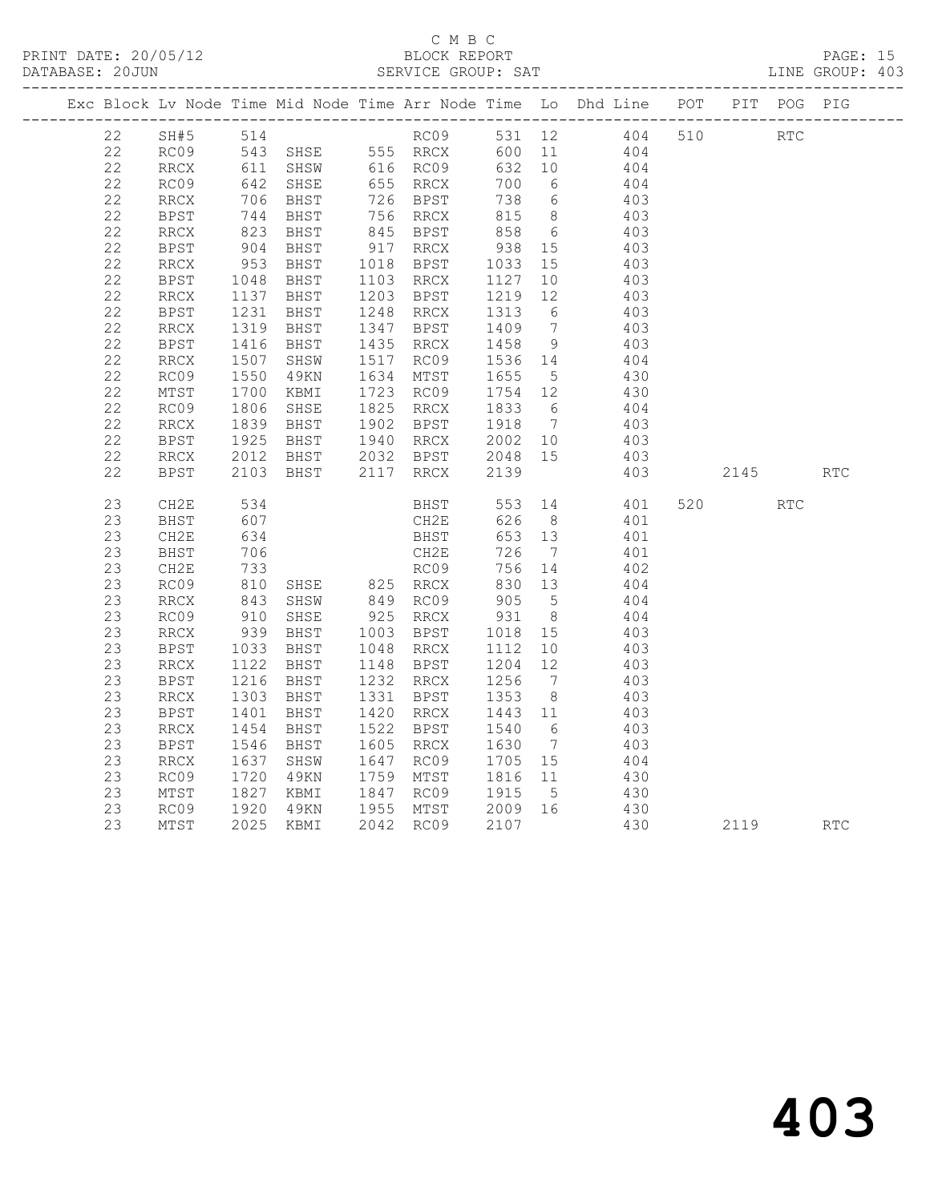C M B C

PRINT DATE: 20/05/12 BLOCK REPORT PAGE: 15
DATABASE: 20JUN SERVICE GROUP: SAT LINE GROUP: 403

| Exc | Block | Lv | Node | Time | Mid Node | Time | Arr Node | Time | Lo | Dhd Line | POT | PIT | POG | PIG |
|---|---|---|---|---|---|---|---|---|---|---|---|---|---|---|
| | 22 | | SH#5 | 514 | | | RC09 | 531 | 12 | 404 | 510 | | RTC | |
| | 22 | | RC09 | 543 | SHSE | 555 | RRCX | 600 | 11 | 404 | | | | |
| | 22 | | RRCX | 611 | SHSW | 616 | RC09 | 632 | 10 | 404 | | | | |
| | 22 | | RC09 | 642 | SHSE | 655 | RRCX | 700 | 6 | 404 | | | | |
| | 22 | | RRCX | 706 | BHST | 726 | BPST | 738 | 6 | 403 | | | | |
| | 22 | | BPST | 744 | BHST | 756 | RRCX | 815 | 8 | 403 | | | | |
| | 22 | | RRCX | 823 | BHST | 845 | BPST | 858 | 6 | 403 | | | | |
| | 22 | | BPST | 904 | BHST | 917 | RRCX | 938 | 15 | 403 | | | | |
| | 22 | | RRCX | 953 | BHST | 1018 | BPST | 1033 | 15 | 403 | | | | |
| | 22 | | BPST | 1048 | BHST | 1103 | RRCX | 1127 | 10 | 403 | | | | |
| | 22 | | RRCX | 1137 | BHST | 1203 | BPST | 1219 | 12 | 403 | | | | |
| | 22 | | BPST | 1231 | BHST | 1248 | RRCX | 1313 | 6 | 403 | | | | |
| | 22 | | RRCX | 1319 | BHST | 1347 | BPST | 1409 | 7 | 403 | | | | |
| | 22 | | BPST | 1416 | BHST | 1435 | RRCX | 1458 | 9 | 403 | | | | |
| | 22 | | RRCX | 1507 | SHSW | 1517 | RC09 | 1536 | 14 | 404 | | | | |
| | 22 | | RC09 | 1550 | 49KN | 1634 | MTST | 1655 | 5 | 430 | | | | |
| | 22 | | MTST | 1700 | KBMI | 1723 | RC09 | 1754 | 12 | 430 | | | | |
| | 22 | | RC09 | 1806 | SHSE | 1825 | RRCX | 1833 | 6 | 404 | | | | |
| | 22 | | RRCX | 1839 | BHST | 1902 | BPST | 1918 | 7 | 403 | | | | |
| | 22 | | BPST | 1925 | BHST | 1940 | RRCX | 2002 | 10 | 403 | | | | |
| | 22 | | RRCX | 2012 | BHST | 2032 | BPST | 2048 | 15 | 403 | | | | |
| | 22 | | BPST | 2103 | BHST | 2117 | RRCX | 2139 | | 403 | | 2145 | | RTC |
| | 23 | | CH2E | 534 | | | BHST | 553 | 14 | 401 | 520 | | RTC | |
| | 23 | | BHST | 607 | | | CH2E | 626 | 8 | 401 | | | | |
| | 23 | | CH2E | 634 | | | BHST | 653 | 13 | 401 | | | | |
| | 23 | | BHST | 706 | | | CH2E | 726 | 7 | 401 | | | | |
| | 23 | | CH2E | 733 | | | RC09 | 756 | 14 | 402 | | | | |
| | 23 | | RC09 | 810 | SHSE | 825 | RRCX | 830 | 13 | 404 | | | | |
| | 23 | | RRCX | 843 | SHSW | 849 | RC09 | 905 | 5 | 404 | | | | |
| | 23 | | RC09 | 910 | SHSE | 925 | RRCX | 931 | 8 | 404 | | | | |
| | 23 | | RRCX | 939 | BHST | 1003 | BPST | 1018 | 15 | 403 | | | | |
| | 23 | | BPST | 1033 | BHST | 1048 | RRCX | 1112 | 10 | 403 | | | | |
| | 23 | | RRCX | 1122 | BHST | 1148 | BPST | 1204 | 12 | 403 | | | | |
| | 23 | | BPST | 1216 | BHST | 1232 | RRCX | 1256 | 7 | 403 | | | | |
| | 23 | | RRCX | 1303 | BHST | 1331 | BPST | 1353 | 8 | 403 | | | | |
| | 23 | | BPST | 1401 | BHST | 1420 | RRCX | 1443 | 11 | 403 | | | | |
| | 23 | | RRCX | 1454 | BHST | 1522 | BPST | 1540 | 6 | 403 | | | | |
| | 23 | | BPST | 1546 | BHST | 1605 | RRCX | 1630 | 7 | 403 | | | | |
| | 23 | | RRCX | 1637 | SHSW | 1647 | RC09 | 1705 | 15 | 404 | | | | |
| | 23 | | RC09 | 1720 | 49KN | 1759 | MTST | 1816 | 11 | 430 | | | | |
| | 23 | | MTST | 1827 | KBMI | 1847 | RC09 | 1915 | 5 | 430 | | | | |
| | 23 | | RC09 | 1920 | 49KN | 1955 | MTST | 2009 | 16 | 430 | | | | |
| | 23 | | MTST | 2025 | KBMI | 2042 | RC09 | 2107 | | 430 | | 2119 | | RTC |

# 403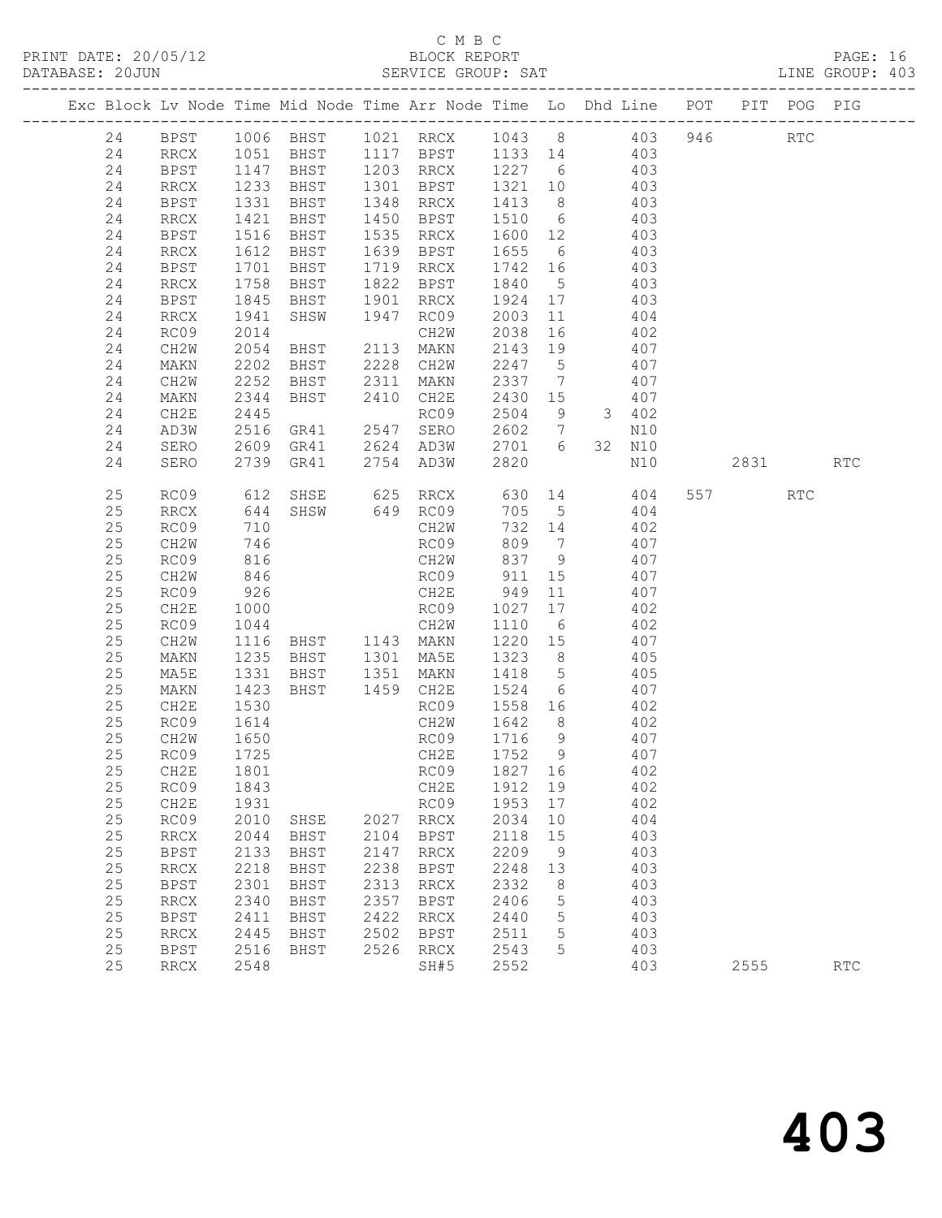C M B C

PRINT DATE: 20/05/12 BLOCK REPORT

DATABASE: 20JUN SERVICE GROUP: SAT LINE GROUP: 403

| Exc | Block | Lv | Node | Time | Mid Node | Time | Arr Node | Time | Lo | Dhd | Line | POT | PIT | POG | PIG |
|---|---|---|---|---|---|---|---|---|---|---|---|---|---|---|---|
| | 24 | | BPST | 1006 | BHST | 1021 | RRCX | 1043 | 8 | | 403 | 946 | | RTC | |
| | 24 | | RRCX | 1051 | BHST | 1117 | BPST | 1133 | 14 | | 403 | | | | |
| | 24 | | BPST | 1147 | BHST | 1203 | RRCX | 1227 | 6 | | 403 | | | | |
| | 24 | | RRCX | 1233 | BHST | 1301 | BPST | 1321 | 10 | | 403 | | | | |
| | 24 | | BPST | 1331 | BHST | 1348 | RRCX | 1413 | 8 | | 403 | | | | |
| | 24 | | RRCX | 1421 | BHST | 1450 | BPST | 1510 | 6 | | 403 | | | | |
| | 24 | | BPST | 1516 | BHST | 1535 | RRCX | 1600 | 12 | | 403 | | | | |
| | 24 | | RRCX | 1612 | BHST | 1639 | BPST | 1655 | 6 | | 403 | | | | |
| | 24 | | BPST | 1701 | BHST | 1719 | RRCX | 1742 | 16 | | 403 | | | | |
| | 24 | | RRCX | 1758 | BHST | 1822 | BPST | 1840 | 5 | | 403 | | | | |
| | 24 | | BPST | 1845 | BHST | 1901 | RRCX | 1924 | 17 | | 403 | | | | |
| | 24 | | RRCX | 1941 | SHSW | 1947 | RC09 | 2003 | 11 | | 404 | | | | |
| | 24 | | RC09 | 2014 | | | CH2W | 2038 | 16 | | 402 | | | | |
| | 24 | | CH2W | 2054 | BHST | 2113 | MAKN | 2143 | 19 | | 407 | | | | |
| | 24 | | MAKN | 2202 | BHST | 2228 | CH2W | 2247 | 5 | | 407 | | | | |
| | 24 | | CH2W | 2252 | BHST | 2311 | MAKN | 2337 | 7 | | 407 | | | | |
| | 24 | | MAKN | 2344 | BHST | 2410 | CH2E | 2430 | 15 | | 407 | | | | |
| | 24 | | CH2E | 2445 | | | RC09 | 2504 | 9 | 3 | 402 | | | | |
| | 24 | | AD3W | 2516 | GR41 | 2547 | SERO | 2602 | 7 | | N10 | | | | |
| | 24 | | SERO | 2609 | GR41 | 2624 | AD3W | 2701 | 6 | 32 | N10 | | | | |
| | 24 | | SERO | 2739 | GR41 | 2754 | AD3W | 2820 | | | N10 | | 2831 | | RTC |
| | 25 | | RC09 | 612 | SHSE | 625 | RRCX | 630 | 14 | | 404 | 557 | | RTC | |
| | 25 | | RRCX | 644 | SHSW | 649 | RC09 | 705 | 5 | | 404 | | | | |
| | 25 | | RC09 | 710 | | | CH2W | 732 | 14 | | 402 | | | | |
| | 25 | | CH2W | 746 | | | RC09 | 809 | 7 | | 407 | | | | |
| | 25 | | RC09 | 816 | | | CH2W | 837 | 9 | | 407 | | | | |
| | 25 | | CH2W | 846 | | | RC09 | 911 | 15 | | 407 | | | | |
| | 25 | | RC09 | 926 | | | CH2E | 949 | 11 | | 407 | | | | |
| | 25 | | CH2E | 1000 | | | RC09 | 1027 | 17 | | 402 | | | | |
| | 25 | | RC09 | 1044 | | | CH2W | 1110 | 6 | | 402 | | | | |
| | 25 | | CH2W | 1116 | BHST | 1143 | MAKN | 1220 | 15 | | 407 | | | | |
| | 25 | | MAKN | 1235 | BHST | 1301 | MA5E | 1323 | 8 | | 405 | | | | |
| | 25 | | MA5E | 1331 | BHST | 1351 | MAKN | 1418 | 5 | | 405 | | | | |
| | 25 | | MAKN | 1423 | BHST | 1459 | CH2E | 1524 | 6 | | 407 | | | | |
| | 25 | | CH2E | 1530 | | | RC09 | 1558 | 16 | | 402 | | | | |
| | 25 | | RC09 | 1614 | | | CH2W | 1642 | 8 | | 402 | | | | |
| | 25 | | CH2W | 1650 | | | RC09 | 1716 | 9 | | 407 | | | | |
| | 25 | | RC09 | 1725 | | | CH2E | 1752 | 9 | | 407 | | | | |
| | 25 | | CH2E | 1801 | | | RC09 | 1827 | 16 | | 402 | | | | |
| | 25 | | RC09 | 1843 | | | CH2E | 1912 | 19 | | 402 | | | | |
| | 25 | | CH2E | 1931 | | | RC09 | 1953 | 17 | | 402 | | | | |
| | 25 | | RC09 | 2010 | SHSE | 2027 | RRCX | 2034 | 10 | | 404 | | | | |
| | 25 | | RRCX | 2044 | BHST | 2104 | BPST | 2118 | 15 | | 403 | | | | |
| | 25 | | BPST | 2133 | BHST | 2147 | RRCX | 2209 | 9 | | 403 | | | | |
| | 25 | | RRCX | 2218 | BHST | 2238 | BPST | 2248 | 13 | | 403 | | | | |
| | 25 | | BPST | 2301 | BHST | 2313 | RRCX | 2332 | 8 | | 403 | | | | |
| | 25 | | RRCX | 2340 | BHST | 2357 | BPST | 2406 | 5 | | 403 | | | | |
| | 25 | | BPST | 2411 | BHST | 2422 | RRCX | 2440 | 5 | | 403 | | | | |
| | 25 | | RRCX | 2445 | BHST | 2502 | BPST | 2511 | 5 | | 403 | | | | |
| | 25 | | BPST | 2516 | BHST | 2526 | RRCX | 2543 | 5 | | 403 | | | | |
| | 25 | | RRCX | 2548 | | | SH#5 | 2552 | | | 403 | | 2555 | | RTC |

403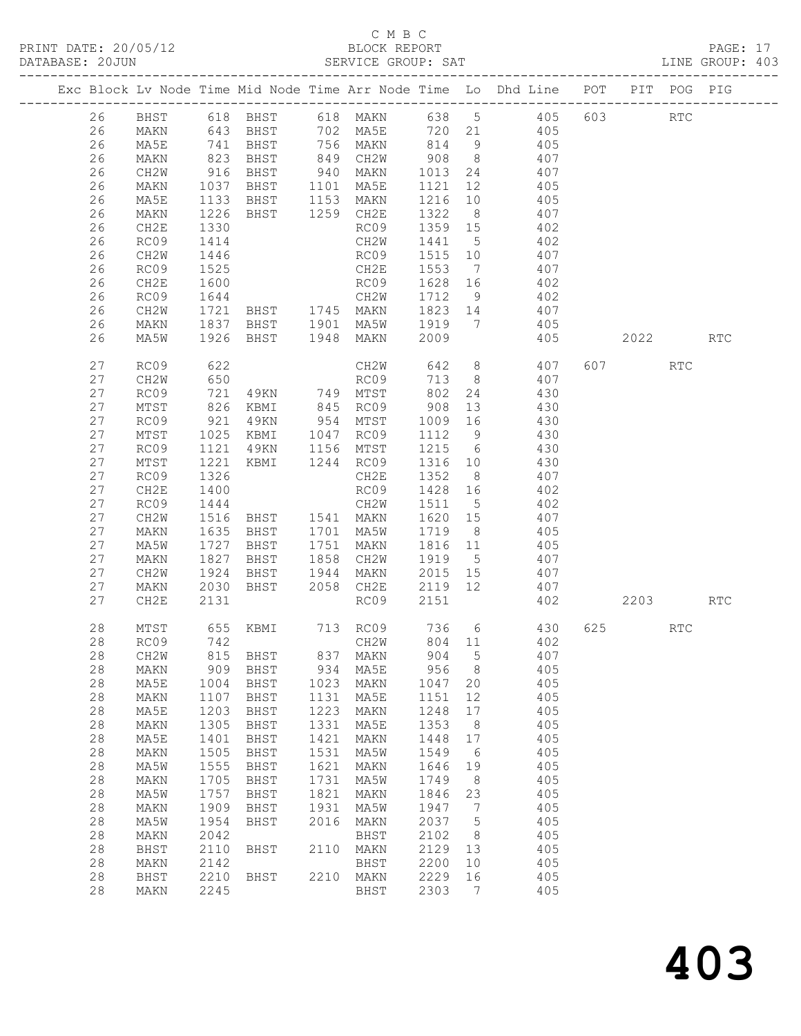C M B C
PRINT DATE: 20/05/12 BLOCK REPORT
DATABASE: 20JUN SERVICE GROUP: SAT LINE GROUP: 403

| Exc | Block | Lv | Node | Time | Mid Node | Time | Arr Node | Time | Lo | Dhd Line | POT | PIT | POG | PIG |
|---|---|---|---|---|---|---|---|---|---|---|---|---|---|---|
| | 26 | | BHST | 618 | BHST | 618 | MAKN | 638 | 5 | 405 | 603 | | RTC | |
| | 26 | | MAKN | 643 | BHST | 702 | MA5E | 720 | 21 | 405 | | | | |
| | 26 | | MA5E | 741 | BHST | 756 | MAKN | 814 | 9 | 405 | | | | |
| | 26 | | MAKN | 823 | BHST | 849 | CH2W | 908 | 8 | 407 | | | | |
| | 26 | | CH2W | 916 | BHST | 940 | MAKN | 1013 | 24 | 407 | | | | |
| | 26 | | MAKN | 1037 | BHST | 1101 | MA5E | 1121 | 12 | 405 | | | | |
| | 26 | | MA5E | 1133 | BHST | 1153 | MAKN | 1216 | 10 | 405 | | | | |
| | 26 | | MAKN | 1226 | BHST | 1259 | CH2E | 1322 | 8 | 407 | | | | |
| | 26 | | CH2E | 1330 | | | RC09 | 1359 | 15 | 402 | | | | |
| | 26 | | RC09 | 1414 | | | CH2W | 1441 | 5 | 402 | | | | |
| | 26 | | CH2W | 1446 | | | RC09 | 1515 | 10 | 407 | | | | |
| | 26 | | RC09 | 1525 | | | CH2E | 1553 | 7 | 407 | | | | |
| | 26 | | CH2E | 1600 | | | RC09 | 1628 | 16 | 402 | | | | |
| | 26 | | RC09 | 1644 | | | CH2W | 1712 | 9 | 402 | | | | |
| | 26 | | CH2W | 1721 | BHST | 1745 | MAKN | 1823 | 14 | 407 | | | | |
| | 26 | | MAKN | 1837 | BHST | 1901 | MA5W | 1919 | 7 | 405 | | | | |
| | 26 | | MA5W | 1926 | BHST | 1948 | MAKN | 2009 | | 405 | | 2022 | | RTC |
| | 27 | | RC09 | 622 | | | CH2W | 642 | 8 | 407 | 607 | | RTC | |
| | 27 | | CH2W | 650 | | | RC09 | 713 | 8 | 407 | | | | |
| | 27 | | RC09 | 721 | 49KN | 749 | MTST | 802 | 24 | 430 | | | | |
| | 27 | | MTST | 826 | KBMI | 845 | RC09 | 908 | 13 | 430 | | | | |
| | 27 | | RC09 | 921 | 49KN | 954 | MTST | 1009 | 16 | 430 | | | | |
| | 27 | | MTST | 1025 | KBMI | 1047 | RC09 | 1112 | 9 | 430 | | | | |
| | 27 | | RC09 | 1121 | 49KN | 1156 | MTST | 1215 | 6 | 430 | | | | |
| | 27 | | MTST | 1221 | KBMI | 1244 | RC09 | 1316 | 10 | 430 | | | | |
| | 27 | | RC09 | 1326 | | | CH2E | 1352 | 8 | 407 | | | | |
| | 27 | | CH2E | 1400 | | | RC09 | 1428 | 16 | 402 | | | | |
| | 27 | | RC09 | 1444 | | | CH2W | 1511 | 5 | 402 | | | | |
| | 27 | | CH2W | 1516 | BHST | 1541 | MAKN | 1620 | 15 | 407 | | | | |
| | 27 | | MAKN | 1635 | BHST | 1701 | MA5W | 1719 | 8 | 405 | | | | |
| | 27 | | MA5W | 1727 | BHST | 1751 | MAKN | 1816 | 11 | 405 | | | | |
| | 27 | | MAKN | 1827 | BHST | 1858 | CH2W | 1919 | 5 | 407 | | | | |
| | 27 | | CH2W | 1924 | BHST | 1944 | MAKN | 2015 | 15 | 407 | | | | |
| | 27 | | MAKN | 2030 | BHST | 2058 | CH2E | 2119 | 12 | 407 | | | | |
| | 27 | | CH2E | 2131 | | | RC09 | 2151 | | 402 | | 2203 | | RTC |
| | 28 | | MTST | 655 | KBMI | 713 | RC09 | 736 | 6 | 430 | 625 | | RTC | |
| | 28 | | RC09 | 742 | | | CH2W | 804 | 11 | 402 | | | | |
| | 28 | | CH2W | 815 | BHST | 837 | MAKN | 904 | 5 | 407 | | | | |
| | 28 | | MAKN | 909 | BHST | 934 | MA5E | 956 | 8 | 405 | | | | |
| | 28 | | MA5E | 1004 | BHST | 1023 | MAKN | 1047 | 20 | 405 | | | | |
| | 28 | | MAKN | 1107 | BHST | 1131 | MA5E | 1151 | 12 | 405 | | | | |
| | 28 | | MA5E | 1203 | BHST | 1223 | MAKN | 1248 | 17 | 405 | | | | |
| | 28 | | MAKN | 1305 | BHST | 1331 | MA5E | 1353 | 8 | 405 | | | | |
| | 28 | | MA5E | 1401 | BHST | 1421 | MAKN | 1448 | 17 | 405 | | | | |
| | 28 | | MAKN | 1505 | BHST | 1531 | MA5W | 1549 | 6 | 405 | | | | |
| | 28 | | MA5W | 1555 | BHST | 1621 | MAKN | 1646 | 19 | 405 | | | | |
| | 28 | | MAKN | 1705 | BHST | 1731 | MA5W | 1749 | 8 | 405 | | | | |
| | 28 | | MA5W | 1757 | BHST | 1821 | MAKN | 1846 | 23 | 405 | | | | |
| | 28 | | MAKN | 1909 | BHST | 1931 | MA5W | 1947 | 7 | 405 | | | | |
| | 28 | | MA5W | 1954 | BHST | 2016 | MAKN | 2037 | 5 | 405 | | | | |
| | 28 | | MAKN | 2042 | | | BHST | 2102 | 8 | 405 | | | | |
| | 28 | | BHST | 2110 | BHST | 2110 | MAKN | 2129 | 13 | 405 | | | | |
| | 28 | | MAKN | 2142 | | | BHST | 2200 | 10 | 405 | | | | |
| | 28 | | BHST | 2210 | BHST | 2210 | MAKN | 2229 | 16 | 405 | | | | |
| | 28 | | MAKN | 2245 | | | BHST | 2303 | 7 | 405 | | | | |

403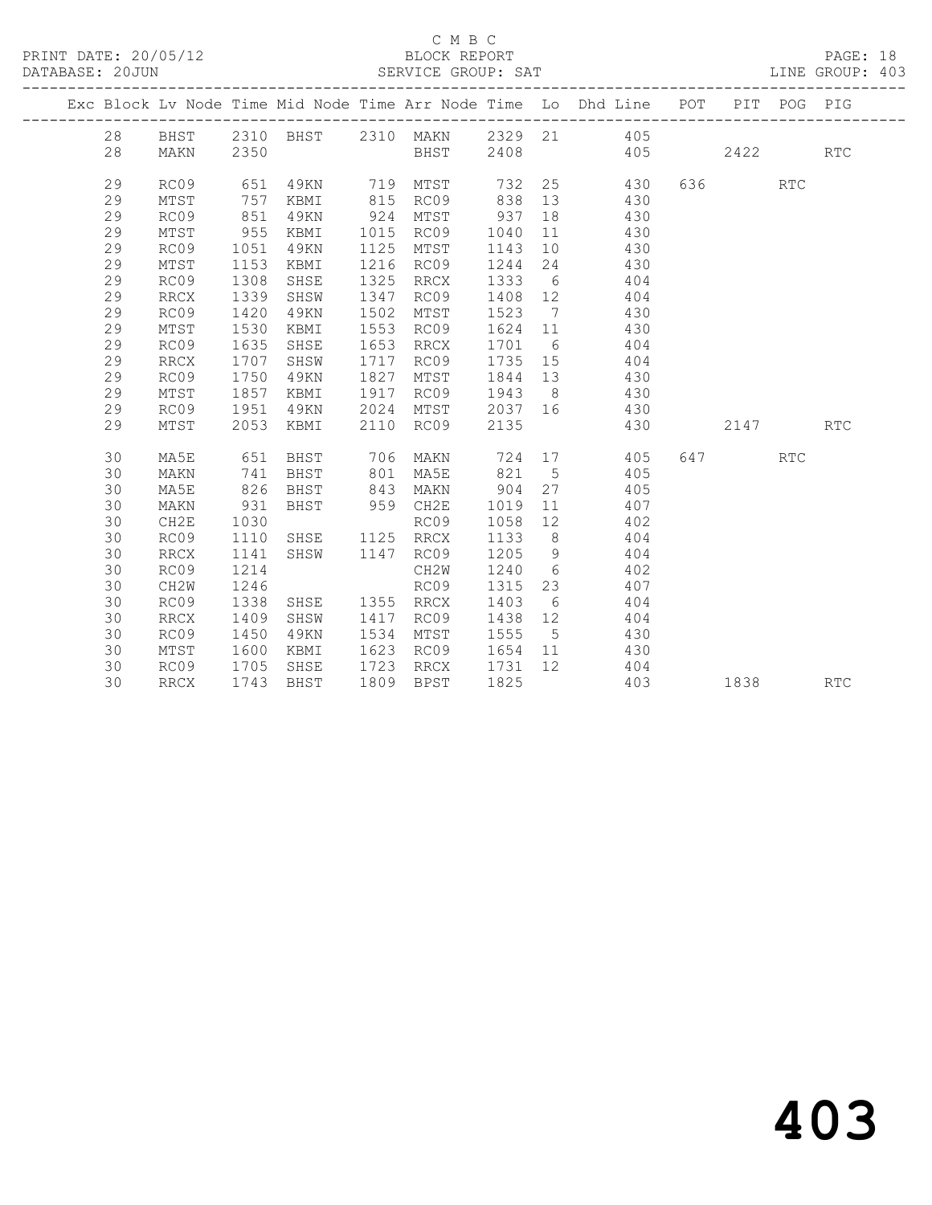C M B C

BLOCK REPORT

SERVICE GROUP: SAT

PRINT DATE: 20/05/12
DATABASE: 20JUN

LINE GROUP: 403

| Exc | Block | Lv | Node | Time | Mid Node | Time | Arr Node | Time | Lo | Dhd Line | POT | PIT | POG | PIG |
|---|---|---|---|---|---|---|---|---|---|---|---|---|---|---|
| | 28 | | BHST | 2310 | BHST | 2310 | MAKN | 2329 | 21 | 405 | | | | |
| | 28 | | MAKN | 2350 | | | BHST | 2408 | | 405 | | 2422 | | RTC |
| | 29 | | RC09 | 651 | 49KN | 719 | MTST | 732 | 25 | 430 | 636 | | RTC | |
| | 29 | | MTST | 757 | KBMI | 815 | RC09 | 838 | 13 | 430 | | | | |
| | 29 | | RC09 | 851 | 49KN | 924 | MTST | 937 | 18 | 430 | | | | |
| | 29 | | MTST | 955 | KBMI | 1015 | RC09 | 1040 | 11 | 430 | | | | |
| | 29 | | RC09 | 1051 | 49KN | 1125 | MTST | 1143 | 10 | 430 | | | | |
| | 29 | | MTST | 1153 | KBMI | 1216 | RC09 | 1244 | 24 | 430 | | | | |
| | 29 | | RC09 | 1308 | SHSE | 1325 | RRCX | 1333 | 6 | 404 | | | | |
| | 29 | | RRCX | 1339 | SHSW | 1347 | RC09 | 1408 | 12 | 404 | | | | |
| | 29 | | RC09 | 1420 | 49KN | 1502 | MTST | 1523 | 7 | 430 | | | | |
| | 29 | | MTST | 1530 | KBMI | 1553 | RC09 | 1624 | 11 | 430 | | | | |
| | 29 | | RC09 | 1635 | SHSE | 1653 | RRCX | 1701 | 6 | 404 | | | | |
| | 29 | | RRCX | 1707 | SHSW | 1717 | RC09 | 1735 | 15 | 404 | | | | |
| | 29 | | RC09 | 1750 | 49KN | 1827 | MTST | 1844 | 13 | 430 | | | | |
| | 29 | | MTST | 1857 | KBMI | 1917 | RC09 | 1943 | 8 | 430 | | | | |
| | 29 | | RC09 | 1951 | 49KN | 2024 | MTST | 2037 | 16 | 430 | | | | |
| | 29 | | MTST | 2053 | KBMI | 2110 | RC09 | 2135 | | 430 | | 2147 | | RTC |
| | 30 | | MA5E | 651 | BHST | 706 | MAKN | 724 | 17 | 405 | 647 | | RTC | |
| | 30 | | MAKN | 741 | BHST | 801 | MA5E | 821 | 5 | 405 | | | | |
| | 30 | | MA5E | 826 | BHST | 843 | MAKN | 904 | 27 | 405 | | | | |
| | 30 | | MAKN | 931 | BHST | 959 | CH2E | 1019 | 11 | 407 | | | | |
| | 30 | | CH2E | 1030 | | | RC09 | 1058 | 12 | 402 | | | | |
| | 30 | | RC09 | 1110 | SHSE | 1125 | RRCX | 1133 | 8 | 404 | | | | |
| | 30 | | RRCX | 1141 | SHSW | 1147 | RC09 | 1205 | 9 | 404 | | | | |
| | 30 | | RC09 | 1214 | | | CH2W | 1240 | 6 | 402 | | | | |
| | 30 | | CH2W | 1246 | | | RC09 | 1315 | 23 | 407 | | | | |
| | 30 | | RC09 | 1338 | SHSE | 1355 | RRCX | 1403 | 6 | 404 | | | | |
| | 30 | | RRCX | 1409 | SHSW | 1417 | RC09 | 1438 | 12 | 404 | | | | |
| | 30 | | RC09 | 1450 | 49KN | 1534 | MTST | 1555 | 5 | 430 | | | | |
| | 30 | | MTST | 1600 | KBMI | 1623 | RC09 | 1654 | 11 | 430 | | | | |
| | 30 | | RC09 | 1705 | SHSE | 1723 | RRCX | 1731 | 12 | 404 | | | | |
| | 30 | | RRCX | 1743 | BHST | 1809 | BPST | 1825 | | 403 | | 1838 | | RTC |

403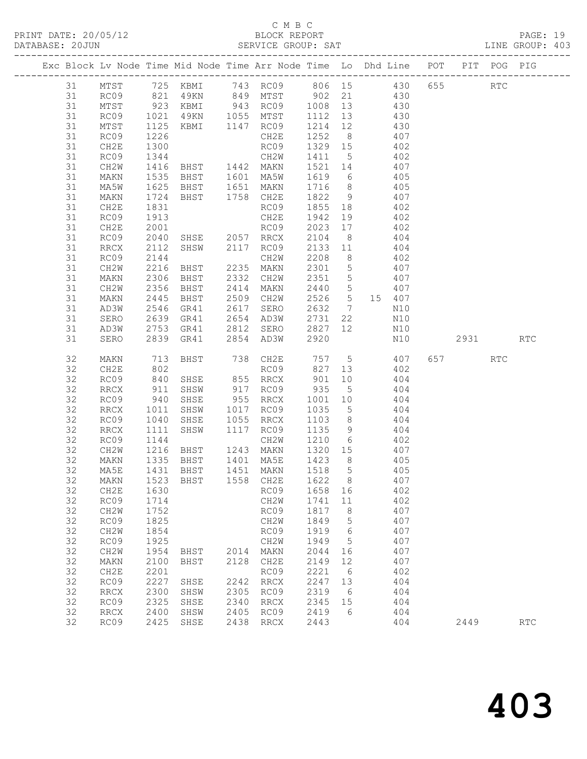C M B C

PRINT DATE: 20/05/12 BLOCK REPORT

DATABASE: 20JUN SERVICE GROUP: SAT LINE GROUP: 403

| Exc | Block | Lv | Node | Time | Mid Node | Time | Arr Node | Time | Lo | Dhd | Line | POT | PIT | POG | PIG |
|---|---|---|---|---|---|---|---|---|---|---|---|---|---|---|---|
| | 31 | | MTST | 725 | KBMI | 743 | RC09 | 806 | 15 | | 430 | 655 | | RTC | |
| | 31 | | RC09 | 821 | 49KN | 849 | MTST | 902 | 21 | | 430 | | | | |
| | 31 | | MTST | 923 | KBMI | 943 | RC09 | 1008 | 13 | | 430 | | | | |
| | 31 | | RC09 | 1021 | 49KN | 1055 | MTST | 1112 | 13 | | 430 | | | | |
| | 31 | | MTST | 1125 | KBMI | 1147 | RC09 | 1214 | 12 | | 430 | | | | |
| | 31 | | RC09 | 1226 | | | CH2E | 1252 | 8 | | 407 | | | | |
| | 31 | | CH2E | 1300 | | | RC09 | 1329 | 15 | | 402 | | | | |
| | 31 | | RC09 | 1344 | | | CH2W | 1411 | 5 | | 402 | | | | |
| | 31 | | CH2W | 1416 | BHST | 1442 | MAKN | 1521 | 14 | | 407 | | | | |
| | 31 | | MAKN | 1535 | BHST | 1601 | MA5W | 1619 | 6 | | 405 | | | | |
| | 31 | | MA5W | 1625 | BHST | 1651 | MAKN | 1716 | 8 | | 405 | | | | |
| | 31 | | MAKN | 1724 | BHST | 1758 | CH2E | 1822 | 9 | | 407 | | | | |
| | 31 | | CH2E | 1831 | | | RC09 | 1855 | 18 | | 402 | | | | |
| | 31 | | RC09 | 1913 | | | CH2E | 1942 | 19 | | 402 | | | | |
| | 31 | | CH2E | 2001 | | | RC09 | 2023 | 17 | | 402 | | | | |
| | 31 | | RC09 | 2040 | SHSE | 2057 | RRCX | 2104 | 8 | | 404 | | | | |
| | 31 | | RRCX | 2112 | SHSW | 2117 | RC09 | 2133 | 11 | | 404 | | | | |
| | 31 | | RC09 | 2144 | | | CH2W | 2208 | 8 | | 402 | | | | |
| | 31 | | CH2W | 2216 | BHST | 2235 | MAKN | 2301 | 5 | | 407 | | | | |
| | 31 | | MAKN | 2306 | BHST | 2332 | CH2W | 2351 | 5 | | 407 | | | | |
| | 31 | | CH2W | 2356 | BHST | 2414 | MAKN | 2440 | 5 | | 407 | | | | |
| | 31 | | MAKN | 2445 | BHST | 2509 | CH2W | 2526 | 5 | 15 | 407 | | | | |
| | 31 | | AD3W | 2546 | GR41 | 2617 | SERO | 2632 | 7 | | N10 | | | | |
| | 31 | | SERO | 2639 | GR41 | 2654 | AD3W | 2731 | 22 | | N10 | | | | |
| | 31 | | AD3W | 2753 | GR41 | 2812 | SERO | 2827 | 12 | | N10 | | | | |
| | 31 | | SERO | 2839 | GR41 | 2854 | AD3W | 2920 | | | N10 | | 2931 | | RTC |
| | 32 | | MAKN | 713 | BHST | 738 | CH2E | 757 | 5 | | 407 | 657 | | RTC | |
| | 32 | | CH2E | 802 | | | RC09 | 827 | 13 | | 402 | | | | |
| | 32 | | RC09 | 840 | SHSE | 855 | RRCX | 901 | 10 | | 404 | | | | |
| | 32 | | RRCX | 911 | SHSW | 917 | RC09 | 935 | 5 | | 404 | | | | |
| | 32 | | RC09 | 940 | SHSE | 955 | RRCX | 1001 | 10 | | 404 | | | | |
| | 32 | | RRCX | 1011 | SHSW | 1017 | RC09 | 1035 | 5 | | 404 | | | | |
| | 32 | | RC09 | 1040 | SHSE | 1055 | RRCX | 1103 | 8 | | 404 | | | | |
| | 32 | | RRCX | 1111 | SHSW | 1117 | RC09 | 1135 | 9 | | 404 | | | | |
| | 32 | | RC09 | 1144 | | | CH2W | 1210 | 6 | | 402 | | | | |
| | 32 | | CH2W | 1216 | BHST | 1243 | MAKN | 1320 | 15 | | 407 | | | | |
| | 32 | | MAKN | 1335 | BHST | 1401 | MA5E | 1423 | 8 | | 405 | | | | |
| | 32 | | MA5E | 1431 | BHST | 1451 | MAKN | 1518 | 5 | | 405 | | | | |
| | 32 | | MAKN | 1523 | BHST | 1558 | CH2E | 1622 | 8 | | 407 | | | | |
| | 32 | | CH2E | 1630 | | | RC09 | 1658 | 16 | | 402 | | | | |
| | 32 | | RC09 | 1714 | | | CH2W | 1741 | 11 | | 402 | | | | |
| | 32 | | CH2W | 1752 | | | RC09 | 1817 | 8 | | 407 | | | | |
| | 32 | | RC09 | 1825 | | | CH2W | 1849 | 5 | | 407 | | | | |
| | 32 | | CH2W | 1854 | | | RC09 | 1919 | 6 | | 407 | | | | |
| | 32 | | RC09 | 1925 | | | CH2W | 1949 | 5 | | 407 | | | | |
| | 32 | | CH2W | 1954 | BHST | 2014 | MAKN | 2044 | 16 | | 407 | | | | |
| | 32 | | MAKN | 2100 | BHST | 2128 | CH2E | 2149 | 12 | | 407 | | | | |
| | 32 | | CH2E | 2201 | | | RC09 | 2221 | 6 | | 402 | | | | |
| | 32 | | RC09 | 2227 | SHSE | 2242 | RRCX | 2247 | 13 | | 404 | | | | |
| | 32 | | RRCX | 2300 | SHSW | 2305 | RC09 | 2319 | 6 | | 404 | | | | |
| | 32 | | RC09 | 2325 | SHSE | 2340 | RRCX | 2345 | 15 | | 404 | | | | |
| | 32 | | RRCX | 2400 | SHSW | 2405 | RC09 | 2419 | 6 | | 404 | | | | |
| | 32 | | RC09 | 2425 | SHSE | 2438 | RRCX | 2443 | | | 404 | | 2449 | | RTC |

# 403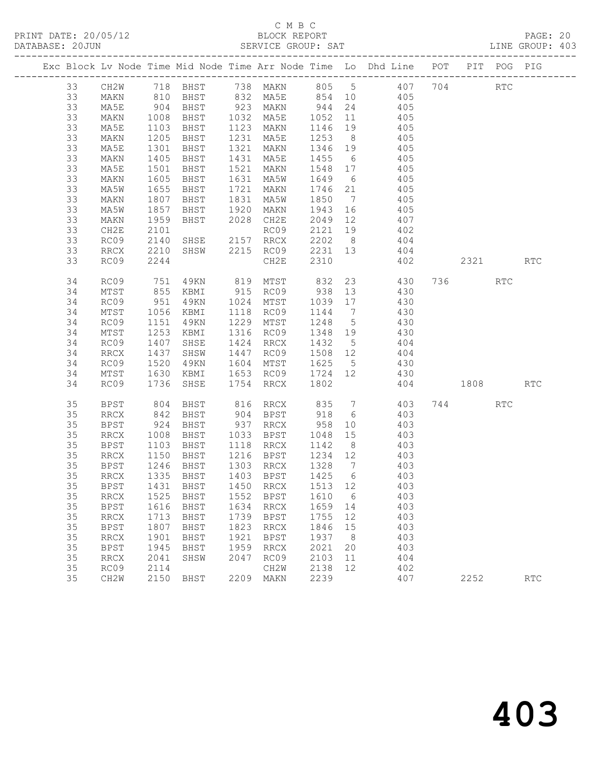C M B C

PRINT DATE: 20/05/12 BLOCK REPORT PAGE: 20
DATABASE: 20JUN SERVICE GROUP: SAT LINE GROUP: 403

| Exc | Block | Lv | Node | Time | Mid Node | Time | Arr Node | Time | Lo | Dhd Line | POT | PIT | POG | PIG |
|---|---|---|---|---|---|---|---|---|---|---|---|---|---|---|
| | 33 | | CH2W | 718 | BHST | 738 | MAKN | 805 | 5 | 407 | 704 | | RTC | |
| | 33 | | MAKN | 810 | BHST | 832 | MA5E | 854 | 10 | 405 | | | | |
| | 33 | | MA5E | 904 | BHST | 923 | MAKN | 944 | 24 | 405 | | | | |
| | 33 | | MAKN | 1008 | BHST | 1032 | MA5E | 1052 | 11 | 405 | | | | |
| | 33 | | MA5E | 1103 | BHST | 1123 | MAKN | 1146 | 19 | 405 | | | | |
| | 33 | | MAKN | 1205 | BHST | 1231 | MA5E | 1253 | 8 | 405 | | | | |
| | 33 | | MA5E | 1301 | BHST | 1321 | MAKN | 1346 | 19 | 405 | | | | |
| | 33 | | MAKN | 1405 | BHST | 1431 | MA5E | 1455 | 6 | 405 | | | | |
| | 33 | | MA5E | 1501 | BHST | 1521 | MAKN | 1548 | 17 | 405 | | | | |
| | 33 | | MAKN | 1605 | BHST | 1631 | MA5W | 1649 | 6 | 405 | | | | |
| | 33 | | MA5W | 1655 | BHST | 1721 | MAKN | 1746 | 21 | 405 | | | | |
| | 33 | | MAKN | 1807 | BHST | 1831 | MA5W | 1850 | 7 | 405 | | | | |
| | 33 | | MA5W | 1857 | BHST | 1920 | MAKN | 1943 | 16 | 405 | | | | |
| | 33 | | MAKN | 1959 | BHST | 2028 | CH2E | 2049 | 12 | 407 | | | | |
| | 33 | | CH2E | 2101 | | | RC09 | 2121 | 19 | 402 | | | | |
| | 33 | | RC09 | 2140 | SHSE | 2157 | RRCX | 2202 | 8 | 404 | | | | |
| | 33 | | RRCX | 2210 | SHSW | 2215 | RC09 | 2231 | 13 | 404 | | | | |
| | 33 | | RC09 | 2244 | | | CH2E | 2310 | | 402 | | 2321 | | RTC |
| | 34 | | RC09 | 751 | 49KN | 819 | MTST | 832 | 23 | 430 | 736 | | RTC | |
| | 34 | | MTST | 855 | KBMI | 915 | RC09 | 938 | 13 | 430 | | | | |
| | 34 | | RC09 | 951 | 49KN | 1024 | MTST | 1039 | 17 | 430 | | | | |
| | 34 | | MTST | 1056 | KBMI | 1118 | RC09 | 1144 | 7 | 430 | | | | |
| | 34 | | RC09 | 1151 | 49KN | 1229 | MTST | 1248 | 5 | 430 | | | | |
| | 34 | | MTST | 1253 | KBMI | 1316 | RC09 | 1348 | 19 | 430 | | | | |
| | 34 | | RC09 | 1407 | SHSE | 1424 | RRCX | 1432 | 5 | 404 | | | | |
| | 34 | | RRCX | 1437 | SHSW | 1447 | RC09 | 1508 | 12 | 404 | | | | |
| | 34 | | RC09 | 1520 | 49KN | 1604 | MTST | 1625 | 5 | 430 | | | | |
| | 34 | | MTST | 1630 | KBMI | 1653 | RC09 | 1724 | 12 | 430 | | | | |
| | 34 | | RC09 | 1736 | SHSE | 1754 | RRCX | 1802 | | 404 | | 1808 | | RTC |
| | 35 | | BPST | 804 | BHST | 816 | RRCX | 835 | 7 | 403 | 744 | | RTC | |
| | 35 | | RRCX | 842 | BHST | 904 | BPST | 918 | 6 | 403 | | | | |
| | 35 | | BPST | 924 | BHST | 937 | RRCX | 958 | 10 | 403 | | | | |
| | 35 | | RRCX | 1008 | BHST | 1033 | BPST | 1048 | 15 | 403 | | | | |
| | 35 | | BPST | 1103 | BHST | 1118 | RRCX | 1142 | 8 | 403 | | | | |
| | 35 | | RRCX | 1150 | BHST | 1216 | BPST | 1234 | 12 | 403 | | | | |
| | 35 | | BPST | 1246 | BHST | 1303 | RRCX | 1328 | 7 | 403 | | | | |
| | 35 | | RRCX | 1335 | BHST | 1403 | BPST | 1425 | 6 | 403 | | | | |
| | 35 | | BPST | 1431 | BHST | 1450 | RRCX | 1513 | 12 | 403 | | | | |
| | 35 | | RRCX | 1525 | BHST | 1552 | BPST | 1610 | 6 | 403 | | | | |
| | 35 | | BPST | 1616 | BHST | 1634 | RRCX | 1659 | 14 | 403 | | | | |
| | 35 | | RRCX | 1713 | BHST | 1739 | BPST | 1755 | 12 | 403 | | | | |
| | 35 | | BPST | 1807 | BHST | 1823 | RRCX | 1846 | 15 | 403 | | | | |
| | 35 | | RRCX | 1901 | BHST | 1921 | BPST | 1937 | 8 | 403 | | | | |
| | 35 | | BPST | 1945 | BHST | 1959 | RRCX | 2021 | 20 | 403 | | | | |
| | 35 | | RRCX | 2041 | SHSW | 2047 | RC09 | 2103 | 11 | 404 | | | | |
| | 35 | | RC09 | 2114 | | | CH2W | 2138 | 12 | 402 | | | | |
| | 35 | | CH2W | 2150 | BHST | 2209 | MAKN | 2239 | | 407 | | 2252 | | RTC |

403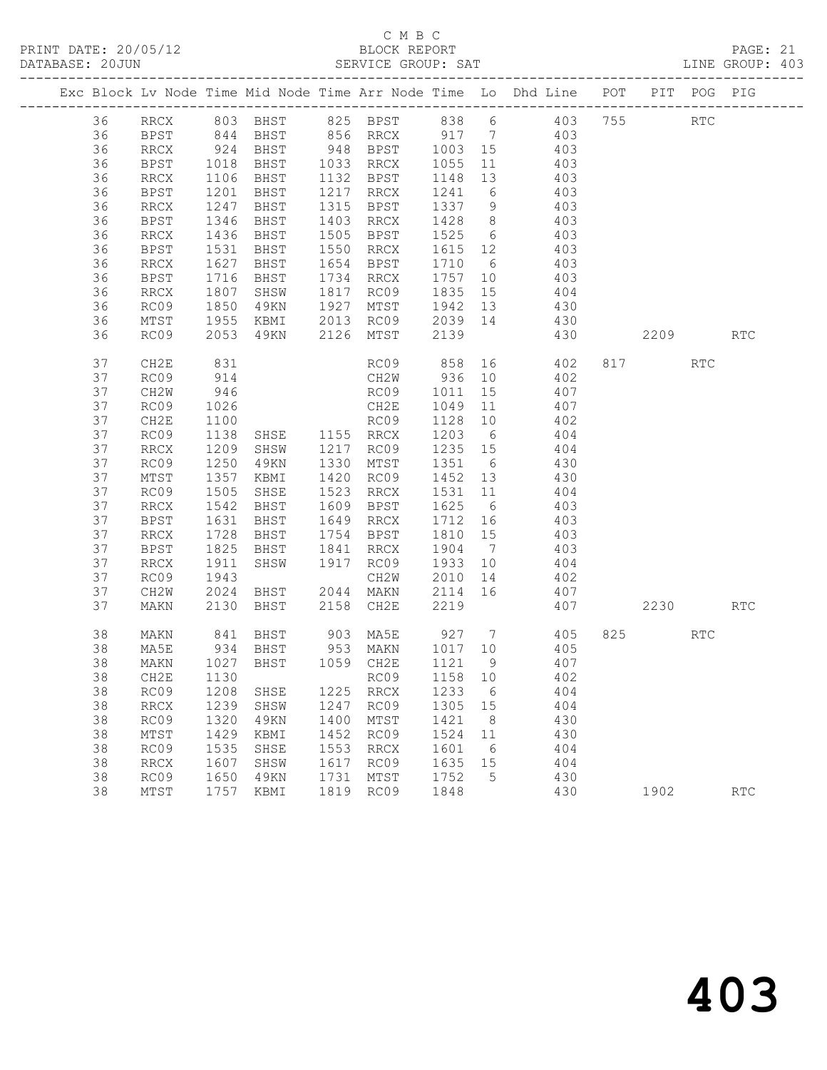C M B C

PRINT DATE: 20/05/12 BLOCK REPORT

DATABASE: 20JUN SERVICE GROUP: SAT LINE GROUP: 403

| Exc | Block | Lv | Node | Time | Mid Node | Time | Arr Node | Time | Lo | Dhd Line | POT | PIT | POG | PIG |
|---|---|---|---|---|---|---|---|---|---|---|---|---|---|---|
| | 36 | | RRCX | 803 | BHST | 825 | BPST | 838 | 6 | 403 | 755 | | RTC | |
| | 36 | | BPST | 844 | BHST | 856 | RRCX | 917 | 7 | 403 | | | | |
| | 36 | | RRCX | 924 | BHST | 948 | BPST | 1003 | 15 | 403 | | | | |
| | 36 | | BPST | 1018 | BHST | 1033 | RRCX | 1055 | 11 | 403 | | | | |
| | 36 | | RRCX | 1106 | BHST | 1132 | BPST | 1148 | 13 | 403 | | | | |
| | 36 | | BPST | 1201 | BHST | 1217 | RRCX | 1241 | 6 | 403 | | | | |
| | 36 | | RRCX | 1247 | BHST | 1315 | BPST | 1337 | 9 | 403 | | | | |
| | 36 | | BPST | 1346 | BHST | 1403 | RRCX | 1428 | 8 | 403 | | | | |
| | 36 | | RRCX | 1436 | BHST | 1505 | BPST | 1525 | 6 | 403 | | | | |
| | 36 | | BPST | 1531 | BHST | 1550 | RRCX | 1615 | 12 | 403 | | | | |
| | 36 | | RRCX | 1627 | BHST | 1654 | BPST | 1710 | 6 | 403 | | | | |
| | 36 | | BPST | 1716 | BHST | 1734 | RRCX | 1757 | 10 | 403 | | | | |
| | 36 | | RRCX | 1807 | SHSW | 1817 | RC09 | 1835 | 15 | 404 | | | | |
| | 36 | | RC09 | 1850 | 49KN | 1927 | MTST | 1942 | 13 | 430 | | | | |
| | 36 | | MTST | 1955 | KBMI | 2013 | RC09 | 2039 | 14 | 430 | | | | |
| | 36 | | RC09 | 2053 | 49KN | 2126 | MTST | 2139 | | 430 | | 2209 | | RTC |
| | 37 | | CH2E | 831 | | | RC09 | 858 | 16 | 402 | 817 | | RTC | |
| | 37 | | RC09 | 914 | | | CH2W | 936 | 10 | 402 | | | | |
| | 37 | | CH2W | 946 | | | RC09 | 1011 | 15 | 407 | | | | |
| | 37 | | RC09 | 1026 | | | CH2E | 1049 | 11 | 407 | | | | |
| | 37 | | CH2E | 1100 | | | RC09 | 1128 | 10 | 402 | | | | |
| | 37 | | RC09 | 1138 | SHSE | 1155 | RRCX | 1203 | 6 | 404 | | | | |
| | 37 | | RRCX | 1209 | SHSW | 1217 | RC09 | 1235 | 15 | 404 | | | | |
| | 37 | | RC09 | 1250 | 49KN | 1330 | MTST | 1351 | 6 | 430 | | | | |
| | 37 | | MTST | 1357 | KBMI | 1420 | RC09 | 1452 | 13 | 430 | | | | |
| | 37 | | RC09 | 1505 | SHSE | 1523 | RRCX | 1531 | 11 | 404 | | | | |
| | 37 | | RRCX | 1542 | BHST | 1609 | BPST | 1625 | 6 | 403 | | | | |
| | 37 | | BPST | 1631 | BHST | 1649 | RRCX | 1712 | 16 | 403 | | | | |
| | 37 | | RRCX | 1728 | BHST | 1754 | BPST | 1810 | 15 | 403 | | | | |
| | 37 | | BPST | 1825 | BHST | 1841 | RRCX | 1904 | 7 | 403 | | | | |
| | 37 | | RRCX | 1911 | SHSW | 1917 | RC09 | 1933 | 10 | 404 | | | | |
| | 37 | | RC09 | 1943 | | | CH2W | 2010 | 14 | 402 | | | | |
| | 37 | | CH2W | 2024 | BHST | 2044 | MAKN | 2114 | 16 | 407 | | | | |
| | 37 | | MAKN | 2130 | BHST | 2158 | CH2E | 2219 | | 407 | | 2230 | | RTC |
| | 38 | | MAKN | 841 | BHST | 903 | MA5E | 927 | 7 | 405 | 825 | | RTC | |
| | 38 | | MA5E | 934 | BHST | 953 | MAKN | 1017 | 10 | 405 | | | | |
| | 38 | | MAKN | 1027 | BHST | 1059 | CH2E | 1121 | 9 | 407 | | | | |
| | 38 | | CH2E | 1130 | | | RC09 | 1158 | 10 | 402 | | | | |
| | 38 | | RC09 | 1208 | SHSE | 1225 | RRCX | 1233 | 6 | 404 | | | | |
| | 38 | | RRCX | 1239 | SHSW | 1247 | RC09 | 1305 | 15 | 404 | | | | |
| | 38 | | RC09 | 1320 | 49KN | 1400 | MTST | 1421 | 8 | 430 | | | | |
| | 38 | | MTST | 1429 | KBMI | 1452 | RC09 | 1524 | 11 | 430 | | | | |
| | 38 | | RC09 | 1535 | SHSE | 1553 | RRCX | 1601 | 6 | 404 | | | | |
| | 38 | | RRCX | 1607 | SHSW | 1617 | RC09 | 1635 | 15 | 404 | | | | |
| | 38 | | RC09 | 1650 | 49KN | 1731 | MTST | 1752 | 5 | 430 | | | | |
| | 38 | | MTST | 1757 | KBMI | 1819 | RC09 | 1848 | | 430 | | 1902 | | RTC |

403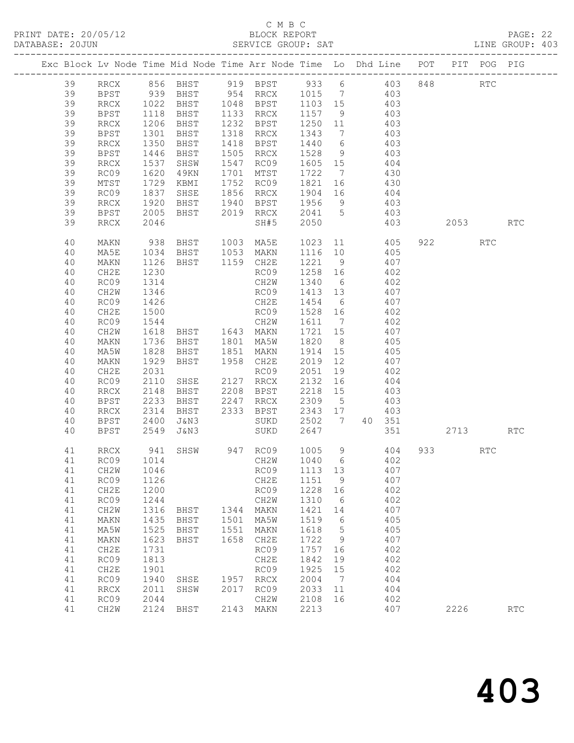C M B C
BLOCK REPORT
SERVICE GROUP: SAT

PRINT DATE: 20/05/12
DATABASE: 20JUN

LINE GROUP: 403

| Exc | Block | Lv Node | Time | Mid Node | Time | Arr Node | Time | Lo | Dhd | Line | POT | PIT | POG | PIG |
|---|---|---|---|---|---|---|---|---|---|---|---|---|---|---|
| | 39 | RRCX | 856 | BHST | 919 | BPST | 933 | 6 | | 403 | 848 | | RTC | |
| | 39 | BPST | 939 | BHST | 954 | RRCX | 1015 | 7 | | 403 | | | | |
| | 39 | RRCX | 1022 | BHST | 1048 | BPST | 1103 | 15 | | 403 | | | | |
| | 39 | BPST | 1118 | BHST | 1133 | RRCX | 1157 | 9 | | 403 | | | | |
| | 39 | RRCX | 1206 | BHST | 1232 | BPST | 1250 | 11 | | 403 | | | | |
| | 39 | BPST | 1301 | BHST | 1318 | RRCX | 1343 | 7 | | 403 | | | | |
| | 39 | RRCX | 1350 | BHST | 1418 | BPST | 1440 | 6 | | 403 | | | | |
| | 39 | BPST | 1446 | BHST | 1505 | RRCX | 1528 | 9 | | 403 | | | | |
| | 39 | RRCX | 1537 | SHSW | 1547 | RC09 | 1605 | 15 | | 404 | | | | |
| | 39 | RC09 | 1620 | 49KN | 1701 | MTST | 1722 | 7 | | 430 | | | | |
| | 39 | MTST | 1729 | KBMI | 1752 | RC09 | 1821 | 16 | | 430 | | | | |
| | 39 | RC09 | 1837 | SHSE | 1856 | RRCX | 1904 | 16 | | 404 | | | | |
| | 39 | RRCX | 1920 | BHST | 1940 | BPST | 1956 | 9 | | 403 | | | | |
| | 39 | BPST | 2005 | BHST | 2019 | RRCX | 2041 | 5 | | 403 | | | | |
| | 39 | RRCX | 2046 | | | SH#5 | 2050 | | | 403 | | 2053 | | RTC |
| | 40 | MAKN | 938 | BHST | 1003 | MA5E | 1023 | 11 | | 405 | 922 | | RTC | |
| | 40 | MA5E | 1034 | BHST | 1053 | MAKN | 1116 | 10 | | 405 | | | | |
| | 40 | MAKN | 1126 | BHST | 1159 | CH2E | 1221 | 9 | | 407 | | | | |
| | 40 | CH2E | 1230 | | | RC09 | 1258 | 16 | | 402 | | | | |
| | 40 | RC09 | 1314 | | | CH2W | 1340 | 6 | | 402 | | | | |
| | 40 | CH2W | 1346 | | | RC09 | 1413 | 13 | | 407 | | | | |
| | 40 | RC09 | 1426 | | | CH2E | 1454 | 6 | | 407 | | | | |
| | 40 | CH2E | 1500 | | | RC09 | 1528 | 16 | | 402 | | | | |
| | 40 | RC09 | 1544 | | | CH2W | 1611 | 7 | | 402 | | | | |
| | 40 | CH2W | 1618 | BHST | 1643 | MAKN | 1721 | 15 | | 407 | | | | |
| | 40 | MAKN | 1736 | BHST | 1801 | MA5W | 1820 | 8 | | 405 | | | | |
| | 40 | MA5W | 1828 | BHST | 1851 | MAKN | 1914 | 15 | | 405 | | | | |
| | 40 | MAKN | 1929 | BHST | 1958 | CH2E | 2019 | 12 | | 407 | | | | |
| | 40 | CH2E | 2031 | | | RC09 | 2051 | 19 | | 402 | | | | |
| | 40 | RC09 | 2110 | SHSE | 2127 | RRCX | 2132 | 16 | | 404 | | | | |
| | 40 | RRCX | 2148 | BHST | 2208 | BPST | 2218 | 15 | | 403 | | | | |
| | 40 | BPST | 2233 | BHST | 2247 | RRCX | 2309 | 5 | | 403 | | | | |
| | 40 | RRCX | 2314 | BHST | 2333 | BPST | 2343 | 17 | | 403 | | | | |
| | 40 | BPST | 2400 | J&N3 | | SUKD | 2502 | 7 | 40 | 351 | | | | |
| | 40 | BPST | 2549 | J&N3 | | SUKD | 2647 | | | 351 | | 2713 | | RTC |
| | 41 | RRCX | 941 | SHSW | 947 | RC09 | 1005 | 9 | | 404 | 933 | | RTC | |
| | 41 | RC09 | 1014 | | | CH2W | 1040 | 6 | | 402 | | | | |
| | 41 | CH2W | 1046 | | | RC09 | 1113 | 13 | | 407 | | | | |
| | 41 | RC09 | 1126 | | | CH2E | 1151 | 9 | | 407 | | | | |
| | 41 | CH2E | 1200 | | | RC09 | 1228 | 16 | | 402 | | | | |
| | 41 | RC09 | 1244 | | | CH2W | 1310 | 6 | | 402 | | | | |
| | 41 | CH2W | 1316 | BHST | 1344 | MAKN | 1421 | 14 | | 407 | | | | |
| | 41 | MAKN | 1435 | BHST | 1501 | MA5W | 1519 | 6 | | 405 | | | | |
| | 41 | MA5W | 1525 | BHST | 1551 | MAKN | 1618 | 5 | | 405 | | | | |
| | 41 | MAKN | 1623 | BHST | 1658 | CH2E | 1722 | 9 | | 407 | | | | |
| | 41 | CH2E | 1731 | | | RC09 | 1757 | 16 | | 402 | | | | |
| | 41 | RC09 | 1813 | | | CH2E | 1842 | 19 | | 402 | | | | |
| | 41 | CH2E | 1901 | | | RC09 | 1925 | 15 | | 402 | | | | |
| | 41 | RC09 | 1940 | SHSE | 1957 | RRCX | 2004 | 7 | | 404 | | | | |
| | 41 | RRCX | 2011 | SHSW | 2017 | RC09 | 2033 | 11 | | 404 | | | | |
| | 41 | RC09 | 2044 | | | CH2W | 2108 | 16 | | 402 | | | | |
| | 41 | CH2W | 2124 | BHST | 2143 | MAKN | 2213 | | | 407 | | 2226 | | RTC |

403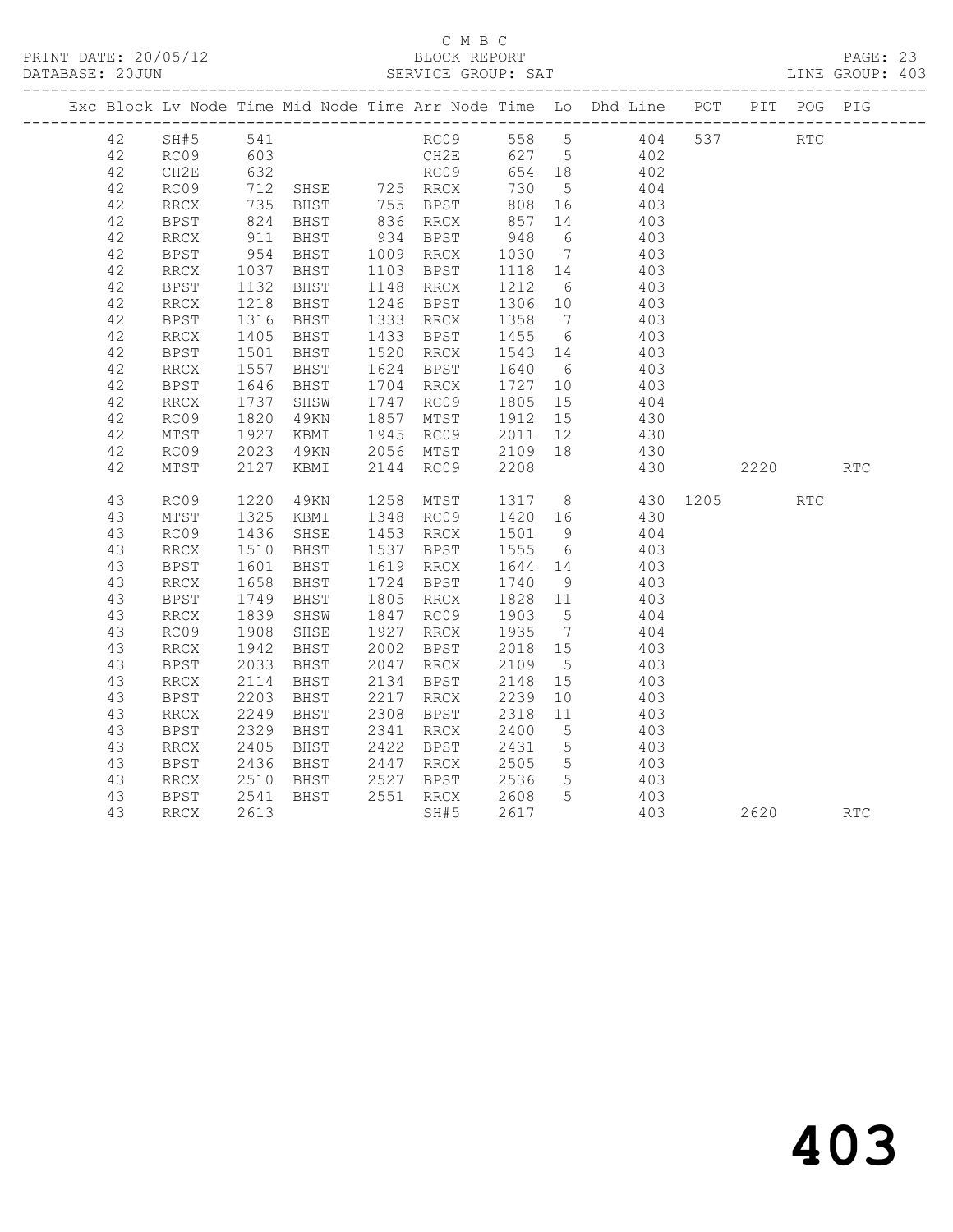C M B C

PRINT DATE: 20/05/12 BLOCK REPORT
DATABASE: 20JUN SERVICE GROUP: SAT LINE GROUP: 403

| Exc | Block | Lv | Node | Time | Mid Node | Time | Arr Node | Time | Lo | Dhd Line | POT | PIT | POG | PIG |
|---|---|---|---|---|---|---|---|---|---|---|---|---|---|---|
| | 42 | | SH#5 | 541 | | | RC09 | 558 | 5 | 404 | 537 | | RTC | |
| | 42 | | RC09 | 603 | | | CH2E | 627 | 5 | 402 | | | | |
| | 42 | | CH2E | 632 | | | RC09 | 654 | 18 | 402 | | | | |
| | 42 | | RC09 | 712 | SHSE | 725 | RRCX | 730 | 5 | 404 | | | | |
| | 42 | | RRCX | 735 | BHST | 755 | BPST | 808 | 16 | 403 | | | | |
| | 42 | | BPST | 824 | BHST | 836 | RRCX | 857 | 14 | 403 | | | | |
| | 42 | | RRCX | 911 | BHST | 934 | BPST | 948 | 6 | 403 | | | | |
| | 42 | | BPST | 954 | BHST | 1009 | RRCX | 1030 | 7 | 403 | | | | |
| | 42 | | RRCX | 1037 | BHST | 1103 | BPST | 1118 | 14 | 403 | | | | |
| | 42 | | BPST | 1132 | BHST | 1148 | RRCX | 1212 | 6 | 403 | | | | |
| | 42 | | RRCX | 1218 | BHST | 1246 | BPST | 1306 | 10 | 403 | | | | |
| | 42 | | BPST | 1316 | BHST | 1333 | RRCX | 1358 | 7 | 403 | | | | |
| | 42 | | RRCX | 1405 | BHST | 1433 | BPST | 1455 | 6 | 403 | | | | |
| | 42 | | BPST | 1501 | BHST | 1520 | RRCX | 1543 | 14 | 403 | | | | |
| | 42 | | RRCX | 1557 | BHST | 1624 | BPST | 1640 | 6 | 403 | | | | |
| | 42 | | BPST | 1646 | BHST | 1704 | RRCX | 1727 | 10 | 403 | | | | |
| | 42 | | RRCX | 1737 | SHSW | 1747 | RC09 | 1805 | 15 | 404 | | | | |
| | 42 | | RC09 | 1820 | 49KN | 1857 | MTST | 1912 | 15 | 430 | | | | |
| | 42 | | MTST | 1927 | KBMI | 1945 | RC09 | 2011 | 12 | 430 | | | | |
| | 42 | | RC09 | 2023 | 49KN | 2056 | MTST | 2109 | 18 | 430 | | | | |
| | 42 | | MTST | 2127 | KBMI | 2144 | RC09 | 2208 | | 430 | | 2220 | | RTC |
| | 43 | | RC09 | 1220 | 49KN | 1258 | MTST | 1317 | 8 | 430 | 1205 | | RTC | |
| | 43 | | MTST | 1325 | KBMI | 1348 | RC09 | 1420 | 16 | 430 | | | | |
| | 43 | | RC09 | 1436 | SHSE | 1453 | RRCX | 1501 | 9 | 404 | | | | |
| | 43 | | RRCX | 1510 | BHST | 1537 | BPST | 1555 | 6 | 403 | | | | |
| | 43 | | BPST | 1601 | BHST | 1619 | RRCX | 1644 | 14 | 403 | | | | |
| | 43 | | RRCX | 1658 | BHST | 1724 | BPST | 1740 | 9 | 403 | | | | |
| | 43 | | BPST | 1749 | BHST | 1805 | RRCX | 1828 | 11 | 403 | | | | |
| | 43 | | RRCX | 1839 | SHSW | 1847 | RC09 | 1903 | 5 | 404 | | | | |
| | 43 | | RC09 | 1908 | SHSE | 1927 | RRCX | 1935 | 7 | 404 | | | | |
| | 43 | | RRCX | 1942 | BHST | 2002 | BPST | 2018 | 15 | 403 | | | | |
| | 43 | | BPST | 2033 | BHST | 2047 | RRCX | 2109 | 5 | 403 | | | | |
| | 43 | | RRCX | 2114 | BHST | 2134 | BPST | 2148 | 15 | 403 | | | | |
| | 43 | | BPST | 2203 | BHST | 2217 | RRCX | 2239 | 10 | 403 | | | | |
| | 43 | | RRCX | 2249 | BHST | 2308 | BPST | 2318 | 11 | 403 | | | | |
| | 43 | | BPST | 2329 | BHST | 2341 | RRCX | 2400 | 5 | 403 | | | | |
| | 43 | | RRCX | 2405 | BHST | 2422 | BPST | 2431 | 5 | 403 | | | | |
| | 43 | | BPST | 2436 | BHST | 2447 | RRCX | 2505 | 5 | 403 | | | | |
| | 43 | | RRCX | 2510 | BHST | 2527 | BPST | 2536 | 5 | 403 | | | | |
| | 43 | | BPST | 2541 | BHST | 2551 | RRCX | 2608 | 5 | 403 | | | | |
| | 43 | | RRCX | 2613 | | | SH#5 | 2617 | | 403 | | 2620 | | RTC |

403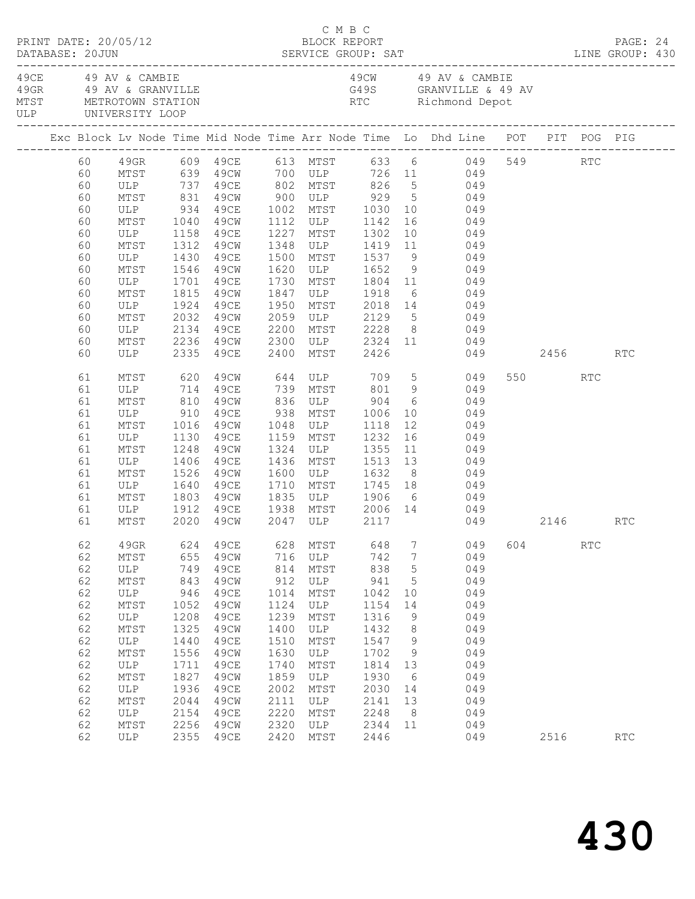C M B C
PRINT DATE: 20/05/12 BLOCK REPORT
DATABASE: 20JUN SERVICE GROUP: SAT LINE GROUP: 430

| | | | |
|---|---|---|---|
| 49CE | 49 AV & CAMBIE | 49CW | 49 AV & CAMBIE |
| 49GR | 49 AV & GRANVILLE | G49S | GRANVILLE & 49 AV |
| MTST | METROTOWN STATION | RTC | Richmond Depot |
| ULP | UNIVERSITY LOOP | | |

| Exc | Block | Lv Node | Time | Mid Node | Time | Arr Node | Time | Lo | Dhd Line | POT | PIT | POG | PIG |
|---|---|---|---|---|---|---|---|---|---|---|---|---|---|
| | 60 | 49GR | 609 | 49CE | 613 | MTST | 633 | 6 | 049 | 549 | | RTC | |
| | 60 | MTST | 639 | 49CW | 700 | ULP | 726 | 11 | 049 | | | | |
| | 60 | ULP | 737 | 49CE | 802 | MTST | 826 | 5 | 049 | | | | |
| | 60 | MTST | 831 | 49CW | 900 | ULP | 929 | 5 | 049 | | | | |
| | 60 | ULP | 934 | 49CE | 1002 | MTST | 1030 | 10 | 049 | | | | |
| | 60 | MTST | 1040 | 49CW | 1112 | ULP | 1142 | 16 | 049 | | | | |
| | 60 | ULP | 1158 | 49CE | 1227 | MTST | 1302 | 10 | 049 | | | | |
| | 60 | MTST | 1312 | 49CW | 1348 | ULP | 1419 | 11 | 049 | | | | |
| | 60 | ULP | 1430 | 49CE | 1500 | MTST | 1537 | 9 | 049 | | | | |
| | 60 | MTST | 1546 | 49CW | 1620 | ULP | 1652 | 9 | 049 | | | | |
| | 60 | ULP | 1701 | 49CE | 1730 | MTST | 1804 | 11 | 049 | | | | |
| | 60 | MTST | 1815 | 49CW | 1847 | ULP | 1918 | 6 | 049 | | | | |
| | 60 | ULP | 1924 | 49CE | 1950 | MTST | 2018 | 14 | 049 | | | | |
| | 60 | MTST | 2032 | 49CW | 2059 | ULP | 2129 | 5 | 049 | | | | |
| | 60 | ULP | 2134 | 49CE | 2200 | MTST | 2228 | 8 | 049 | | | | |
| | 60 | MTST | 2236 | 49CW | 2300 | ULP | 2324 | 11 | 049 | | | | |
| | 60 | ULP | 2335 | 49CE | 2400 | MTST | 2426 | | 049 | | 2456 | | RTC |
| | 61 | MTST | 620 | 49CW | 644 | ULP | 709 | 5 | 049 | 550 | | RTC | |
| | 61 | ULP | 714 | 49CE | 739 | MTST | 801 | 9 | 049 | | | | |
| | 61 | MTST | 810 | 49CW | 836 | ULP | 904 | 6 | 049 | | | | |
| | 61 | ULP | 910 | 49CE | 938 | MTST | 1006 | 10 | 049 | | | | |
| | 61 | MTST | 1016 | 49CW | 1048 | ULP | 1118 | 12 | 049 | | | | |
| | 61 | ULP | 1130 | 49CE | 1159 | MTST | 1232 | 16 | 049 | | | | |
| | 61 | MTST | 1248 | 49CW | 1324 | ULP | 1355 | 11 | 049 | | | | |
| | 61 | ULP | 1406 | 49CE | 1436 | MTST | 1513 | 13 | 049 | | | | |
| | 61 | MTST | 1526 | 49CW | 1600 | ULP | 1632 | 8 | 049 | | | | |
| | 61 | ULP | 1640 | 49CE | 1710 | MTST | 1745 | 18 | 049 | | | | |
| | 61 | MTST | 1803 | 49CW | 1835 | ULP | 1906 | 6 | 049 | | | | |
| | 61 | ULP | 1912 | 49CE | 1938 | MTST | 2006 | 14 | 049 | | | | |
| | 61 | MTST | 2020 | 49CW | 2047 | ULP | 2117 | | 049 | | 2146 | | RTC |
| | 62 | 49GR | 624 | 49CE | 628 | MTST | 648 | 7 | 049 | 604 | | RTC | |
| | 62 | MTST | 655 | 49CW | 716 | ULP | 742 | 7 | 049 | | | | |
| | 62 | ULP | 749 | 49CE | 814 | MTST | 838 | 5 | 049 | | | | |
| | 62 | MTST | 843 | 49CW | 912 | ULP | 941 | 5 | 049 | | | | |
| | 62 | ULP | 946 | 49CE | 1014 | MTST | 1042 | 10 | 049 | | | | |
| | 62 | MTST | 1052 | 49CW | 1124 | ULP | 1154 | 14 | 049 | | | | |
| | 62 | ULP | 1208 | 49CE | 1239 | MTST | 1316 | 9 | 049 | | | | |
| | 62 | MTST | 1325 | 49CW | 1400 | ULP | 1432 | 8 | 049 | | | | |
| | 62 | ULP | 1440 | 49CE | 1510 | MTST | 1547 | 9 | 049 | | | | |
| | 62 | MTST | 1556 | 49CW | 1630 | ULP | 1702 | 9 | 049 | | | | |
| | 62 | ULP | 1711 | 49CE | 1740 | MTST | 1814 | 13 | 049 | | | | |
| | 62 | MTST | 1827 | 49CW | 1859 | ULP | 1930 | 6 | 049 | | | | |
| | 62 | ULP | 1936 | 49CE | 2002 | MTST | 2030 | 14 | 049 | | | | |
| | 62 | MTST | 2044 | 49CW | 2111 | ULP | 2141 | 13 | 049 | | | | |
| | 62 | ULP | 2154 | 49CE | 2220 | MTST | 2248 | 8 | 049 | | | | |
| | 62 | MTST | 2256 | 49CW | 2320 | ULP | 2344 | 11 | 049 | | | | |
| | 62 | ULP | 2355 | 49CE | 2420 | MTST | 2446 | | 049 | | 2516 | | RTC |

# 430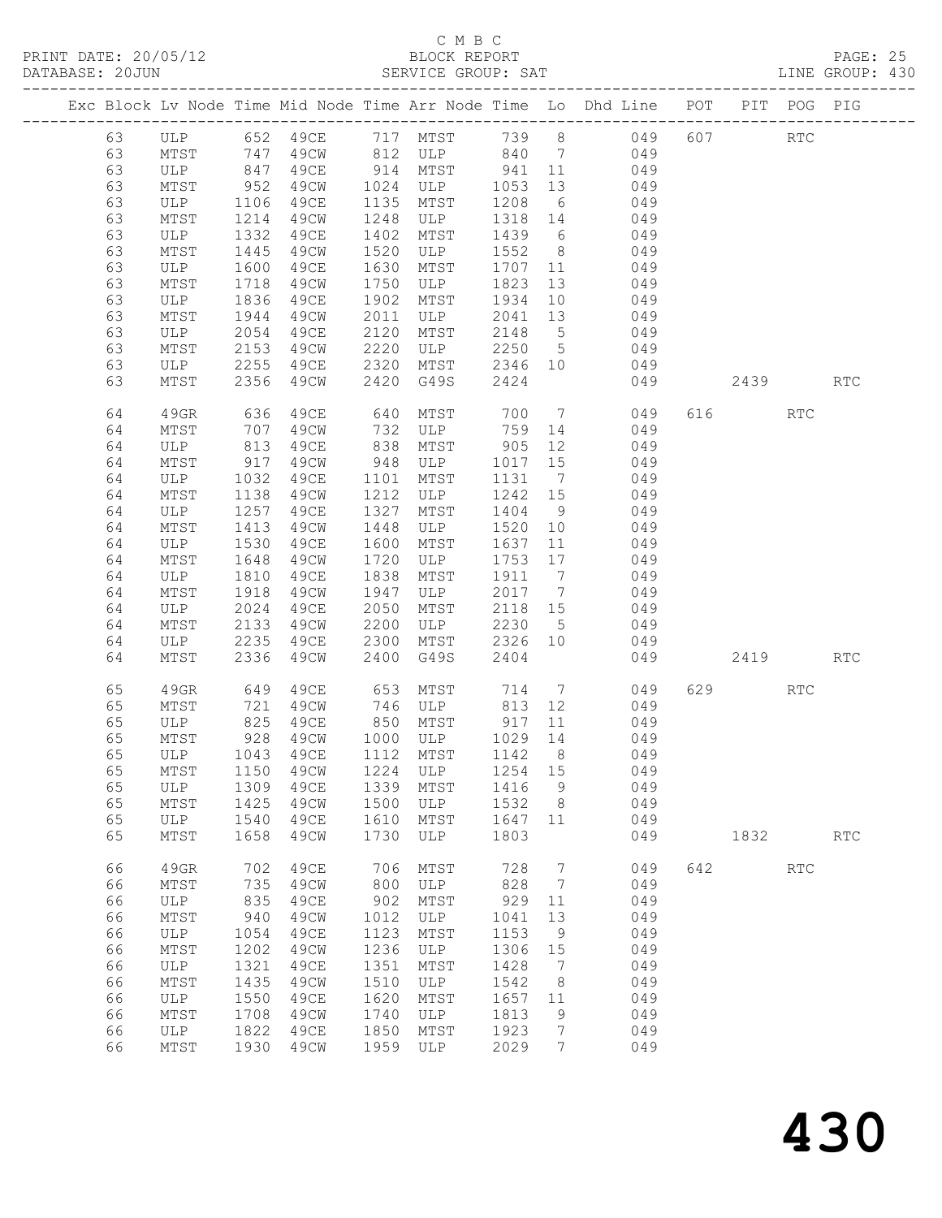C M B C
PRINT DATE: 20/05/12 BLOCK REPORT
DATABASE: 20JUN SERVICE GROUP: SAT LINE GROUP: 430

| Exc | Block | Lv | Node | Time | Mid Node | Time | Arr Node | Time | Lo | Dhd Line | POT | PIT | POG | PIG |
|---|---|---|---|---|---|---|---|---|---|---|---|---|---|---|
| | 63 | | ULP | 652 | 49CE | 717 | MTST | 739 | 8 | 049 | 607 | | RTC | |
| | 63 | | MTST | 747 | 49CW | 812 | ULP | 840 | 7 | 049 | | | | |
| | 63 | | ULP | 847 | 49CE | 914 | MTST | 941 | 11 | 049 | | | | |
| | 63 | | MTST | 952 | 49CW | 1024 | ULP | 1053 | 13 | 049 | | | | |
| | 63 | | ULP | 1106 | 49CE | 1135 | MTST | 1208 | 6 | 049 | | | | |
| | 63 | | MTST | 1214 | 49CW | 1248 | ULP | 1318 | 14 | 049 | | | | |
| | 63 | | ULP | 1332 | 49CE | 1402 | MTST | 1439 | 6 | 049 | | | | |
| | 63 | | MTST | 1445 | 49CW | 1520 | ULP | 1552 | 8 | 049 | | | | |
| | 63 | | ULP | 1600 | 49CE | 1630 | MTST | 1707 | 11 | 049 | | | | |
| | 63 | | MTST | 1718 | 49CW | 1750 | ULP | 1823 | 13 | 049 | | | | |
| | 63 | | ULP | 1836 | 49CE | 1902 | MTST | 1934 | 10 | 049 | | | | |
| | 63 | | MTST | 1944 | 49CW | 2011 | ULP | 2041 | 13 | 049 | | | | |
| | 63 | | ULP | 2054 | 49CE | 2120 | MTST | 2148 | 5 | 049 | | | | |
| | 63 | | MTST | 2153 | 49CW | 2220 | ULP | 2250 | 5 | 049 | | | | |
| | 63 | | ULP | 2255 | 49CE | 2320 | MTST | 2346 | 10 | 049 | | | | |
| | 63 | | MTST | 2356 | 49CW | 2420 | G49S | 2424 | | 049 | | 2439 | | RTC |
| | 64 | | 49GR | 636 | 49CE | 640 | MTST | 700 | 7 | 049 | 616 | | RTC | |
| | 64 | | MTST | 707 | 49CW | 732 | ULP | 759 | 14 | 049 | | | | |
| | 64 | | ULP | 813 | 49CE | 838 | MTST | 905 | 12 | 049 | | | | |
| | 64 | | MTST | 917 | 49CW | 948 | ULP | 1017 | 15 | 049 | | | | |
| | 64 | | ULP | 1032 | 49CE | 1101 | MTST | 1131 | 7 | 049 | | | | |
| | 64 | | MTST | 1138 | 49CW | 1212 | ULP | 1242 | 15 | 049 | | | | |
| | 64 | | ULP | 1257 | 49CE | 1327 | MTST | 1404 | 9 | 049 | | | | |
| | 64 | | MTST | 1413 | 49CW | 1448 | ULP | 1520 | 10 | 049 | | | | |
| | 64 | | ULP | 1530 | 49CE | 1600 | MTST | 1637 | 11 | 049 | | | | |
| | 64 | | MTST | 1648 | 49CW | 1720 | ULP | 1753 | 17 | 049 | | | | |
| | 64 | | ULP | 1810 | 49CE | 1838 | MTST | 1911 | 7 | 049 | | | | |
| | 64 | | MTST | 1918 | 49CW | 1947 | ULP | 2017 | 7 | 049 | | | | |
| | 64 | | ULP | 2024 | 49CE | 2050 | MTST | 2118 | 15 | 049 | | | | |
| | 64 | | MTST | 2133 | 49CW | 2200 | ULP | 2230 | 5 | 049 | | | | |
| | 64 | | ULP | 2235 | 49CE | 2300 | MTST | 2326 | 10 | 049 | | | | |
| | 64 | | MTST | 2336 | 49CW | 2400 | G49S | 2404 | | 049 | | 2419 | | RTC |
| | 65 | | 49GR | 649 | 49CE | 653 | MTST | 714 | 7 | 049 | 629 | | RTC | |
| | 65 | | MTST | 721 | 49CW | 746 | ULP | 813 | 12 | 049 | | | | |
| | 65 | | ULP | 825 | 49CE | 850 | MTST | 917 | 11 | 049 | | | | |
| | 65 | | MTST | 928 | 49CW | 1000 | ULP | 1029 | 14 | 049 | | | | |
| | 65 | | ULP | 1043 | 49CE | 1112 | MTST | 1142 | 8 | 049 | | | | |
| | 65 | | MTST | 1150 | 49CW | 1224 | ULP | 1254 | 15 | 049 | | | | |
| | 65 | | ULP | 1309 | 49CE | 1339 | MTST | 1416 | 9 | 049 | | | | |
| | 65 | | MTST | 1425 | 49CW | 1500 | ULP | 1532 | 8 | 049 | | | | |
| | 65 | | ULP | 1540 | 49CE | 1610 | MTST | 1647 | 11 | 049 | | | | |
| | 65 | | MTST | 1658 | 49CW | 1730 | ULP | 1803 | | 049 | | 1832 | | RTC |
| | 66 | | 49GR | 702 | 49CE | 706 | MTST | 728 | 7 | 049 | 642 | | RTC | |
| | 66 | | MTST | 735 | 49CW | 800 | ULP | 828 | 7 | 049 | | | | |
| | 66 | | ULP | 835 | 49CE | 902 | MTST | 929 | 11 | 049 | | | | |
| | 66 | | MTST | 940 | 49CW | 1012 | ULP | 1041 | 13 | 049 | | | | |
| | 66 | | ULP | 1054 | 49CE | 1123 | MTST | 1153 | 9 | 049 | | | | |
| | 66 | | MTST | 1202 | 49CW | 1236 | ULP | 1306 | 15 | 049 | | | | |
| | 66 | | ULP | 1321 | 49CE | 1351 | MTST | 1428 | 7 | 049 | | | | |
| | 66 | | MTST | 1435 | 49CW | 1510 | ULP | 1542 | 8 | 049 | | | | |
| | 66 | | ULP | 1550 | 49CE | 1620 | MTST | 1657 | 11 | 049 | | | | |
| | 66 | | MTST | 1708 | 49CW | 1740 | ULP | 1813 | 9 | 049 | | | | |
| | 66 | | ULP | 1822 | 49CE | 1850 | MTST | 1923 | 7 | 049 | | | | |
| | 66 | | MTST | 1930 | 49CW | 1959 | ULP | 2029 | 7 | 049 | | | | |

430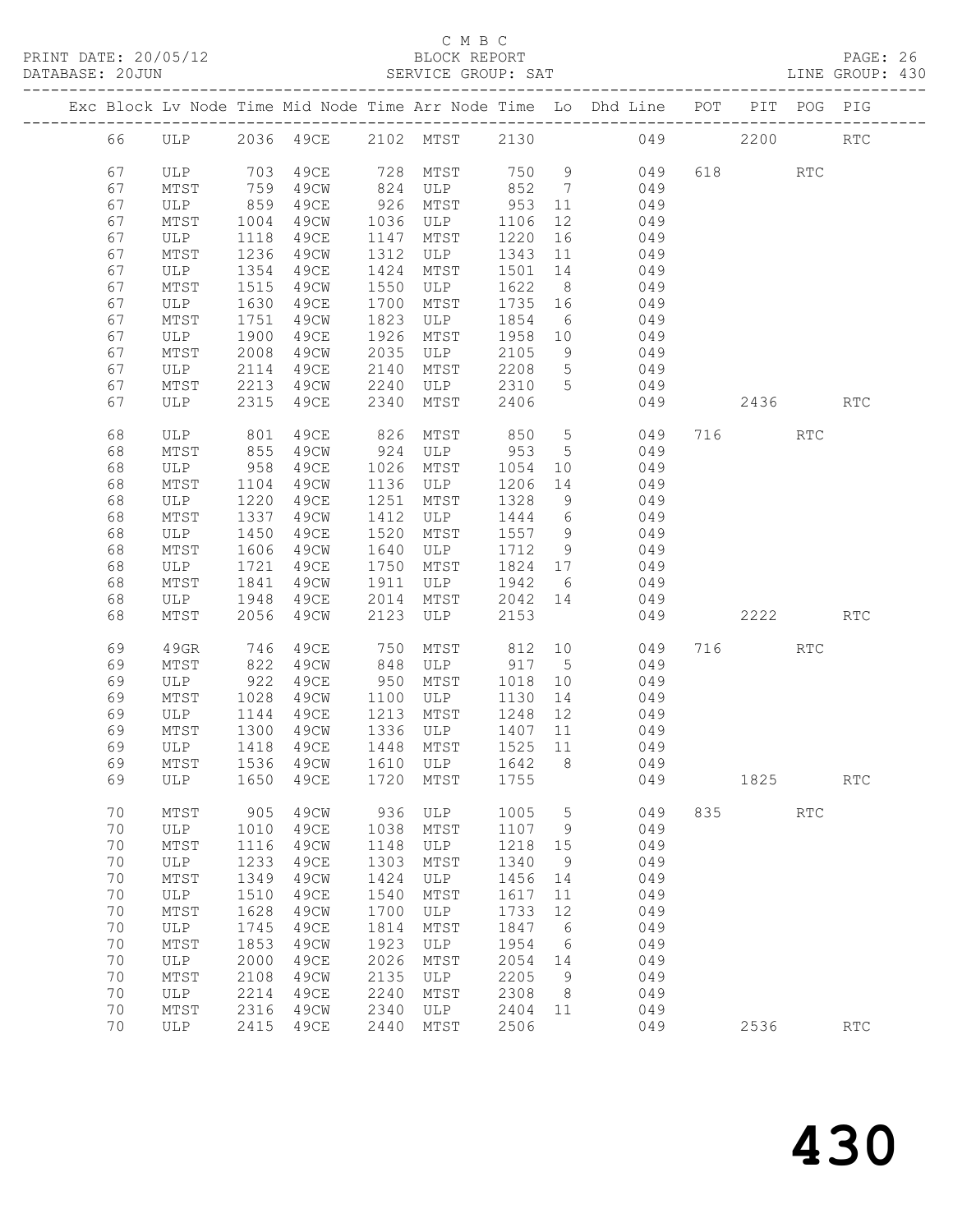C M B C

BLOCK REPORT

SERVICE GROUP: SAT

PRINT DATE: 20/05/12
DATABASE: 20JUN
LINE GROUP: 430

| Exc | Block | Lv | Node | Time | Mid Node | Time | Arr Node | Time | Lo | Dhd Line | POT | PIT | POG | PIG |
|---|---|---|---|---|---|---|---|---|---|---|---|---|---|---|
| | 66 | | ULP | 2036 | 49CE | 2102 | MTST | 2130 | | 049 | | 2200 | | RTC |
| | 67 | | ULP | 703 | 49CE | 728 | MTST | 750 | 9 | 049 | 618 | | RTC | |
| | 67 | | MTST | 759 | 49CW | 824 | ULP | 852 | 7 | 049 | | | | |
| | 67 | | ULP | 859 | 49CE | 926 | MTST | 953 | 11 | 049 | | | | |
| | 67 | | MTST | 1004 | 49CW | 1036 | ULP | 1106 | 12 | 049 | | | | |
| | 67 | | ULP | 1118 | 49CE | 1147 | MTST | 1220 | 16 | 049 | | | | |
| | 67 | | MTST | 1236 | 49CW | 1312 | ULP | 1343 | 11 | 049 | | | | |
| | 67 | | ULP | 1354 | 49CE | 1424 | MTST | 1501 | 14 | 049 | | | | |
| | 67 | | MTST | 1515 | 49CW | 1550 | ULP | 1622 | 8 | 049 | | | | |
| | 67 | | ULP | 1630 | 49CE | 1700 | MTST | 1735 | 16 | 049 | | | | |
| | 67 | | MTST | 1751 | 49CW | 1823 | ULP | 1854 | 6 | 049 | | | | |
| | 67 | | ULP | 1900 | 49CE | 1926 | MTST | 1958 | 10 | 049 | | | | |
| | 67 | | MTST | 2008 | 49CW | 2035 | ULP | 2105 | 9 | 049 | | | | |
| | 67 | | ULP | 2114 | 49CE | 2140 | MTST | 2208 | 5 | 049 | | | | |
| | 67 | | MTST | 2213 | 49CW | 2240 | ULP | 2310 | 5 | 049 | | | | |
| | 67 | | ULP | 2315 | 49CE | 2340 | MTST | 2406 | | 049 | | 2436 | | RTC |
| | 68 | | ULP | 801 | 49CE | 826 | MTST | 850 | 5 | 049 | 716 | | RTC | |
| | 68 | | MTST | 855 | 49CW | 924 | ULP | 953 | 5 | 049 | | | | |
| | 68 | | ULP | 958 | 49CE | 1026 | MTST | 1054 | 10 | 049 | | | | |
| | 68 | | MTST | 1104 | 49CW | 1136 | ULP | 1206 | 14 | 049 | | | | |
| | 68 | | ULP | 1220 | 49CE | 1251 | MTST | 1328 | 9 | 049 | | | | |
| | 68 | | MTST | 1337 | 49CW | 1412 | ULP | 1444 | 6 | 049 | | | | |
| | 68 | | ULP | 1450 | 49CE | 1520 | MTST | 1557 | 9 | 049 | | | | |
| | 68 | | MTST | 1606 | 49CW | 1640 | ULP | 1712 | 9 | 049 | | | | |
| | 68 | | ULP | 1721 | 49CE | 1750 | MTST | 1824 | 17 | 049 | | | | |
| | 68 | | MTST | 1841 | 49CW | 1911 | ULP | 1942 | 6 | 049 | | | | |
| | 68 | | ULP | 1948 | 49CE | 2014 | MTST | 2042 | 14 | 049 | | | | |
| | 68 | | MTST | 2056 | 49CW | 2123 | ULP | 2153 | | 049 | | 2222 | | RTC |
| | 69 | | 49GR | 746 | 49CE | 750 | MTST | 812 | 10 | 049 | 716 | | RTC | |
| | 69 | | MTST | 822 | 49CW | 848 | ULP | 917 | 5 | 049 | | | | |
| | 69 | | ULP | 922 | 49CE | 950 | MTST | 1018 | 10 | 049 | | | | |
| | 69 | | MTST | 1028 | 49CW | 1100 | ULP | 1130 | 14 | 049 | | | | |
| | 69 | | ULP | 1144 | 49CE | 1213 | MTST | 1248 | 12 | 049 | | | | |
| | 69 | | MTST | 1300 | 49CW | 1336 | ULP | 1407 | 11 | 049 | | | | |
| | 69 | | ULP | 1418 | 49CE | 1448 | MTST | 1525 | 11 | 049 | | | | |
| | 69 | | MTST | 1536 | 49CW | 1610 | ULP | 1642 | 8 | 049 | | | | |
| | 69 | | ULP | 1650 | 49CE | 1720 | MTST | 1755 | | 049 | | 1825 | | RTC |
| | 70 | | MTST | 905 | 49CW | 936 | ULP | 1005 | 5 | 049 | 835 | | RTC | |
| | 70 | | ULP | 1010 | 49CE | 1038 | MTST | 1107 | 9 | 049 | | | | |
| | 70 | | MTST | 1116 | 49CW | 1148 | ULP | 1218 | 15 | 049 | | | | |
| | 70 | | ULP | 1233 | 49CE | 1303 | MTST | 1340 | 9 | 049 | | | | |
| | 70 | | MTST | 1349 | 49CW | 1424 | ULP | 1456 | 14 | 049 | | | | |
| | 70 | | ULP | 1510 | 49CE | 1540 | MTST | 1617 | 11 | 049 | | | | |
| | 70 | | MTST | 1628 | 49CW | 1700 | ULP | 1733 | 12 | 049 | | | | |
| | 70 | | ULP | 1745 | 49CE | 1814 | MTST | 1847 | 6 | 049 | | | | |
| | 70 | | MTST | 1853 | 49CW | 1923 | ULP | 1954 | 6 | 049 | | | | |
| | 70 | | ULP | 2000 | 49CE | 2026 | MTST | 2054 | 14 | 049 | | | | |
| | 70 | | MTST | 2108 | 49CW | 2135 | ULP | 2205 | 9 | 049 | | | | |
| | 70 | | ULP | 2214 | 49CE | 2240 | MTST | 2308 | 8 | 049 | | | | |
| | 70 | | MTST | 2316 | 49CW | 2340 | ULP | 2404 | 11 | 049 | | | | |
| | 70 | | ULP | 2415 | 49CE | 2440 | MTST | 2506 | | 049 | | 2536 | | RTC |

430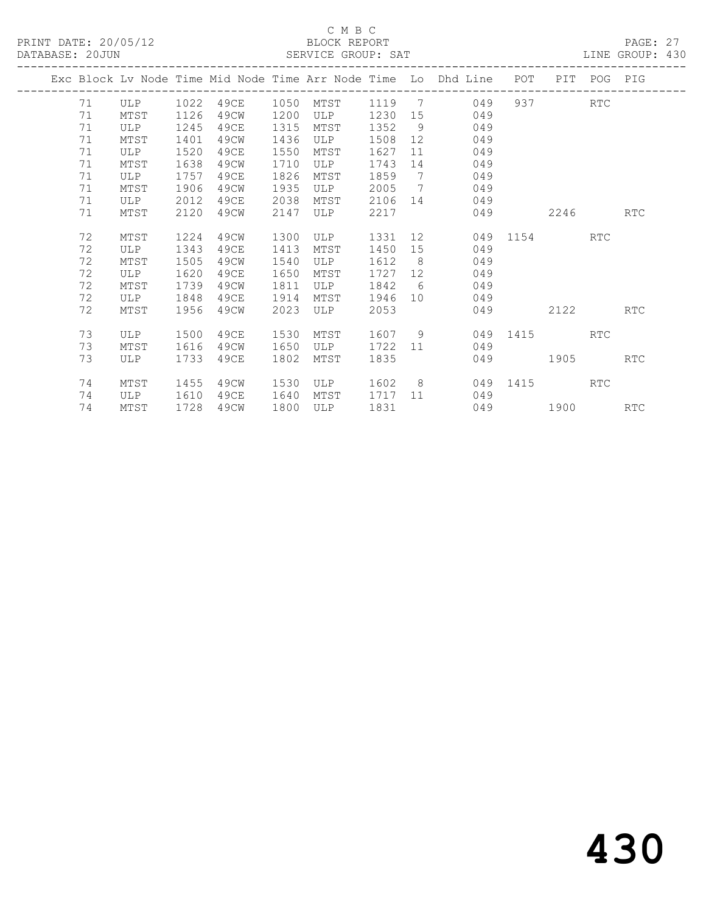C M B C

PRINT DATE: 20/05/12 BLOCK REPORT

DATABASE: 20JUN SERVICE GROUP: SAT LINE GROUP: 430

| Exc | Block | Lv | Node | Time | Mid Node | Time | Arr Node | Time | Lo | Dhd Line | POT | PIT | POG | PIG |
|---|---|---|---|---|---|---|---|---|---|---|---|---|---|---|
| | 71 | | ULP | 1022 | 49CE | 1050 | MTST | 1119 | 7 | 049 | 937 | | RTC | |
| | 71 | | MTST | 1126 | 49CW | 1200 | ULP | 1230 | 15 | 049 | | | | |
| | 71 | | ULP | 1245 | 49CE | 1315 | MTST | 1352 | 9 | 049 | | | | |
| | 71 | | MTST | 1401 | 49CW | 1436 | ULP | 1508 | 12 | 049 | | | | |
| | 71 | | ULP | 1520 | 49CE | 1550 | MTST | 1627 | 11 | 049 | | | | |
| | 71 | | MTST | 1638 | 49CW | 1710 | ULP | 1743 | 14 | 049 | | | | |
| | 71 | | ULP | 1757 | 49CE | 1826 | MTST | 1859 | 7 | 049 | | | | |
| | 71 | | MTST | 1906 | 49CW | 1935 | ULP | 2005 | 7 | 049 | | | | |
| | 71 | | ULP | 2012 | 49CE | 2038 | MTST | 2106 | 14 | 049 | | | | |
| | 71 | | MTST | 2120 | 49CW | 2147 | ULP | 2217 | | 049 | | 2246 | | RTC |
| | 72 | | MTST | 1224 | 49CW | 1300 | ULP | 1331 | 12 | 049 | 1154 | | RTC | |
| | 72 | | ULP | 1343 | 49CE | 1413 | MTST | 1450 | 15 | 049 | | | | |
| | 72 | | MTST | 1505 | 49CW | 1540 | ULP | 1612 | 8 | 049 | | | | |
| | 72 | | ULP | 1620 | 49CE | 1650 | MTST | 1727 | 12 | 049 | | | | |
| | 72 | | MTST | 1739 | 49CW | 1811 | ULP | 1842 | 6 | 049 | | | | |
| | 72 | | ULP | 1848 | 49CE | 1914 | MTST | 1946 | 10 | 049 | | | | |
| | 72 | | MTST | 1956 | 49CW | 2023 | ULP | 2053 | | 049 | | 2122 | | RTC |
| | 73 | | ULP | 1500 | 49CE | 1530 | MTST | 1607 | 9 | 049 | 1415 | | RTC | |
| | 73 | | MTST | 1616 | 49CW | 1650 | ULP | 1722 | 11 | 049 | | | | |
| | 73 | | ULP | 1733 | 49CE | 1802 | MTST | 1835 | | 049 | | 1905 | | RTC |
| | 74 | | MTST | 1455 | 49CW | 1530 | ULP | 1602 | 8 | 049 | 1415 | | RTC | |
| | 74 | | ULP | 1610 | 49CE | 1640 | MTST | 1717 | 11 | 049 | | | | |
| | 74 | | MTST | 1728 | 49CW | 1800 | ULP | 1831 | | 049 | | 1900 | | RTC |

430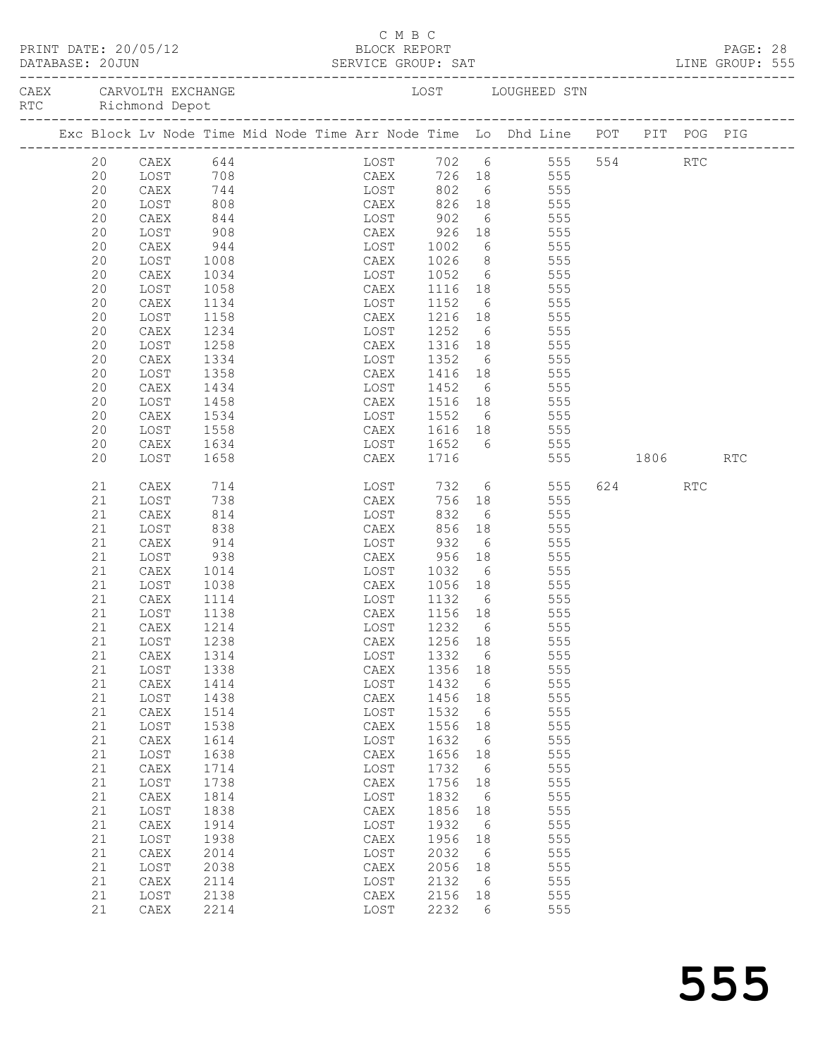C M B C

PRINT DATE: 20/05/12 BLOCK REPORT
DATABASE: 20JUN SERVICE GROUP: SAT LINE GROUP: 555

CAEX CARVOLTH EXCHANGE LOST LOUGHEED STN
RTC Richmond Depot

| Exc | Block | Lv Node | Time | Mid Node | Time | Arr Node | Time | Lo | Dhd Line | POT | PIT | POG | PIG |
|---|---|---|---|---|---|---|---|---|---|---|---|---|---|
| | 20 | CAEX | 644 | | | LOST | 702 | 6 | 555 | 554 | | RTC | |
| | 20 | LOST | 708 | | | CAEX | 726 | 18 | 555 | | | | |
| | 20 | CAEX | 744 | | | LOST | 802 | 6 | 555 | | | | |
| | 20 | LOST | 808 | | | CAEX | 826 | 18 | 555 | | | | |
| | 20 | CAEX | 844 | | | LOST | 902 | 6 | 555 | | | | |
| | 20 | LOST | 908 | | | CAEX | 926 | 18 | 555 | | | | |
| | 20 | CAEX | 944 | | | LOST | 1002 | 6 | 555 | | | | |
| | 20 | LOST | 1008 | | | CAEX | 1026 | 8 | 555 | | | | |
| | 20 | CAEX | 1034 | | | LOST | 1052 | 6 | 555 | | | | |
| | 20 | LOST | 1058 | | | CAEX | 1116 | 18 | 555 | | | | |
| | 20 | CAEX | 1134 | | | LOST | 1152 | 6 | 555 | | | | |
| | 20 | LOST | 1158 | | | CAEX | 1216 | 18 | 555 | | | | |
| | 20 | CAEX | 1234 | | | LOST | 1252 | 6 | 555 | | | | |
| | 20 | LOST | 1258 | | | CAEX | 1316 | 18 | 555 | | | | |
| | 20 | CAEX | 1334 | | | LOST | 1352 | 6 | 555 | | | | |
| | 20 | LOST | 1358 | | | CAEX | 1416 | 18 | 555 | | | | |
| | 20 | CAEX | 1434 | | | LOST | 1452 | 6 | 555 | | | | |
| | 20 | LOST | 1458 | | | CAEX | 1516 | 18 | 555 | | | | |
| | 20 | CAEX | 1534 | | | LOST | 1552 | 6 | 555 | | | | |
| | 20 | LOST | 1558 | | | CAEX | 1616 | 18 | 555 | | | | |
| | 20 | CAEX | 1634 | | | LOST | 1652 | 6 | 555 | | | | |
| | 20 | LOST | 1658 | | | CAEX | 1716 | | 555 | | 1806 | | RTC |
| | 21 | CAEX | 714 | | | LOST | 732 | 6 | 555 | 624 | | RTC | |
| | 21 | LOST | 738 | | | CAEX | 756 | 18 | 555 | | | | |
| | 21 | CAEX | 814 | | | LOST | 832 | 6 | 555 | | | | |
| | 21 | LOST | 838 | | | CAEX | 856 | 18 | 555 | | | | |
| | 21 | CAEX | 914 | | | LOST | 932 | 6 | 555 | | | | |
| | 21 | LOST | 938 | | | CAEX | 956 | 18 | 555 | | | | |
| | 21 | CAEX | 1014 | | | LOST | 1032 | 6 | 555 | | | | |
| | 21 | LOST | 1038 | | | CAEX | 1056 | 18 | 555 | | | | |
| | 21 | CAEX | 1114 | | | LOST | 1132 | 6 | 555 | | | | |
| | 21 | LOST | 1138 | | | CAEX | 1156 | 18 | 555 | | | | |
| | 21 | CAEX | 1214 | | | LOST | 1232 | 6 | 555 | | | | |
| | 21 | LOST | 1238 | | | CAEX | 1256 | 18 | 555 | | | | |
| | 21 | CAEX | 1314 | | | LOST | 1332 | 6 | 555 | | | | |
| | 21 | LOST | 1338 | | | CAEX | 1356 | 18 | 555 | | | | |
| | 21 | CAEX | 1414 | | | LOST | 1432 | 6 | 555 | | | | |
| | 21 | LOST | 1438 | | | CAEX | 1456 | 18 | 555 | | | | |
| | 21 | CAEX | 1514 | | | LOST | 1532 | 6 | 555 | | | | |
| | 21 | LOST | 1538 | | | CAEX | 1556 | 18 | 555 | | | | |
| | 21 | CAEX | 1614 | | | LOST | 1632 | 6 | 555 | | | | |
| | 21 | LOST | 1638 | | | CAEX | 1656 | 18 | 555 | | | | |
| | 21 | CAEX | 1714 | | | LOST | 1732 | 6 | 555 | | | | |
| | 21 | LOST | 1738 | | | CAEX | 1756 | 18 | 555 | | | | |
| | 21 | CAEX | 1814 | | | LOST | 1832 | 6 | 555 | | | | |
| | 21 | LOST | 1838 | | | CAEX | 1856 | 18 | 555 | | | | |
| | 21 | CAEX | 1914 | | | LOST | 1932 | 6 | 555 | | | | |
| | 21 | LOST | 1938 | | | CAEX | 1956 | 18 | 555 | | | | |
| | 21 | CAEX | 2014 | | | LOST | 2032 | 6 | 555 | | | | |
| | 21 | LOST | 2038 | | | CAEX | 2056 | 18 | 555 | | | | |
| | 21 | CAEX | 2114 | | | LOST | 2132 | 6 | 555 | | | | |
| | 21 | LOST | 2138 | | | CAEX | 2156 | 18 | 555 | | | | |
| | 21 | CAEX | 2214 | | | LOST | 2232 | 6 | 555 | | | | |

555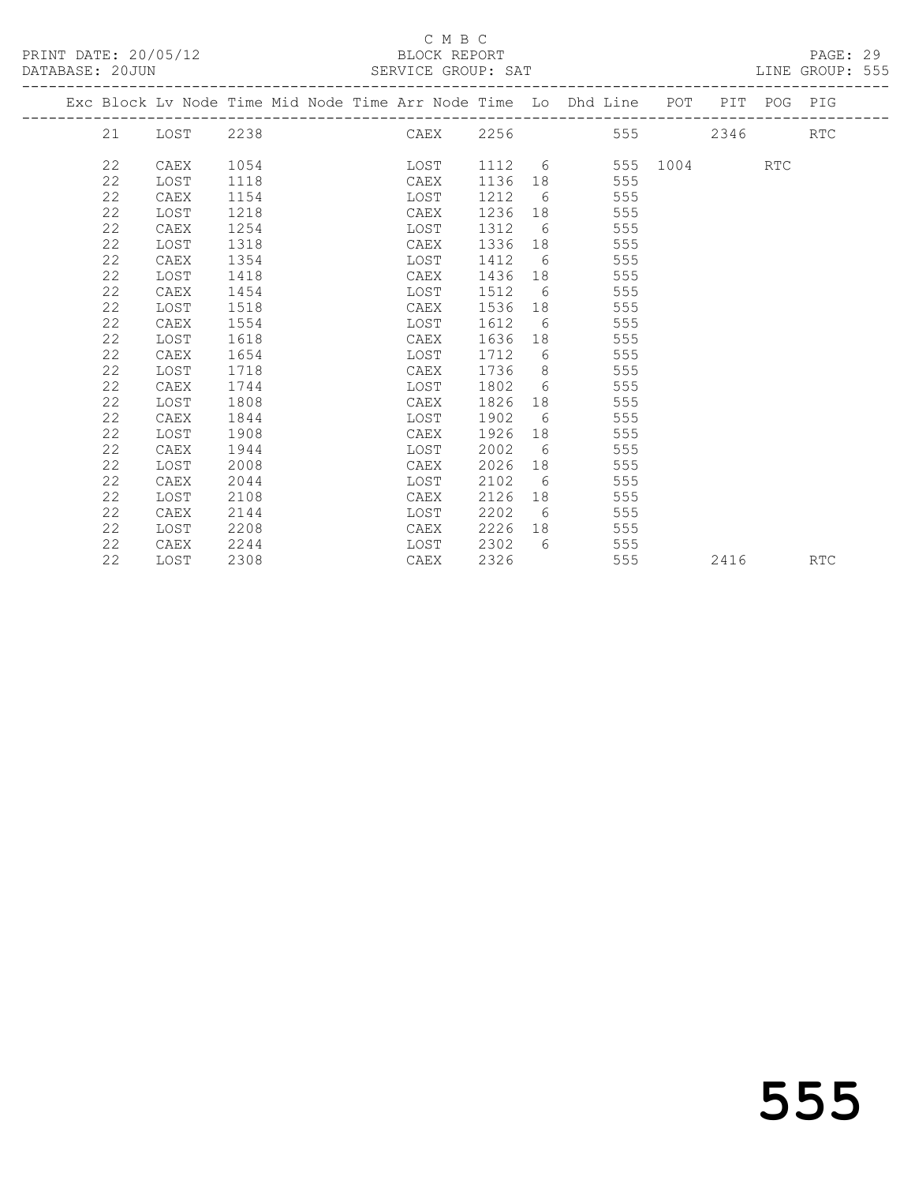C M B C
PRINT DATE: 20/05/12 BLOCK REPORT
DATABASE: 20JUN SERVICE GROUP: SAT LINE GROUP: 555

| Exc | Block | Lv | Node | Time | Mid Node | Time | Arr Node | Time | Lo | Dhd Line | POT | PIT | POG | PIG |
|---|---|---|---|---|---|---|---|---|---|---|---|---|---|---|
| | 21 | | LOST | 2238 | | | CAEX | 2256 | | 555 | | 2346 | | RTC |
| | 22 | | CAEX | 1054 | | | LOST | 1112 | 6 | 555 | 1004 | | RTC | |
| | 22 | | LOST | 1118 | | | CAEX | 1136 | 18 | 555 | | | | |
| | 22 | | CAEX | 1154 | | | LOST | 1212 | 6 | 555 | | | | |
| | 22 | | LOST | 1218 | | | CAEX | 1236 | 18 | 555 | | | | |
| | 22 | | CAEX | 1254 | | | LOST | 1312 | 6 | 555 | | | | |
| | 22 | | LOST | 1318 | | | CAEX | 1336 | 18 | 555 | | | | |
| | 22 | | CAEX | 1354 | | | LOST | 1412 | 6 | 555 | | | | |
| | 22 | | LOST | 1418 | | | CAEX | 1436 | 18 | 555 | | | | |
| | 22 | | CAEX | 1454 | | | LOST | 1512 | 6 | 555 | | | | |
| | 22 | | LOST | 1518 | | | CAEX | 1536 | 18 | 555 | | | | |
| | 22 | | CAEX | 1554 | | | LOST | 1612 | 6 | 555 | | | | |
| | 22 | | LOST | 1618 | | | CAEX | 1636 | 18 | 555 | | | | |
| | 22 | | CAEX | 1654 | | | LOST | 1712 | 6 | 555 | | | | |
| | 22 | | LOST | 1718 | | | CAEX | 1736 | 8 | 555 | | | | |
| | 22 | | CAEX | 1744 | | | LOST | 1802 | 6 | 555 | | | | |
| | 22 | | LOST | 1808 | | | CAEX | 1826 | 18 | 555 | | | | |
| | 22 | | CAEX | 1844 | | | LOST | 1902 | 6 | 555 | | | | |
| | 22 | | LOST | 1908 | | | CAEX | 1926 | 18 | 555 | | | | |
| | 22 | | CAEX | 1944 | | | LOST | 2002 | 6 | 555 | | | | |
| | 22 | | LOST | 2008 | | | CAEX | 2026 | 18 | 555 | | | | |
| | 22 | | CAEX | 2044 | | | LOST | 2102 | 6 | 555 | | | | |
| | 22 | | LOST | 2108 | | | CAEX | 2126 | 18 | 555 | | | | |
| | 22 | | CAEX | 2144 | | | LOST | 2202 | 6 | 555 | | | | |
| | 22 | | LOST | 2208 | | | CAEX | 2226 | 18 | 555 | | | | |
| | 22 | | CAEX | 2244 | | | LOST | 2302 | 6 | 555 | | | | |
| | 22 | | LOST | 2308 | | | CAEX | 2326 | | 555 | | 2416 | | RTC |

555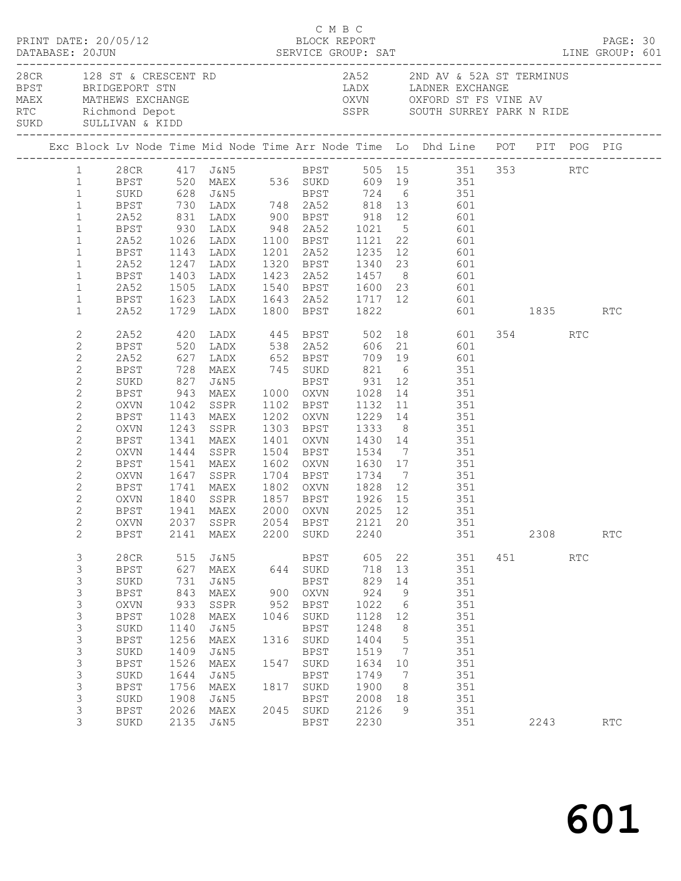C M B C

PRINT DATE: 20/05/12 BLOCK REPORT

DATABASE: 20JUN SERVICE GROUP: SAT LINE GROUP: 601

| Code | Name | Code | Name |
|---|---|---|---|
| 28CR | 128 ST & CRESCENT RD | 2A52 | 2ND AV & 52A ST TERMINUS |
| BPST | BRIDGEPORT STN | LADX | LADNER EXCHANGE |
| MAEX | MATHEWS EXCHANGE | OXVN | OXFORD ST FS VINE AV |
| RTC | Richmond Depot | SSPR | SOUTH SURREY PARK N RIDE |
| SUKD | SULLIVAN & KIDD | | |

| Exc | Block | Lv Node | Time | Mid Node | Time | Arr Node | Time | Lo | Dhd Line | POT | PIT | POG | PIG |
|---|---|---|---|---|---|---|---|---|---|---|---|---|---|
| | 1 | 28CR | 417 | J&N5 | | BPST | 505 | 15 | 351 | 353 | | RTC | |
| | 1 | BPST | 520 | MAEX | 536 | SUKD | 609 | 19 | 351 | | | | |
| | 1 | SUKD | 628 | J&N5 | | BPST | 724 | 6 | 351 | | | | |
| | 1 | BPST | 730 | LADX | 748 | 2A52 | 818 | 13 | 601 | | | | |
| | 1 | 2A52 | 831 | LADX | 900 | BPST | 918 | 12 | 601 | | | | |
| | 1 | BPST | 930 | LADX | 948 | 2A52 | 1021 | 5 | 601 | | | | |
| | 1 | 2A52 | 1026 | LADX | 1100 | BPST | 1121 | 22 | 601 | | | | |
| | 1 | BPST | 1143 | LADX | 1201 | 2A52 | 1235 | 12 | 601 | | | | |
| | 1 | 2A52 | 1247 | LADX | 1320 | BPST | 1340 | 23 | 601 | | | | |
| | 1 | BPST | 1403 | LADX | 1423 | 2A52 | 1457 | 8 | 601 | | | | |
| | 1 | 2A52 | 1505 | LADX | 1540 | BPST | 1600 | 23 | 601 | | | | |
| | 1 | BPST | 1623 | LADX | 1643 | 2A52 | 1717 | 12 | 601 | | | | |
| | 1 | 2A52 | 1729 | LADX | 1800 | BPST | 1822 | | 601 | | 1835 | | RTC |
| | 2 | 2A52 | 420 | LADX | 445 | BPST | 502 | 18 | 601 | 354 | | RTC | |
| | 2 | BPST | 520 | LADX | 538 | 2A52 | 606 | 21 | 601 | | | | |
| | 2 | 2A52 | 627 | LADX | 652 | BPST | 709 | 19 | 601 | | | | |
| | 2 | BPST | 728 | MAEX | 745 | SUKD | 821 | 6 | 351 | | | | |
| | 2 | SUKD | 827 | J&N5 | | BPST | 931 | 12 | 351 | | | | |
| | 2 | BPST | 943 | MAEX | 1000 | OXVN | 1028 | 14 | 351 | | | | |
| | 2 | OXVN | 1042 | SSPR | 1102 | BPST | 1132 | 11 | 351 | | | | |
| | 2 | BPST | 1143 | MAEX | 1202 | OXVN | 1229 | 14 | 351 | | | | |
| | 2 | OXVN | 1243 | SSPR | 1303 | BPST | 1333 | 8 | 351 | | | | |
| | 2 | BPST | 1341 | MAEX | 1401 | OXVN | 1430 | 14 | 351 | | | | |
| | 2 | OXVN | 1444 | SSPR | 1504 | BPST | 1534 | 7 | 351 | | | | |
| | 2 | BPST | 1541 | MAEX | 1602 | OXVN | 1630 | 17 | 351 | | | | |
| | 2 | OXVN | 1647 | SSPR | 1704 | BPST | 1734 | 7 | 351 | | | | |
| | 2 | BPST | 1741 | MAEX | 1802 | OXVN | 1828 | 12 | 351 | | | | |
| | 2 | OXVN | 1840 | SSPR | 1857 | BPST | 1926 | 15 | 351 | | | | |
| | 2 | BPST | 1941 | MAEX | 2000 | OXVN | 2025 | 12 | 351 | | | | |
| | 2 | OXVN | 2037 | SSPR | 2054 | BPST | 2121 | 20 | 351 | | | | |
| | 2 | BPST | 2141 | MAEX | 2200 | SUKD | 2240 | | 351 | | 2308 | | RTC |
| | 3 | 28CR | 515 | J&N5 | | BPST | 605 | 22 | 351 | 451 | | RTC | |
| | 3 | BPST | 627 | MAEX | 644 | SUKD | 718 | 13 | 351 | | | | |
| | 3 | SUKD | 731 | J&N5 | | BPST | 829 | 14 | 351 | | | | |
| | 3 | BPST | 843 | MAEX | 900 | OXVN | 924 | 9 | 351 | | | | |
| | 3 | OXVN | 933 | SSPR | 952 | BPST | 1022 | 6 | 351 | | | | |
| | 3 | BPST | 1028 | MAEX | 1046 | SUKD | 1128 | 12 | 351 | | | | |
| | 3 | SUKD | 1140 | J&N5 | | BPST | 1248 | 8 | 351 | | | | |
| | 3 | BPST | 1256 | MAEX | 1316 | SUKD | 1404 | 5 | 351 | | | | |
| | 3 | SUKD | 1409 | J&N5 | | BPST | 1519 | 7 | 351 | | | | |
| | 3 | BPST | 1526 | MAEX | 1547 | SUKD | 1634 | 10 | 351 | | | | |
| | 3 | SUKD | 1644 | J&N5 | | BPST | 1749 | 7 | 351 | | | | |
| | 3 | BPST | 1756 | MAEX | 1817 | SUKD | 1900 | 8 | 351 | | | | |
| | 3 | SUKD | 1908 | J&N5 | | BPST | 2008 | 18 | 351 | | | | |
| | 3 | BPST | 2026 | MAEX | 2045 | SUKD | 2126 | 9 | 351 | | | | |
| | 3 | SUKD | 2135 | J&N5 | | BPST | 2230 | | 351 | | 2243 | | RTC |

# 601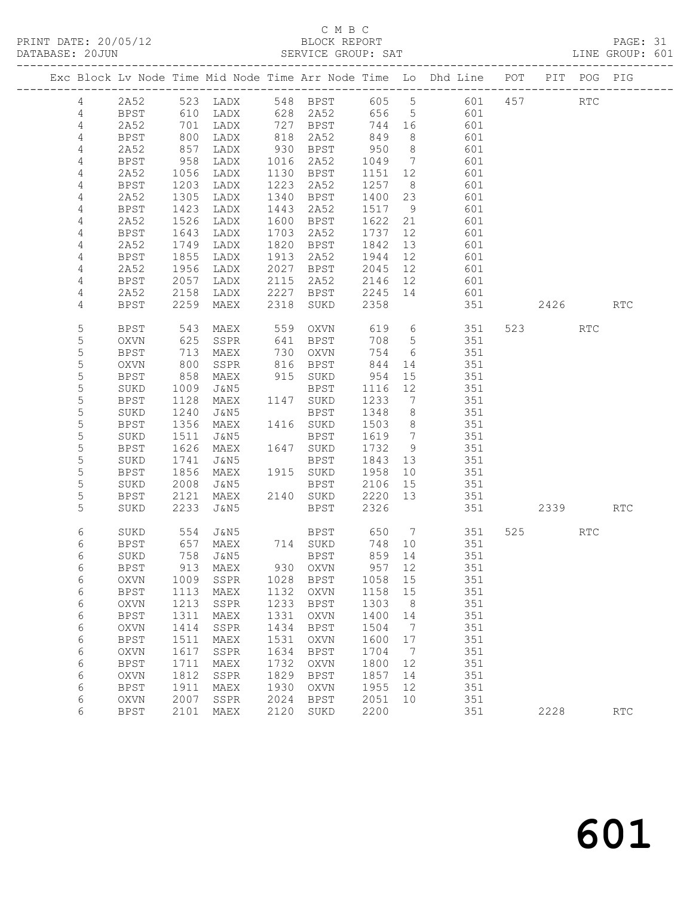C M B C

PRINT DATE: 20/05/12 BLOCK REPORT

DATABASE: 20JUN SERVICE GROUP: SAT LINE GROUP: 601

| Exc | Block | Lv | Node | Time | Mid Node | Time | Arr Node | Time | Lo | Dhd Line | POT | PIT | POG | PIG |
|---|---|---|---|---|---|---|---|---|---|---|---|---|---|---|
| | 4 | | 2A52 | 523 | LADX | 548 | BPST | 605 | 5 | 601 | 457 | | RTC | |
| | 4 | | BPST | 610 | LADX | 628 | 2A52 | 656 | 5 | 601 | | | | |
| | 4 | | 2A52 | 701 | LADX | 727 | BPST | 744 | 16 | 601 | | | | |
| | 4 | | BPST | 800 | LADX | 818 | 2A52 | 849 | 8 | 601 | | | | |
| | 4 | | 2A52 | 857 | LADX | 930 | BPST | 950 | 8 | 601 | | | | |
| | 4 | | BPST | 958 | LADX | 1016 | 2A52 | 1049 | 7 | 601 | | | | |
| | 4 | | 2A52 | 1056 | LADX | 1130 | BPST | 1151 | 12 | 601 | | | | |
| | 4 | | BPST | 1203 | LADX | 1223 | 2A52 | 1257 | 8 | 601 | | | | |
| | 4 | | 2A52 | 1305 | LADX | 1340 | BPST | 1400 | 23 | 601 | | | | |
| | 4 | | BPST | 1423 | LADX | 1443 | 2A52 | 1517 | 9 | 601 | | | | |
| | 4 | | 2A52 | 1526 | LADX | 1600 | BPST | 1622 | 21 | 601 | | | | |
| | 4 | | BPST | 1643 | LADX | 1703 | 2A52 | 1737 | 12 | 601 | | | | |
| | 4 | | 2A52 | 1749 | LADX | 1820 | BPST | 1842 | 13 | 601 | | | | |
| | 4 | | BPST | 1855 | LADX | 1913 | 2A52 | 1944 | 12 | 601 | | | | |
| | 4 | | 2A52 | 1956 | LADX | 2027 | BPST | 2045 | 12 | 601 | | | | |
| | 4 | | BPST | 2057 | LADX | 2115 | 2A52 | 2146 | 12 | 601 | | | | |
| | 4 | | 2A52 | 2158 | LADX | 2227 | BPST | 2245 | 14 | 601 | | | | |
| | 4 | | BPST | 2259 | MAEX | 2318 | SUKD | 2358 | | 351 | | 2426 | | RTC |
| | 5 | | BPST | 543 | MAEX | 559 | OXVN | 619 | 6 | 351 | 523 | | RTC | |
| | 5 | | OXVN | 625 | SSPR | 641 | BPST | 708 | 5 | 351 | | | | |
| | 5 | | BPST | 713 | MAEX | 730 | OXVN | 754 | 6 | 351 | | | | |
| | 5 | | OXVN | 800 | SSPR | 816 | BPST | 844 | 14 | 351 | | | | |
| | 5 | | BPST | 858 | MAEX | 915 | SUKD | 954 | 15 | 351 | | | | |
| | 5 | | SUKD | 1009 | J&N5 | | BPST | 1116 | 12 | 351 | | | | |
| | 5 | | BPST | 1128 | MAEX | 1147 | SUKD | 1233 | 7 | 351 | | | | |
| | 5 | | SUKD | 1240 | J&N5 | | BPST | 1348 | 8 | 351 | | | | |
| | 5 | | BPST | 1356 | MAEX | 1416 | SUKD | 1503 | 8 | 351 | | | | |
| | 5 | | SUKD | 1511 | J&N5 | | BPST | 1619 | 7 | 351 | | | | |
| | 5 | | BPST | 1626 | MAEX | 1647 | SUKD | 1732 | 9 | 351 | | | | |
| | 5 | | SUKD | 1741 | J&N5 | | BPST | 1843 | 13 | 351 | | | | |
| | 5 | | BPST | 1856 | MAEX | 1915 | SUKD | 1958 | 10 | 351 | | | | |
| | 5 | | SUKD | 2008 | J&N5 | | BPST | 2106 | 15 | 351 | | | | |
| | 5 | | BPST | 2121 | MAEX | 2140 | SUKD | 2220 | 13 | 351 | | | | |
| | 5 | | SUKD | 2233 | J&N5 | | BPST | 2326 | | 351 | | 2339 | | RTC |
| | 6 | | SUKD | 554 | J&N5 | | BPST | 650 | 7 | 351 | 525 | | RTC | |
| | 6 | | BPST | 657 | MAEX | 714 | SUKD | 748 | 10 | 351 | | | | |
| | 6 | | SUKD | 758 | J&N5 | | BPST | 859 | 14 | 351 | | | | |
| | 6 | | BPST | 913 | MAEX | 930 | OXVN | 957 | 12 | 351 | | | | |
| | 6 | | OXVN | 1009 | SSPR | 1028 | BPST | 1058 | 15 | 351 | | | | |
| | 6 | | BPST | 1113 | MAEX | 1132 | OXVN | 1158 | 15 | 351 | | | | |
| | 6 | | OXVN | 1213 | SSPR | 1233 | BPST | 1303 | 8 | 351 | | | | |
| | 6 | | BPST | 1311 | MAEX | 1331 | OXVN | 1400 | 14 | 351 | | | | |
| | 6 | | OXVN | 1414 | SSPR | 1434 | BPST | 1504 | 7 | 351 | | | | |
| | 6 | | BPST | 1511 | MAEX | 1531 | OXVN | 1600 | 17 | 351 | | | | |
| | 6 | | OXVN | 1617 | SSPR | 1634 | BPST | 1704 | 7 | 351 | | | | |
| | 6 | | BPST | 1711 | MAEX | 1732 | OXVN | 1800 | 12 | 351 | | | | |
| | 6 | | OXVN | 1812 | SSPR | 1829 | BPST | 1857 | 14 | 351 | | | | |
| | 6 | | BPST | 1911 | MAEX | 1930 | OXVN | 1955 | 12 | 351 | | | | |
| | 6 | | OXVN | 2007 | SSPR | 2024 | BPST | 2051 | 10 | 351 | | | | |
| | 6 | | BPST | 2101 | MAEX | 2120 | SUKD | 2200 | | 351 | | 2228 | | RTC |

# 601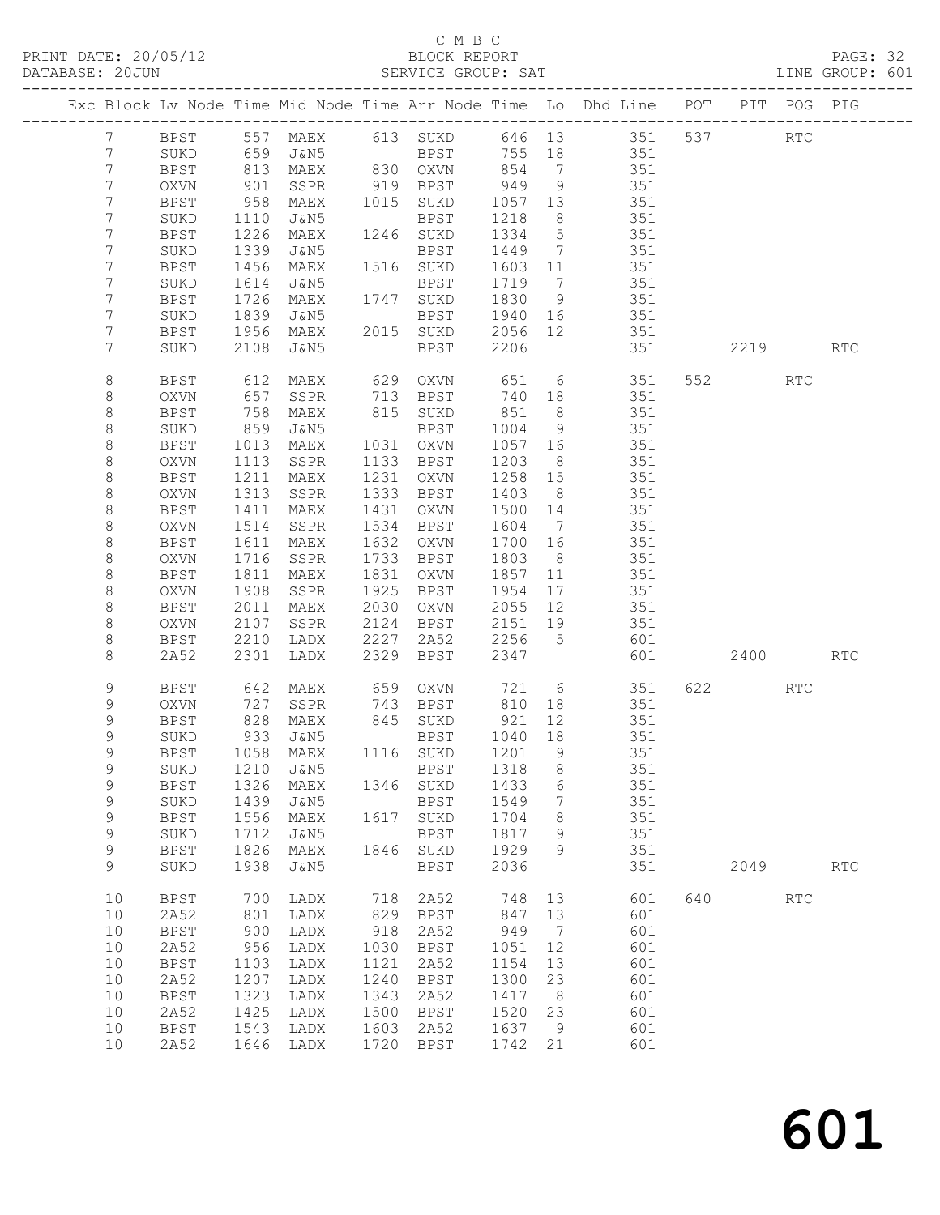C M B C
BLOCK REPORT
SERVICE GROUP: SAT

PRINT DATE: 20/05/12
DATABASE: 20JUN
LINE GROUP: 601

| Exc | Block | Lv | Node | Time | Mid Node | Time | Arr Node | Time | Lo | Dhd Line | POT | PIT | POG | PIG |
|---|---|---|---|---|---|---|---|---|---|---|---|---|---|---|
| | 7 | | BPST | 557 | MAEX | 613 | SUKD | 646 | 13 | 351 | 537 | | RTC | |
| | 7 | | SUKD | 659 | J&N5 | | BPST | 755 | 18 | 351 | | | | |
| | 7 | | BPST | 813 | MAEX | 830 | OXVN | 854 | 7 | 351 | | | | |
| | 7 | | OXVN | 901 | SSPR | 919 | BPST | 949 | 9 | 351 | | | | |
| | 7 | | BPST | 958 | MAEX | 1015 | SUKD | 1057 | 13 | 351 | | | | |
| | 7 | | SUKD | 1110 | J&N5 | | BPST | 1218 | 8 | 351 | | | | |
| | 7 | | BPST | 1226 | MAEX | 1246 | SUKD | 1334 | 5 | 351 | | | | |
| | 7 | | SUKD | 1339 | J&N5 | | BPST | 1449 | 7 | 351 | | | | |
| | 7 | | BPST | 1456 | MAEX | 1516 | SUKD | 1603 | 11 | 351 | | | | |
| | 7 | | SUKD | 1614 | J&N5 | | BPST | 1719 | 7 | 351 | | | | |
| | 7 | | BPST | 1726 | MAEX | 1747 | SUKD | 1830 | 9 | 351 | | | | |
| | 7 | | SUKD | 1839 | J&N5 | | BPST | 1940 | 16 | 351 | | | | |
| | 7 | | BPST | 1956 | MAEX | 2015 | SUKD | 2056 | 12 | 351 | | | | |
| | 7 | | SUKD | 2108 | J&N5 | | BPST | 2206 | | 351 | | 2219 | | RTC |
| | 8 | | BPST | 612 | MAEX | 629 | OXVN | 651 | 6 | 351 | 552 | | RTC | |
| | 8 | | OXVN | 657 | SSPR | 713 | BPST | 740 | 18 | 351 | | | | |
| | 8 | | BPST | 758 | MAEX | 815 | SUKD | 851 | 8 | 351 | | | | |
| | 8 | | SUKD | 859 | J&N5 | | BPST | 1004 | 9 | 351 | | | | |
| | 8 | | BPST | 1013 | MAEX | 1031 | OXVN | 1057 | 16 | 351 | | | | |
| | 8 | | OXVN | 1113 | SSPR | 1133 | BPST | 1203 | 8 | 351 | | | | |
| | 8 | | BPST | 1211 | MAEX | 1231 | OXVN | 1258 | 15 | 351 | | | | |
| | 8 | | OXVN | 1313 | SSPR | 1333 | BPST | 1403 | 8 | 351 | | | | |
| | 8 | | BPST | 1411 | MAEX | 1431 | OXVN | 1500 | 14 | 351 | | | | |
| | 8 | | OXVN | 1514 | SSPR | 1534 | BPST | 1604 | 7 | 351 | | | | |
| | 8 | | BPST | 1611 | MAEX | 1632 | OXVN | 1700 | 16 | 351 | | | | |
| | 8 | | OXVN | 1716 | SSPR | 1733 | BPST | 1803 | 8 | 351 | | | | |
| | 8 | | BPST | 1811 | MAEX | 1831 | OXVN | 1857 | 11 | 351 | | | | |
| | 8 | | OXVN | 1908 | SSPR | 1925 | BPST | 1954 | 17 | 351 | | | | |
| | 8 | | BPST | 2011 | MAEX | 2030 | OXVN | 2055 | 12 | 351 | | | | |
| | 8 | | OXVN | 2107 | SSPR | 2124 | BPST | 2151 | 19 | 351 | | | | |
| | 8 | | BPST | 2210 | LADX | 2227 | 2A52 | 2256 | 5 | 601 | | | | |
| | 8 | | 2A52 | 2301 | LADX | 2329 | BPST | 2347 | | 601 | | 2400 | | RTC |
| | 9 | | BPST | 642 | MAEX | 659 | OXVN | 721 | 6 | 351 | 622 | | RTC | |
| | 9 | | OXVN | 727 | SSPR | 743 | BPST | 810 | 18 | 351 | | | | |
| | 9 | | BPST | 828 | MAEX | 845 | SUKD | 921 | 12 | 351 | | | | |
| | 9 | | SUKD | 933 | J&N5 | | BPST | 1040 | 18 | 351 | | | | |
| | 9 | | BPST | 1058 | MAEX | 1116 | SUKD | 1201 | 9 | 351 | | | | |
| | 9 | | SUKD | 1210 | J&N5 | | BPST | 1318 | 8 | 351 | | | | |
| | 9 | | BPST | 1326 | MAEX | 1346 | SUKD | 1433 | 6 | 351 | | | | |
| | 9 | | SUKD | 1439 | J&N5 | | BPST | 1549 | 7 | 351 | | | | |
| | 9 | | BPST | 1556 | MAEX | 1617 | SUKD | 1704 | 8 | 351 | | | | |
| | 9 | | SUKD | 1712 | J&N5 | | BPST | 1817 | 9 | 351 | | | | |
| | 9 | | BPST | 1826 | MAEX | 1846 | SUKD | 1929 | 9 | 351 | | | | |
| | 9 | | SUKD | 1938 | J&N5 | | BPST | 2036 | | 351 | | 2049 | | RTC |
| | 10 | | BPST | 700 | LADX | 718 | 2A52 | 748 | 13 | 601 | 640 | | RTC | |
| | 10 | | 2A52 | 801 | LADX | 829 | BPST | 847 | 13 | 601 | | | | |
| | 10 | | BPST | 900 | LADX | 918 | 2A52 | 949 | 7 | 601 | | | | |
| | 10 | | 2A52 | 956 | LADX | 1030 | BPST | 1051 | 12 | 601 | | | | |
| | 10 | | BPST | 1103 | LADX | 1121 | 2A52 | 1154 | 13 | 601 | | | | |
| | 10 | | 2A52 | 1207 | LADX | 1240 | BPST | 1300 | 23 | 601 | | | | |
| | 10 | | BPST | 1323 | LADX | 1343 | 2A52 | 1417 | 8 | 601 | | | | |
| | 10 | | 2A52 | 1425 | LADX | 1500 | BPST | 1520 | 23 | 601 | | | | |
| | 10 | | BPST | 1543 | LADX | 1603 | 2A52 | 1637 | 9 | 601 | | | | |
| | 10 | | 2A52 | 1646 | LADX | 1720 | BPST | 1742 | 21 | 601 | | | | |

601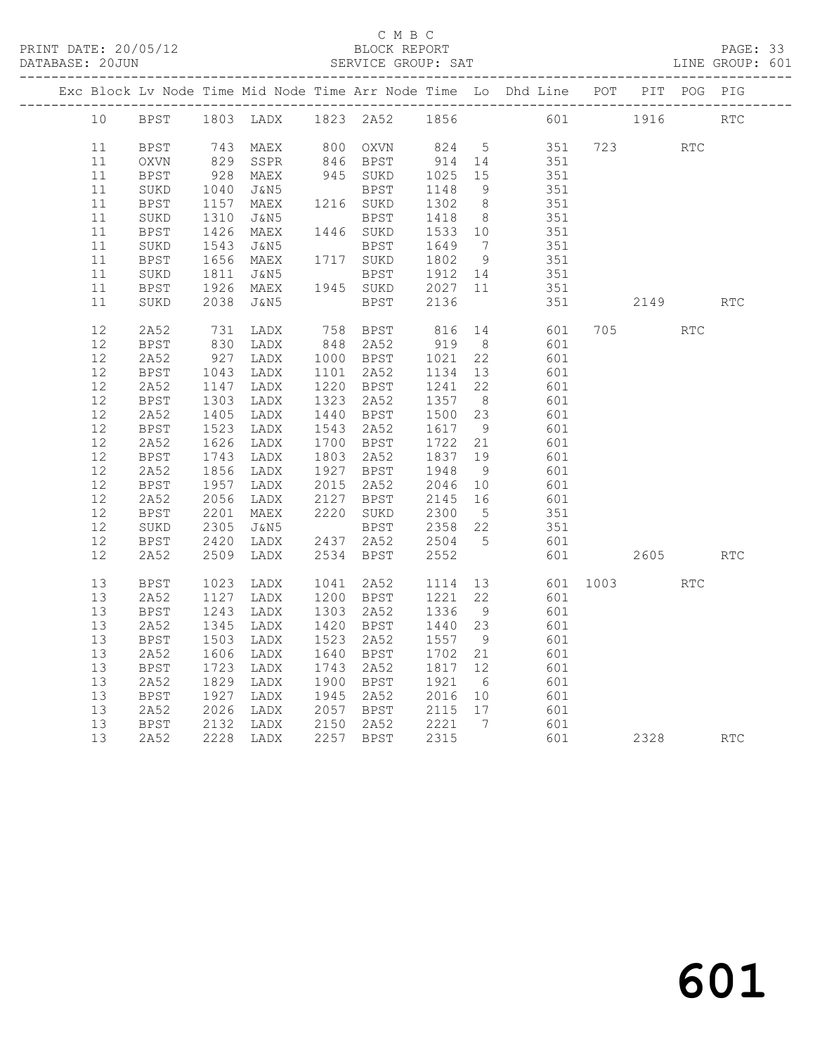C M B C

PRINT DATE: 20/05/12 BLOCK REPORT

DATABASE: 20JUN SERVICE GROUP: SAT LINE GROUP: 601

| Exc | Block | Lv | Node | Time | Mid Node | Time | Arr Node | Time | Lo | Dhd Line | POT | PIT | POG | PIG |
|---|---|---|---|---|---|---|---|---|---|---|---|---|---|---|
| | 10 | | BPST | 1803 | LADX | 1823 | 2A52 | 1856 | | 601 | | 1916 | | RTC |
| | 11 | | BPST | 743 | MAEX | 800 | OXVN | 824 | 5 | 351 | 723 | | RTC | |
| | 11 | | OXVN | 829 | SSPR | 846 | BPST | 914 | 14 | 351 | | | | |
| | 11 | | BPST | 928 | MAEX | 945 | SUKD | 1025 | 15 | 351 | | | | |
| | 11 | | SUKD | 1040 | J&N5 | | BPST | 1148 | 9 | 351 | | | | |
| | 11 | | BPST | 1157 | MAEX | 1216 | SUKD | 1302 | 8 | 351 | | | | |
| | 11 | | SUKD | 1310 | J&N5 | | BPST | 1418 | 8 | 351 | | | | |
| | 11 | | BPST | 1426 | MAEX | 1446 | SUKD | 1533 | 10 | 351 | | | | |
| | 11 | | SUKD | 1543 | J&N5 | | BPST | 1649 | 7 | 351 | | | | |
| | 11 | | BPST | 1656 | MAEX | 1717 | SUKD | 1802 | 9 | 351 | | | | |
| | 11 | | SUKD | 1811 | J&N5 | | BPST | 1912 | 14 | 351 | | | | |
| | 11 | | BPST | 1926 | MAEX | 1945 | SUKD | 2027 | 11 | 351 | | | | |
| | 11 | | SUKD | 2038 | J&N5 | | BPST | 2136 | | 351 | | 2149 | | RTC |
| | 12 | | 2A52 | 731 | LADX | 758 | BPST | 816 | 14 | 601 | 705 | | RTC | |
| | 12 | | BPST | 830 | LADX | 848 | 2A52 | 919 | 8 | 601 | | | | |
| | 12 | | 2A52 | 927 | LADX | 1000 | BPST | 1021 | 22 | 601 | | | | |
| | 12 | | BPST | 1043 | LADX | 1101 | 2A52 | 1134 | 13 | 601 | | | | |
| | 12 | | 2A52 | 1147 | LADX | 1220 | BPST | 1241 | 22 | 601 | | | | |
| | 12 | | BPST | 1303 | LADX | 1323 | 2A52 | 1357 | 8 | 601 | | | | |
| | 12 | | 2A52 | 1405 | LADX | 1440 | BPST | 1500 | 23 | 601 | | | | |
| | 12 | | BPST | 1523 | LADX | 1543 | 2A52 | 1617 | 9 | 601 | | | | |
| | 12 | | 2A52 | 1626 | LADX | 1700 | BPST | 1722 | 21 | 601 | | | | |
| | 12 | | BPST | 1743 | LADX | 1803 | 2A52 | 1837 | 19 | 601 | | | | |
| | 12 | | 2A52 | 1856 | LADX | 1927 | BPST | 1948 | 9 | 601 | | | | |
| | 12 | | BPST | 1957 | LADX | 2015 | 2A52 | 2046 | 10 | 601 | | | | |
| | 12 | | 2A52 | 2056 | LADX | 2127 | BPST | 2145 | 16 | 601 | | | | |
| | 12 | | BPST | 2201 | MAEX | 2220 | SUKD | 2300 | 5 | 351 | | | | |
| | 12 | | SUKD | 2305 | J&N5 | | BPST | 2358 | 22 | 351 | | | | |
| | 12 | | BPST | 2420 | LADX | 2437 | 2A52 | 2504 | 5 | 601 | | | | |
| | 12 | | 2A52 | 2509 | LADX | 2534 | BPST | 2552 | | 601 | | 2605 | | RTC |
| | 13 | | BPST | 1023 | LADX | 1041 | 2A52 | 1114 | 13 | 601 | 1003 | | RTC | |
| | 13 | | 2A52 | 1127 | LADX | 1200 | BPST | 1221 | 22 | 601 | | | | |
| | 13 | | BPST | 1243 | LADX | 1303 | 2A52 | 1336 | 9 | 601 | | | | |
| | 13 | | 2A52 | 1345 | LADX | 1420 | BPST | 1440 | 23 | 601 | | | | |
| | 13 | | BPST | 1503 | LADX | 1523 | 2A52 | 1557 | 9 | 601 | | | | |
| | 13 | | 2A52 | 1606 | LADX | 1640 | BPST | 1702 | 21 | 601 | | | | |
| | 13 | | BPST | 1723 | LADX | 1743 | 2A52 | 1817 | 12 | 601 | | | | |
| | 13 | | 2A52 | 1829 | LADX | 1900 | BPST | 1921 | 6 | 601 | | | | |
| | 13 | | BPST | 1927 | LADX | 1945 | 2A52 | 2016 | 10 | 601 | | | | |
| | 13 | | 2A52 | 2026 | LADX | 2057 | BPST | 2115 | 17 | 601 | | | | |
| | 13 | | BPST | 2132 | LADX | 2150 | 2A52 | 2221 | 7 | 601 | | | | |
| | 13 | | 2A52 | 2228 | LADX | 2257 | BPST | 2315 | | 601 | | 2328 | | RTC |

601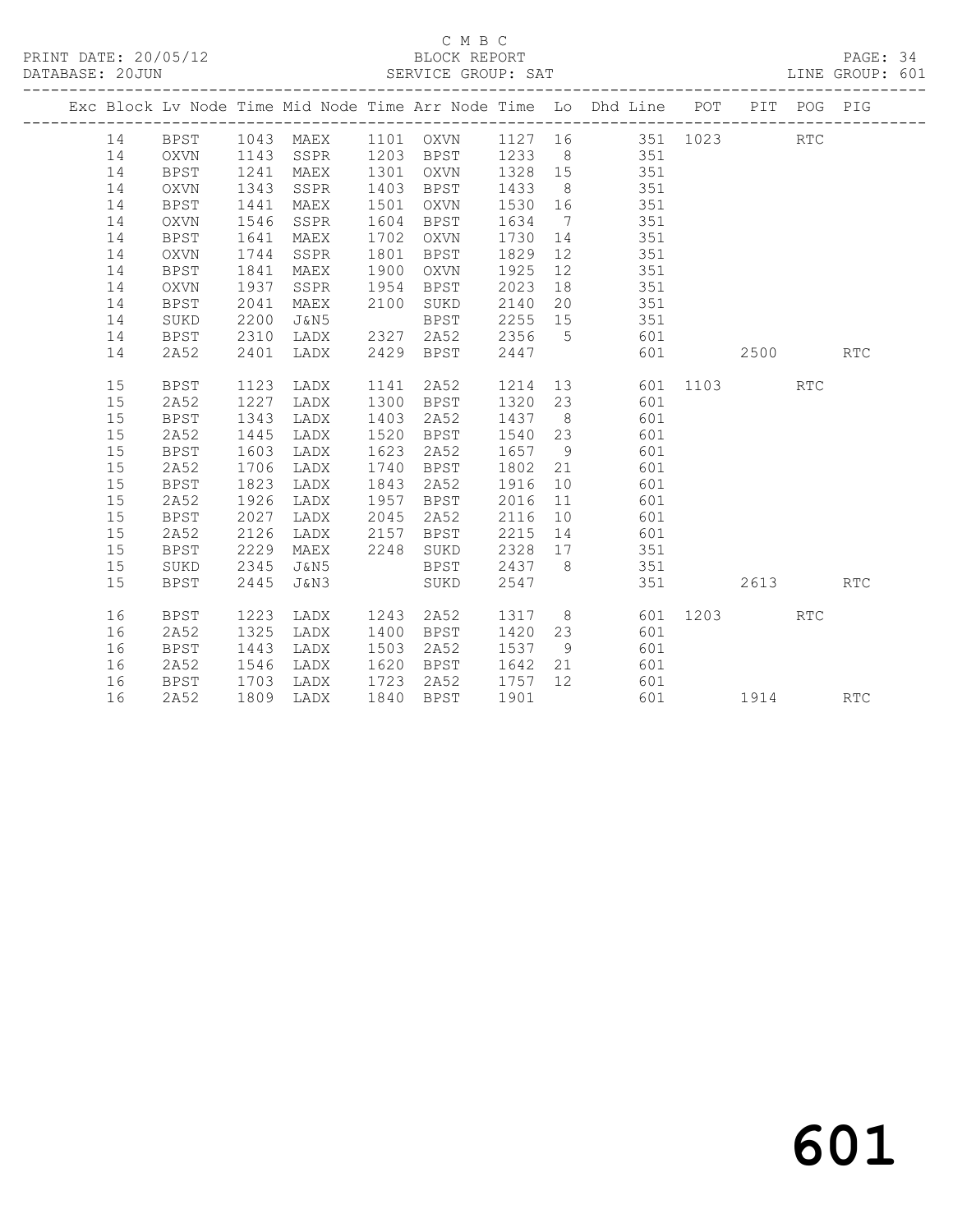C M B C
BLOCK REPORT
SERVICE GROUP: SAT

PRINT DATE: 20/05/12
DATABASE: 20JUN
LINE GROUP: 601

| Exc | Block | Lv | Node | Time | Mid Node | Time | Arr Node | Time | Lo | Dhd Line | POT | PIT | POG | PIG |
|---|---|---|---|---|---|---|---|---|---|---|---|---|---|---|
| | 14 | | BPST | 1043 | MAEX | 1101 | OXVN | 1127 | 16 | 351 | 1023 | | RTC | |
| | 14 | | OXVN | 1143 | SSPR | 1203 | BPST | 1233 | 8 | 351 | | | | |
| | 14 | | BPST | 1241 | MAEX | 1301 | OXVN | 1328 | 15 | 351 | | | | |
| | 14 | | OXVN | 1343 | SSPR | 1403 | BPST | 1433 | 8 | 351 | | | | |
| | 14 | | BPST | 1441 | MAEX | 1501 | OXVN | 1530 | 16 | 351 | | | | |
| | 14 | | OXVN | 1546 | SSPR | 1604 | BPST | 1634 | 7 | 351 | | | | |
| | 14 | | BPST | 1641 | MAEX | 1702 | OXVN | 1730 | 14 | 351 | | | | |
| | 14 | | OXVN | 1744 | SSPR | 1801 | BPST | 1829 | 12 | 351 | | | | |
| | 14 | | BPST | 1841 | MAEX | 1900 | OXVN | 1925 | 12 | 351 | | | | |
| | 14 | | OXVN | 1937 | SSPR | 1954 | BPST | 2023 | 18 | 351 | | | | |
| | 14 | | BPST | 2041 | MAEX | 2100 | SUKD | 2140 | 20 | 351 | | | | |
| | 14 | | SUKD | 2200 | J&N5 | | BPST | 2255 | 15 | 351 | | | | |
| | 14 | | BPST | 2310 | LADX | 2327 | 2A52 | 2356 | 5 | 601 | | | | |
| | 14 | | 2A52 | 2401 | LADX | 2429 | BPST | 2447 | | 601 | | 2500 | | RTC |
| | 15 | | BPST | 1123 | LADX | 1141 | 2A52 | 1214 | 13 | 601 | 1103 | | RTC | |
| | 15 | | 2A52 | 1227 | LADX | 1300 | BPST | 1320 | 23 | 601 | | | | |
| | 15 | | BPST | 1343 | LADX | 1403 | 2A52 | 1437 | 8 | 601 | | | | |
| | 15 | | 2A52 | 1445 | LADX | 1520 | BPST | 1540 | 23 | 601 | | | | |
| | 15 | | BPST | 1603 | LADX | 1623 | 2A52 | 1657 | 9 | 601 | | | | |
| | 15 | | 2A52 | 1706 | LADX | 1740 | BPST | 1802 | 21 | 601 | | | | |
| | 15 | | BPST | 1823 | LADX | 1843 | 2A52 | 1916 | 10 | 601 | | | | |
| | 15 | | 2A52 | 1926 | LADX | 1957 | BPST | 2016 | 11 | 601 | | | | |
| | 15 | | BPST | 2027 | LADX | 2045 | 2A52 | 2116 | 10 | 601 | | | | |
| | 15 | | 2A52 | 2126 | LADX | 2157 | BPST | 2215 | 14 | 601 | | | | |
| | 15 | | BPST | 2229 | MAEX | 2248 | SUKD | 2328 | 17 | 351 | | | | |
| | 15 | | SUKD | 2345 | J&N5 | | BPST | 2437 | 8 | 351 | | | | |
| | 15 | | BPST | 2445 | J&N3 | | SUKD | 2547 | | 351 | | 2613 | | RTC |
| | 16 | | BPST | 1223 | LADX | 1243 | 2A52 | 1317 | 8 | 601 | 1203 | | RTC | |
| | 16 | | 2A52 | 1325 | LADX | 1400 | BPST | 1420 | 23 | 601 | | | | |
| | 16 | | BPST | 1443 | LADX | 1503 | 2A52 | 1537 | 9 | 601 | | | | |
| | 16 | | 2A52 | 1546 | LADX | 1620 | BPST | 1642 | 21 | 601 | | | | |
| | 16 | | BPST | 1703 | LADX | 1723 | 2A52 | 1757 | 12 | 601 | | | | |
| | 16 | | 2A52 | 1809 | LADX | 1840 | BPST | 1901 | | 601 | | 1914 | | RTC |

601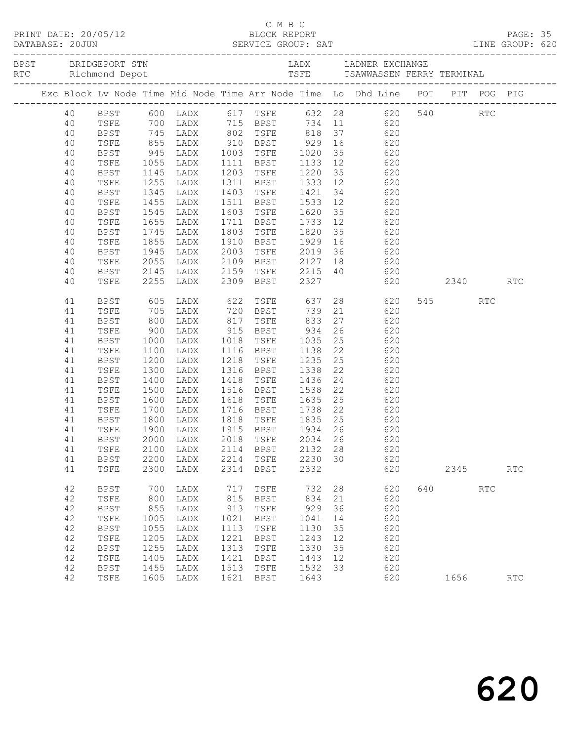C M B C

PRINT DATE: 20/05/12 BLOCK REPORT

DATABASE: 20JUN SERVICE GROUP: SAT LINE GROUP: 620

| BPST | BRIDGEPORT STN | LADX | LADNER EXCHANGE |
|---|---|---|---|
| RTC | Richmond Depot | TSFE | TSAWWASSEN FERRY TERMINAL |

| Exc | Block | Lv Node | Time | Mid Node | Time | Arr Node | Time | Lo | Dhd Line | POT | PIT | POG | PIG |
|---|---|---|---|---|---|---|---|---|---|---|---|---|---|
| | 40 | BPST | 600 | LADX | 617 | TSFE | 632 | 28 | 620 | 540 | | RTC | |
| | 40 | TSFE | 700 | LADX | 715 | BPST | 734 | 11 | 620 | | | | |
| | 40 | BPST | 745 | LADX | 802 | TSFE | 818 | 37 | 620 | | | | |
| | 40 | TSFE | 855 | LADX | 910 | BPST | 929 | 16 | 620 | | | | |
| | 40 | BPST | 945 | LADX | 1003 | TSFE | 1020 | 35 | 620 | | | | |
| | 40 | TSFE | 1055 | LADX | 1111 | BPST | 1133 | 12 | 620 | | | | |
| | 40 | BPST | 1145 | LADX | 1203 | TSFE | 1220 | 35 | 620 | | | | |
| | 40 | TSFE | 1255 | LADX | 1311 | BPST | 1333 | 12 | 620 | | | | |
| | 40 | BPST | 1345 | LADX | 1403 | TSFE | 1421 | 34 | 620 | | | | |
| | 40 | TSFE | 1455 | LADX | 1511 | BPST | 1533 | 12 | 620 | | | | |
| | 40 | BPST | 1545 | LADX | 1603 | TSFE | 1620 | 35 | 620 | | | | |
| | 40 | TSFE | 1655 | LADX | 1711 | BPST | 1733 | 12 | 620 | | | | |
| | 40 | BPST | 1745 | LADX | 1803 | TSFE | 1820 | 35 | 620 | | | | |
| | 40 | TSFE | 1855 | LADX | 1910 | BPST | 1929 | 16 | 620 | | | | |
| | 40 | BPST | 1945 | LADX | 2003 | TSFE | 2019 | 36 | 620 | | | | |
| | 40 | TSFE | 2055 | LADX | 2109 | BPST | 2127 | 18 | 620 | | | | |
| | 40 | BPST | 2145 | LADX | 2159 | TSFE | 2215 | 40 | 620 | | | | |
| | 40 | TSFE | 2255 | LADX | 2309 | BPST | 2327 | | 620 | | 2340 | | RTC |
| | 41 | BPST | 605 | LADX | 622 | TSFE | 637 | 28 | 620 | 545 | | RTC | |
| | 41 | TSFE | 705 | LADX | 720 | BPST | 739 | 21 | 620 | | | | |
| | 41 | BPST | 800 | LADX | 817 | TSFE | 833 | 27 | 620 | | | | |
| | 41 | TSFE | 900 | LADX | 915 | BPST | 934 | 26 | 620 | | | | |
| | 41 | BPST | 1000 | LADX | 1018 | TSFE | 1035 | 25 | 620 | | | | |
| | 41 | TSFE | 1100 | LADX | 1116 | BPST | 1138 | 22 | 620 | | | | |
| | 41 | BPST | 1200 | LADX | 1218 | TSFE | 1235 | 25 | 620 | | | | |
| | 41 | TSFE | 1300 | LADX | 1316 | BPST | 1338 | 22 | 620 | | | | |
| | 41 | BPST | 1400 | LADX | 1418 | TSFE | 1436 | 24 | 620 | | | | |
| | 41 | TSFE | 1500 | LADX | 1516 | BPST | 1538 | 22 | 620 | | | | |
| | 41 | BPST | 1600 | LADX | 1618 | TSFE | 1635 | 25 | 620 | | | | |
| | 41 | TSFE | 1700 | LADX | 1716 | BPST | 1738 | 22 | 620 | | | | |
| | 41 | BPST | 1800 | LADX | 1818 | TSFE | 1835 | 25 | 620 | | | | |
| | 41 | TSFE | 1900 | LADX | 1915 | BPST | 1934 | 26 | 620 | | | | |
| | 41 | BPST | 2000 | LADX | 2018 | TSFE | 2034 | 26 | 620 | | | | |
| | 41 | TSFE | 2100 | LADX | 2114 | BPST | 2132 | 28 | 620 | | | | |
| | 41 | BPST | 2200 | LADX | 2214 | TSFE | 2230 | 30 | 620 | | | | |
| | 41 | TSFE | 2300 | LADX | 2314 | BPST | 2332 | | 620 | | 2345 | | RTC |
| | 42 | BPST | 700 | LADX | 717 | TSFE | 732 | 28 | 620 | 640 | | RTC | |
| | 42 | TSFE | 800 | LADX | 815 | BPST | 834 | 21 | 620 | | | | |
| | 42 | BPST | 855 | LADX | 913 | TSFE | 929 | 36 | 620 | | | | |
| | 42 | TSFE | 1005 | LADX | 1021 | BPST | 1041 | 14 | 620 | | | | |
| | 42 | BPST | 1055 | LADX | 1113 | TSFE | 1130 | 35 | 620 | | | | |
| | 42 | TSFE | 1205 | LADX | 1221 | BPST | 1243 | 12 | 620 | | | | |
| | 42 | BPST | 1255 | LADX | 1313 | TSFE | 1330 | 35 | 620 | | | | |
| | 42 | TSFE | 1405 | LADX | 1421 | BPST | 1443 | 12 | 620 | | | | |
| | 42 | BPST | 1455 | LADX | 1513 | TSFE | 1532 | 33 | 620 | | | | |
| | 42 | TSFE | 1605 | LADX | 1621 | BPST | 1643 | | 620 | | 1656 | | RTC |

620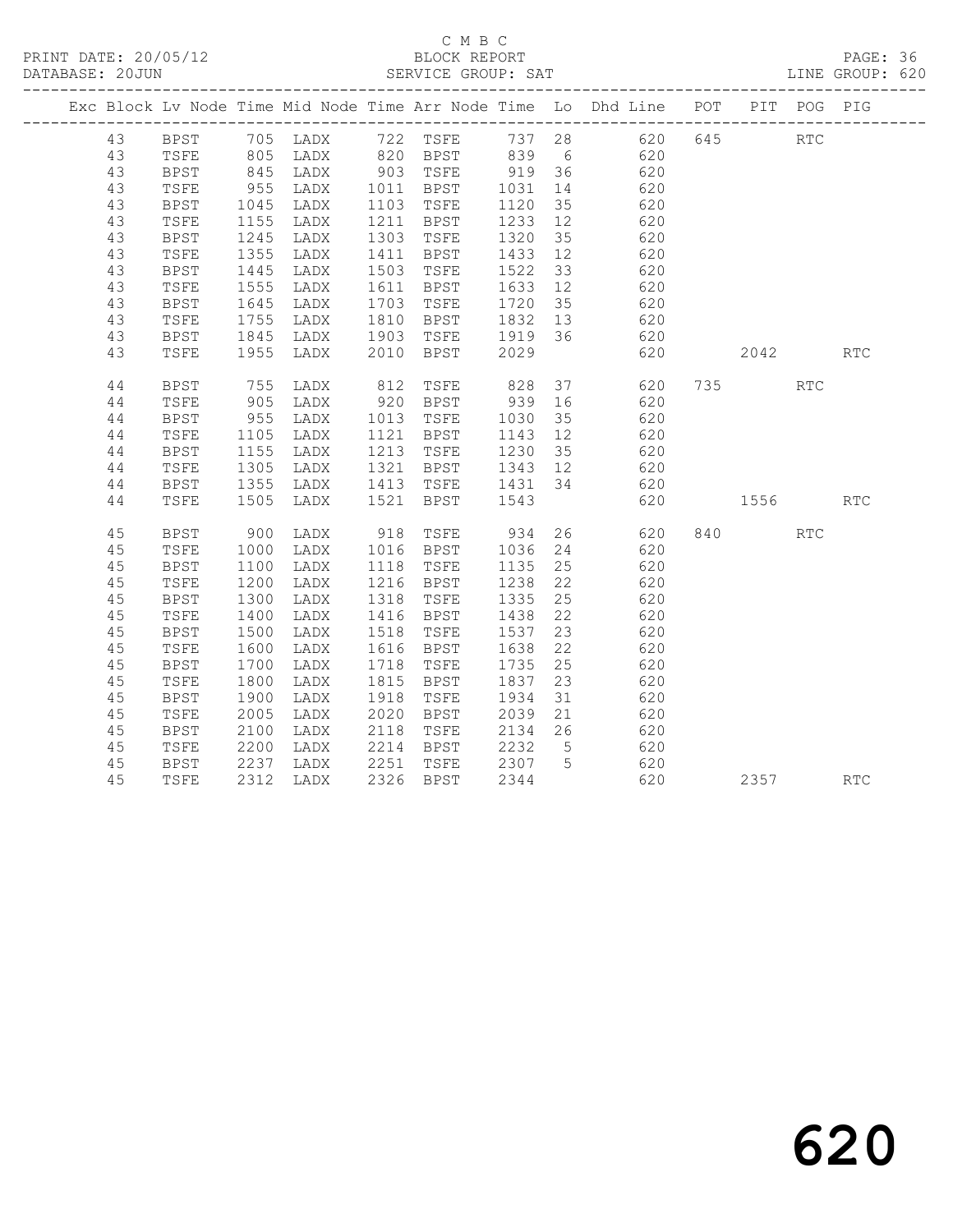C M B C

BLOCK REPORT

SERVICE GROUP: SAT

PRINT DATE: 20/05/12
DATABASE: 20JUN
LINE GROUP: 620

| Exc | Block | Lv | Node | Time | Mid Node | Time | Arr Node | Time | Lo | Dhd Line | POT | PIT | POG | PIG |
|---|---|---|---|---|---|---|---|---|---|---|---|---|---|---|
| | 43 | | BPST | 705 | LADX | 722 | TSFE | 737 | 28 | 620 | 645 | | RTC | |
| | 43 | | TSFE | 805 | LADX | 820 | BPST | 839 | 6 | 620 | | | | |
| | 43 | | BPST | 845 | LADX | 903 | TSFE | 919 | 36 | 620 | | | | |
| | 43 | | TSFE | 955 | LADX | 1011 | BPST | 1031 | 14 | 620 | | | | |
| | 43 | | BPST | 1045 | LADX | 1103 | TSFE | 1120 | 35 | 620 | | | | |
| | 43 | | TSFE | 1155 | LADX | 1211 | BPST | 1233 | 12 | 620 | | | | |
| | 43 | | BPST | 1245 | LADX | 1303 | TSFE | 1320 | 35 | 620 | | | | |
| | 43 | | TSFE | 1355 | LADX | 1411 | BPST | 1433 | 12 | 620 | | | | |
| | 43 | | BPST | 1445 | LADX | 1503 | TSFE | 1522 | 33 | 620 | | | | |
| | 43 | | TSFE | 1555 | LADX | 1611 | BPST | 1633 | 12 | 620 | | | | |
| | 43 | | BPST | 1645 | LADX | 1703 | TSFE | 1720 | 35 | 620 | | | | |
| | 43 | | TSFE | 1755 | LADX | 1810 | BPST | 1832 | 13 | 620 | | | | |
| | 43 | | BPST | 1845 | LADX | 1903 | TSFE | 1919 | 36 | 620 | | | | |
| | 43 | | TSFE | 1955 | LADX | 2010 | BPST | 2029 | | 620 | | 2042 | | RTC |
| | 44 | | BPST | 755 | LADX | 812 | TSFE | 828 | 37 | 620 | 735 | | RTC | |
| | 44 | | TSFE | 905 | LADX | 920 | BPST | 939 | 16 | 620 | | | | |
| | 44 | | BPST | 955 | LADX | 1013 | TSFE | 1030 | 35 | 620 | | | | |
| | 44 | | TSFE | 1105 | LADX | 1121 | BPST | 1143 | 12 | 620 | | | | |
| | 44 | | BPST | 1155 | LADX | 1213 | TSFE | 1230 | 35 | 620 | | | | |
| | 44 | | TSFE | 1305 | LADX | 1321 | BPST | 1343 | 12 | 620 | | | | |
| | 44 | | BPST | 1355 | LADX | 1413 | TSFE | 1431 | 34 | 620 | | | | |
| | 44 | | TSFE | 1505 | LADX | 1521 | BPST | 1543 | | 620 | | 1556 | | RTC |
| | 45 | | BPST | 900 | LADX | 918 | TSFE | 934 | 26 | 620 | 840 | | RTC | |
| | 45 | | TSFE | 1000 | LADX | 1016 | BPST | 1036 | 24 | 620 | | | | |
| | 45 | | BPST | 1100 | LADX | 1118 | TSFE | 1135 | 25 | 620 | | | | |
| | 45 | | TSFE | 1200 | LADX | 1216 | BPST | 1238 | 22 | 620 | | | | |
| | 45 | | BPST | 1300 | LADX | 1318 | TSFE | 1335 | 25 | 620 | | | | |
| | 45 | | TSFE | 1400 | LADX | 1416 | BPST | 1438 | 22 | 620 | | | | |
| | 45 | | BPST | 1500 | LADX | 1518 | TSFE | 1537 | 23 | 620 | | | | |
| | 45 | | TSFE | 1600 | LADX | 1616 | BPST | 1638 | 22 | 620 | | | | |
| | 45 | | BPST | 1700 | LADX | 1718 | TSFE | 1735 | 25 | 620 | | | | |
| | 45 | | TSFE | 1800 | LADX | 1815 | BPST | 1837 | 23 | 620 | | | | |
| | 45 | | BPST | 1900 | LADX | 1918 | TSFE | 1934 | 31 | 620 | | | | |
| | 45 | | TSFE | 2005 | LADX | 2020 | BPST | 2039 | 21 | 620 | | | | |
| | 45 | | BPST | 2100 | LADX | 2118 | TSFE | 2134 | 26 | 620 | | | | |
| | 45 | | TSFE | 2200 | LADX | 2214 | BPST | 2232 | 5 | 620 | | | | |
| | 45 | | BPST | 2237 | LADX | 2251 | TSFE | 2307 | 5 | 620 | | | | |
| | 45 | | TSFE | 2312 | LADX | 2326 | BPST | 2344 | | 620 | | 2357 | | RTC |

620